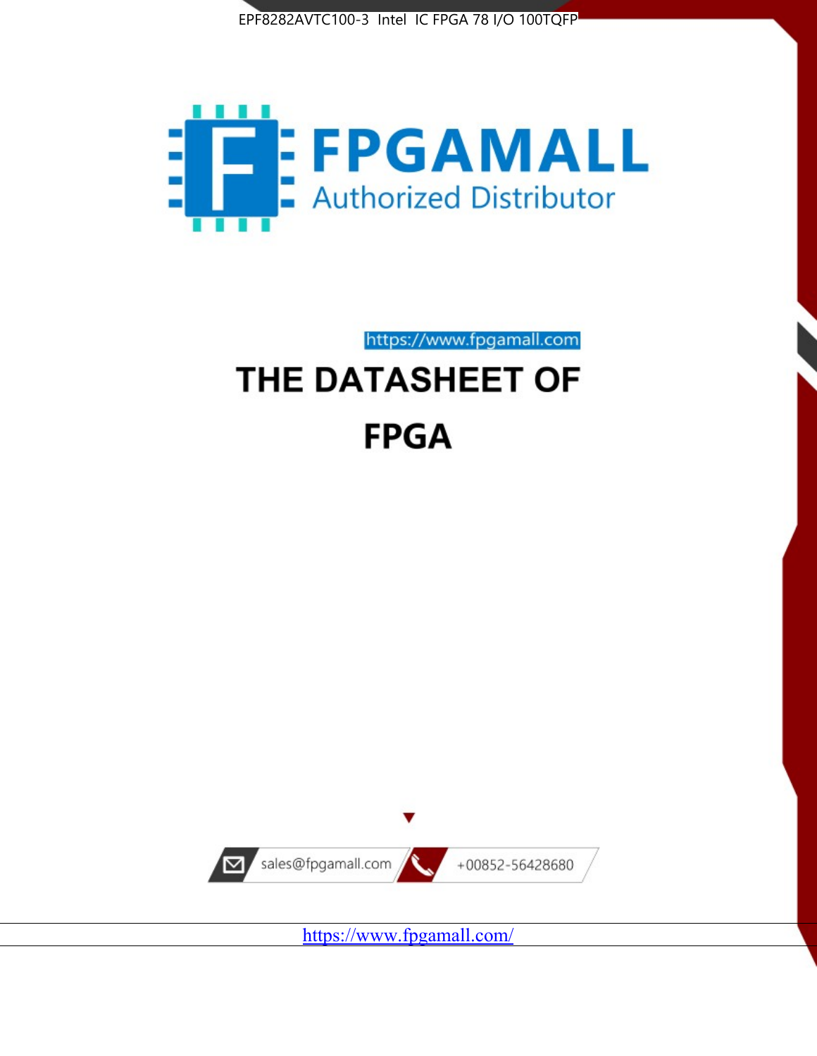EPF8282AVTC100-3 Intel IC FPGA 78 I/O 100TQFP

# FPGAMALL

Authorized Distributor

https://www.fpgamall.com

# THE DATASHEET OF

# FPGA

sales@fpgamall.com

+00852-56428680

https://www.fpgamall.com/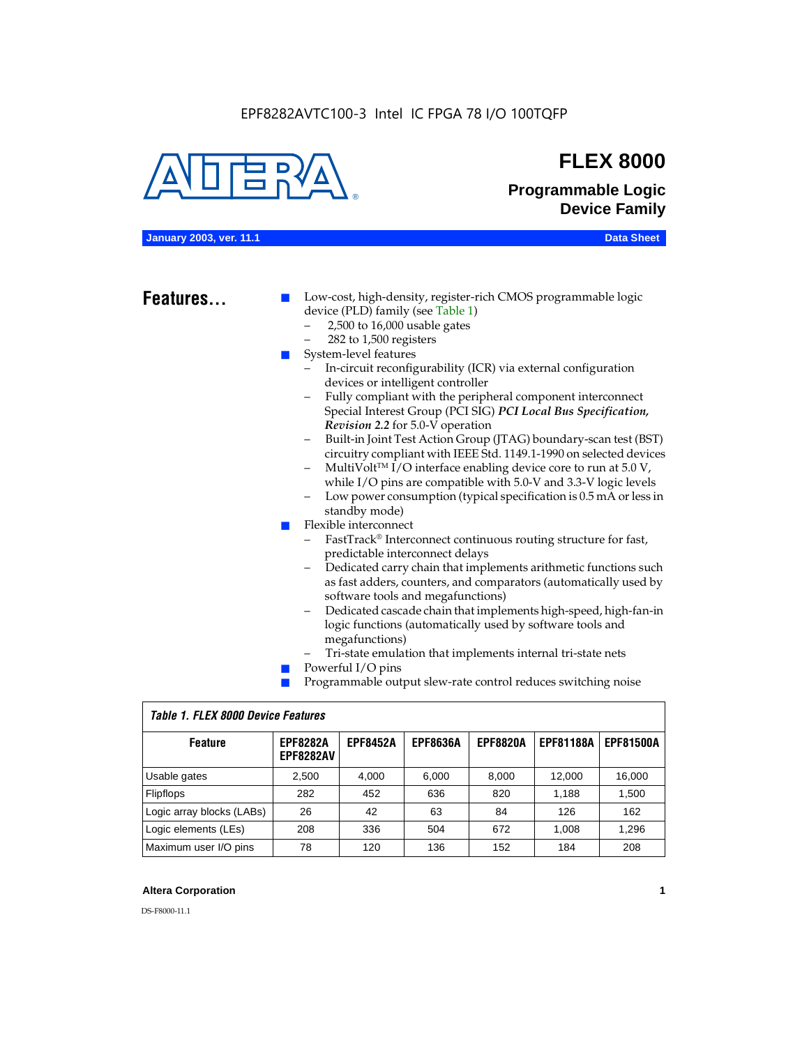EPF8282AVTC100-3 Intel IC FPGA 78 I/O 100TQFP

# FLEX 8000

## Programmable Logic Device Family

**January 2003, ver. 11.1** **Data Sheet**

## Features...

- Low-cost, high-density, register-rich CMOS programmable logic device (PLD) family (see Table 1)
  - 2,500 to 16,000 usable gates
  - 282 to 1,500 registers
- System-level features
  - In-circuit reconfigurability (ICR) via external configuration devices or intelligent controller
  - Fully compliant with the peripheral component interconnect Special Interest Group (PCI SIG) ***PCI Local Bus Specification, Revision 2.2*** for 5.0-V operation
  - Built-in Joint Test Action Group (JTAG) boundary-scan test (BST) circuitry compliant with IEEE Std. 1149.1-1990 on selected devices
  - MultiVolt™ I/O interface enabling device core to run at 5.0 V, while I/O pins are compatible with 5.0-V and 3.3-V logic levels
  - Low power consumption (typical specification is 0.5 mA or less in standby mode)
- Flexible interconnect
  - FastTrack® Interconnect continuous routing structure for fast, predictable interconnect delays
  - Dedicated carry chain that implements arithmetic functions such as fast adders, counters, and comparators (automatically used by software tools and megafunctions)
  - Dedicated cascade chain that implements high-speed, high-fan-in logic functions (automatically used by software tools and megafunctions)
  - Tri-state emulation that implements internal tri-state nets
- Powerful I/O pins
- Programmable output slew-rate control reduces switching noise

*Table 1. FLEX 8000 Device Features*

| Feature | EPF8282A EPF8282AV | EPF8452A | EPF8636A | EPF8820A | EPF81188A | EPF81500A |
|---|---|---|---|---|---|---|
| Usable gates | 2,500 | 4,000 | 6,000 | 8,000 | 12,000 | 16,000 |
| Flipflops | 282 | 452 | 636 | 820 | 1,188 | 1,500 |
| Logic array blocks (LABs) | 26 | 42 | 63 | 84 | 126 | 162 |
| Logic elements (LEs) | 208 | 336 | 504 | 672 | 1,008 | 1,296 |
| Maximum user I/O pins | 78 | 120 | 136 | 152 | 184 | 208 |

DS-F8000-11.1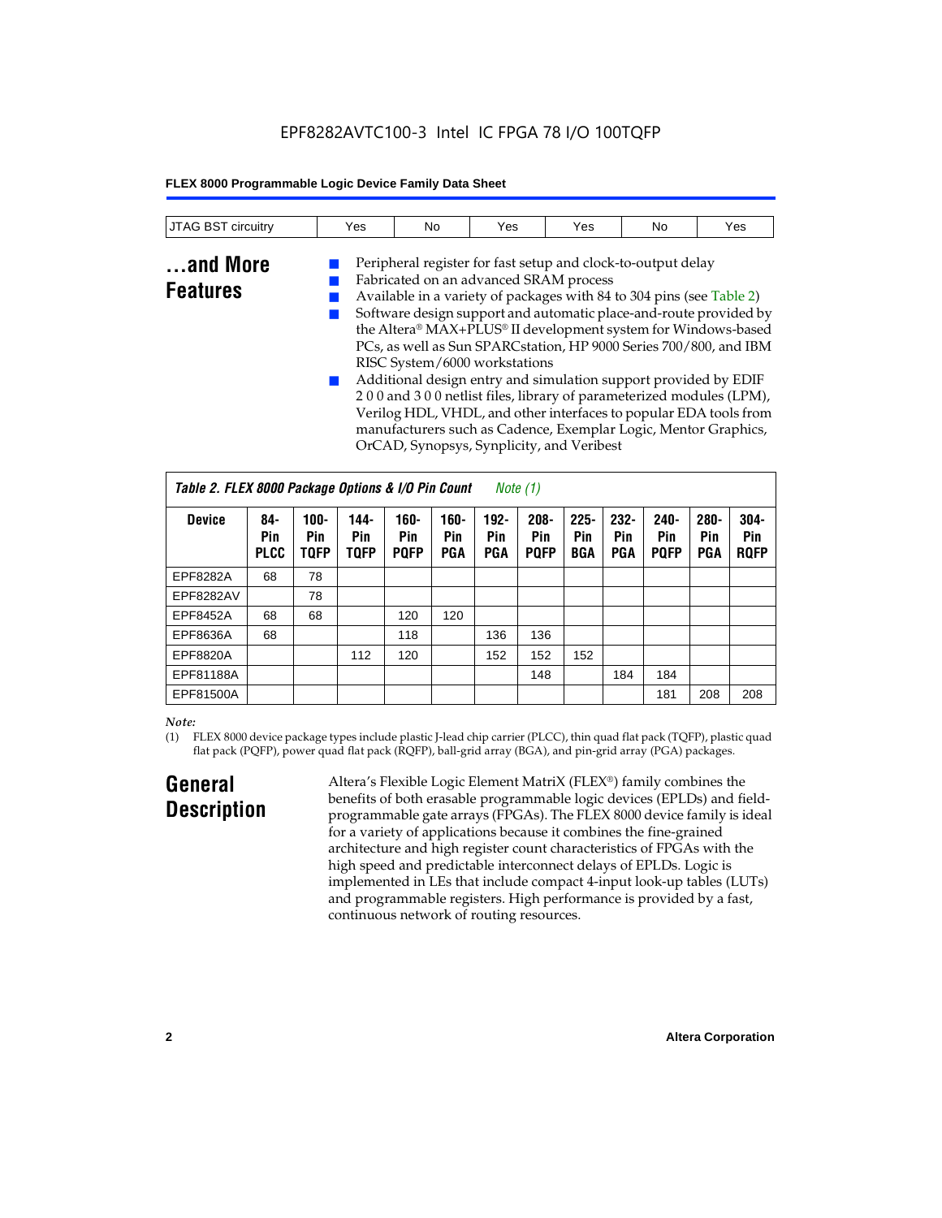EPF8282AVTC100-3 Intel IC FPGA 78 I/O 100TQFP

| JTAG BST circuitry | Yes | No | Yes | Yes | No | Yes |
|---|---|---|---|---|---|---|

## ...and More Features

- Peripheral register for fast setup and clock-to-output delay
- Fabricated on an advanced SRAM process
- Available in a variety of packages with 84 to 304 pins (see Table 2)
- Software design support and automatic place-and-route provided by the Altera® MAX+PLUS® II development system for Windows-based PCs, as well as Sun SPARCstation, HP 9000 Series 700/800, and IBM RISC System/6000 workstations
- Additional design entry and simulation support provided by EDIF 2 0 0 and 3 0 0 netlist files, library of parameterized modules (LPM), Verilog HDL, VHDL, and other interfaces to popular EDA tools from manufacturers such as Cadence, Exemplar Logic, Mentor Graphics, OrCAD, Synopsys, Synplicity, and Veribest

*Table 2. FLEX 8000 Package Options & I/O Pin Count Note (1)*

| Device | 84-Pin PLCC | 100-Pin TQFP | 144-Pin TQFP | 160-Pin PQFP | 160-Pin PGA | 192-Pin PGA | 208-Pin PQFP | 225-Pin BGA | 232-Pin PGA | 240-Pin PQFP | 280-Pin PGA | 304-Pin RQFP |
|---|---|---|---|---|---|---|---|---|---|---|---|---|
| EPF8282A | 68 | 78 | | | | | | | | | | |
| EPF8282AV | | 78 | | | | | | | | | | |
| EPF8452A | 68 | 68 | | 120 | 120 | | | | | | | |
| EPF8636A | 68 | | | 118 | | 136 | 136 | | | | | |
| EPF8820A | | | 112 | 120 | | 152 | 152 | 152 | | | | |
| EPF81188A | | | | | | | 148 | | 184 | 184 | | |
| EPF81500A | | | | | | | | | | 181 | 208 | 208 |

*Note:*

(1) FLEX 8000 device package types include plastic J-lead chip carrier (PLCC), thin quad flat pack (TQFP), plastic quad flat pack (PQFP), power quad flat pack (RQFP), ball-grid array (BGA), and pin-grid array (PGA) packages.

## General Description

Altera's Flexible Logic Element MatriX (FLEX®) family combines the benefits of both erasable programmable logic devices (EPLDs) and field-programmable gate arrays (FPGAs). The FLEX 8000 device family is ideal for a variety of applications because it combines the fine-grained architecture and high register count characteristics of FPGAs with the high speed and predictable interconnect delays of EPLDs. Logic is implemented in LEs that include compact 4-input look-up tables (LUTs) and programmable registers. High performance is provided by a fast, continuous network of routing resources.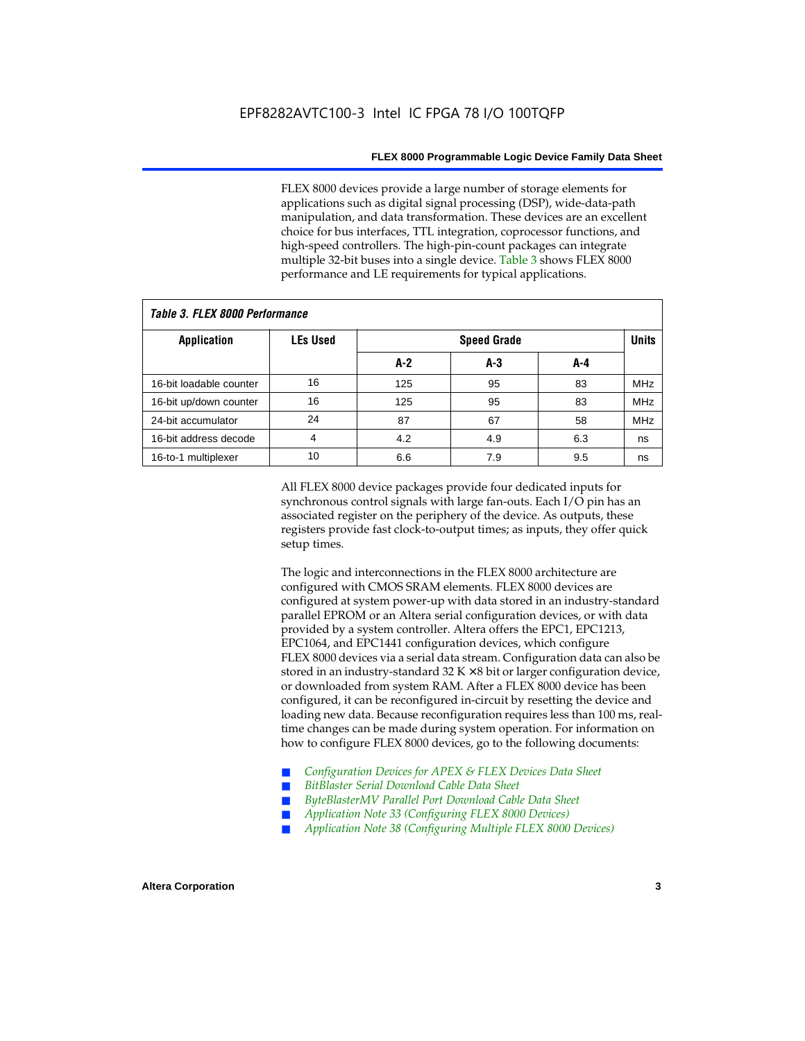FLEX 8000 devices provide a large number of storage elements for applications such as digital signal processing (DSP), wide-data-path manipulation, and data transformation. These devices are an excellent choice for bus interfaces, TTL integration, coprocessor functions, and high-speed controllers. The high-pin-count packages can integrate multiple 32-bit buses into a single device. Table 3 shows FLEX 8000 performance and LE requirements for typical applications.

**Table 3. FLEX 8000 Performance**

| Application | LEs Used | Speed Grade | | | Units |
|---|---|---|---|---|---|
| | | A-2 | A-3 | A-4 | |
| 16-bit loadable counter | 16 | 125 | 95 | 83 | MHz |
| 16-bit up/down counter | 16 | 125 | 95 | 83 | MHz |
| 24-bit accumulator | 24 | 87 | 67 | 58 | MHz |
| 16-bit address decode | 4 | 4.2 | 4.9 | 6.3 | ns |
| 16-to-1 multiplexer | 10 | 6.6 | 7.9 | 9.5 | ns |

All FLEX 8000 device packages provide four dedicated inputs for synchronous control signals with large fan-outs. Each I/O pin has an associated register on the periphery of the device. As outputs, these registers provide fast clock-to-output times; as inputs, they offer quick setup times.

The logic and interconnections in the FLEX 8000 architecture are configured with CMOS SRAM elements. FLEX 8000 devices are configured at system power-up with data stored in an industry-standard parallel EPROM or an Altera serial configuration devices, or with data provided by a system controller. Altera offers the EPC1, EPC1213, EPC1064, and EPC1441 configuration devices, which configure FLEX 8000 devices via a serial data stream. Configuration data can also be stored in an industry-standard 32 K × 8 bit or larger configuration device, or downloaded from system RAM. After a FLEX 8000 device has been configured, it can be reconfigured in-circuit by resetting the device and loading new data. Because reconfiguration requires less than 100 ms, real-time changes can be made during system operation. For information on how to configure FLEX 8000 devices, go to the following documents:

- *Configuration Devices for APEX & FLEX Devices Data Sheet*
- *BitBlaster Serial Download Cable Data Sheet*
- *ByteBlasterMV Parallel Port Download Cable Data Sheet*
- *Application Note 33 (Configuring FLEX 8000 Devices)*
- *Application Note 38 (Configuring Multiple FLEX 8000 Devices)*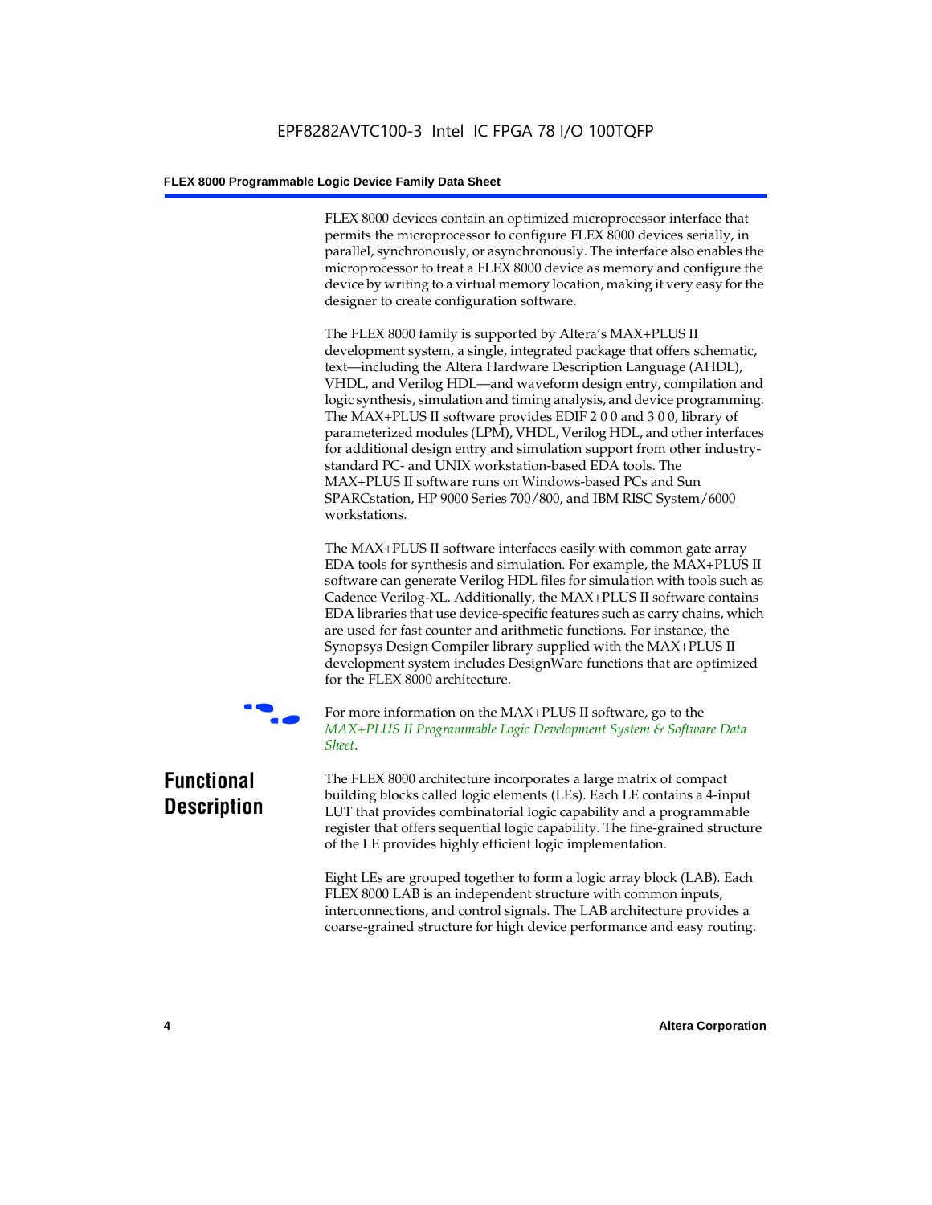FLEX 8000 devices contain an optimized microprocessor interface that permits the microprocessor to configure FLEX 8000 devices serially, in parallel, synchronously, or asynchronously. The interface also enables the microprocessor to treat a FLEX 8000 device as memory and configure the device by writing to a virtual memory location, making it very easy for the designer to create configuration software.

The FLEX 8000 family is supported by Altera's MAX+PLUS II development system, a single, integrated package that offers schematic, text—including the Altera Hardware Description Language (AHDL), VHDL, and Verilog HDL—and waveform design entry, compilation and logic synthesis, simulation and timing analysis, and device programming. The MAX+PLUS II software provides EDIF 2 0 0 and 3 0 0, library of parameterized modules (LPM), VHDL, Verilog HDL, and other interfaces for additional design entry and simulation support from other industry-standard PC- and UNIX workstation-based EDA tools. The MAX+PLUS II software runs on Windows-based PCs and Sun SPARCstation, HP 9000 Series 700/800, and IBM RISC System/6000 workstations.

The MAX+PLUS II software interfaces easily with common gate array EDA tools for synthesis and simulation. For example, the MAX+PLUS II software can generate Verilog HDL files for simulation with tools such as Cadence Verilog-XL. Additionally, the MAX+PLUS II software contains EDA libraries that use device-specific features such as carry chains, which are used for fast counter and arithmetic functions. For instance, the Synopsys Design Compiler library supplied with the MAX+PLUS II development system includes DesignWare functions that are optimized for the FLEX 8000 architecture.

For more information on the MAX+PLUS II software, go to the *MAX+PLUS II Programmable Logic Development System & Software Data Sheet*.

## Functional Description

The FLEX 8000 architecture incorporates a large matrix of compact building blocks called logic elements (LEs). Each LE contains a 4-input LUT that provides combinatorial logic capability and a programmable register that offers sequential logic capability. The fine-grained structure of the LE provides highly efficient logic implementation.

Eight LEs are grouped together to form a logic array block (LAB). Each FLEX 8000 LAB is an independent structure with common inputs, interconnections, and control signals. The LAB architecture provides a coarse-grained structure for high device performance and easy routing.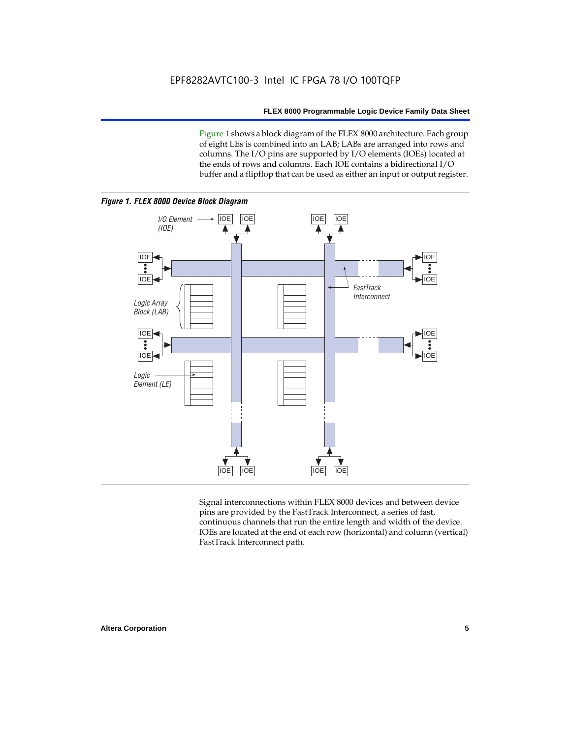Figure 1 shows a block diagram of the FLEX 8000 architecture. Each group of eight LEs is combined into an LAB; LABs are arranged into rows and columns. The I/O pins are supported by I/O elements (IOEs) located at the ends of rows and columns. Each IOE contains a bidirectional I/O buffer and a flipflop that can be used as either an input or output register.

*Figure 1. FLEX 8000 Device Block Diagram*

Signal interconnections within FLEX 8000 devices and between device pins are provided by the FastTrack Interconnect, a series of fast, continuous channels that run the entire length and width of the device. IOEs are located at the end of each row (horizontal) and column (vertical) FastTrack Interconnect path.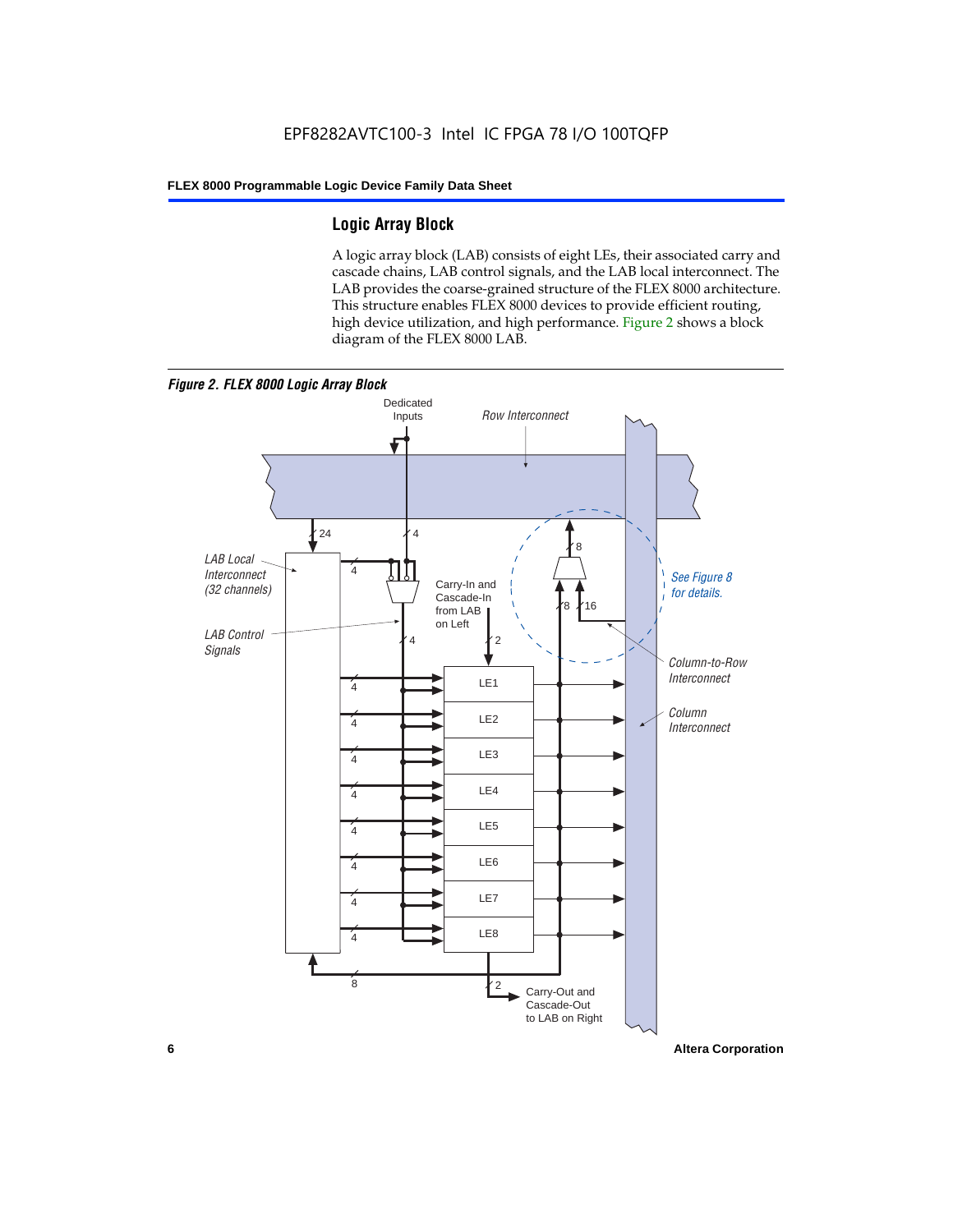## Logic Array Block

A logic array block (LAB) consists of eight LEs, their associated carry and cascade chains, LAB control signals, and the LAB local interconnect. The LAB provides the coarse-grained structure of the FLEX 8000 architecture. This structure enables FLEX 8000 devices to provide efficient routing, high device utilization, and high performance. Figure 2 shows a block diagram of the FLEX 8000 LAB.

*Figure 2. FLEX 8000 Logic Array Block*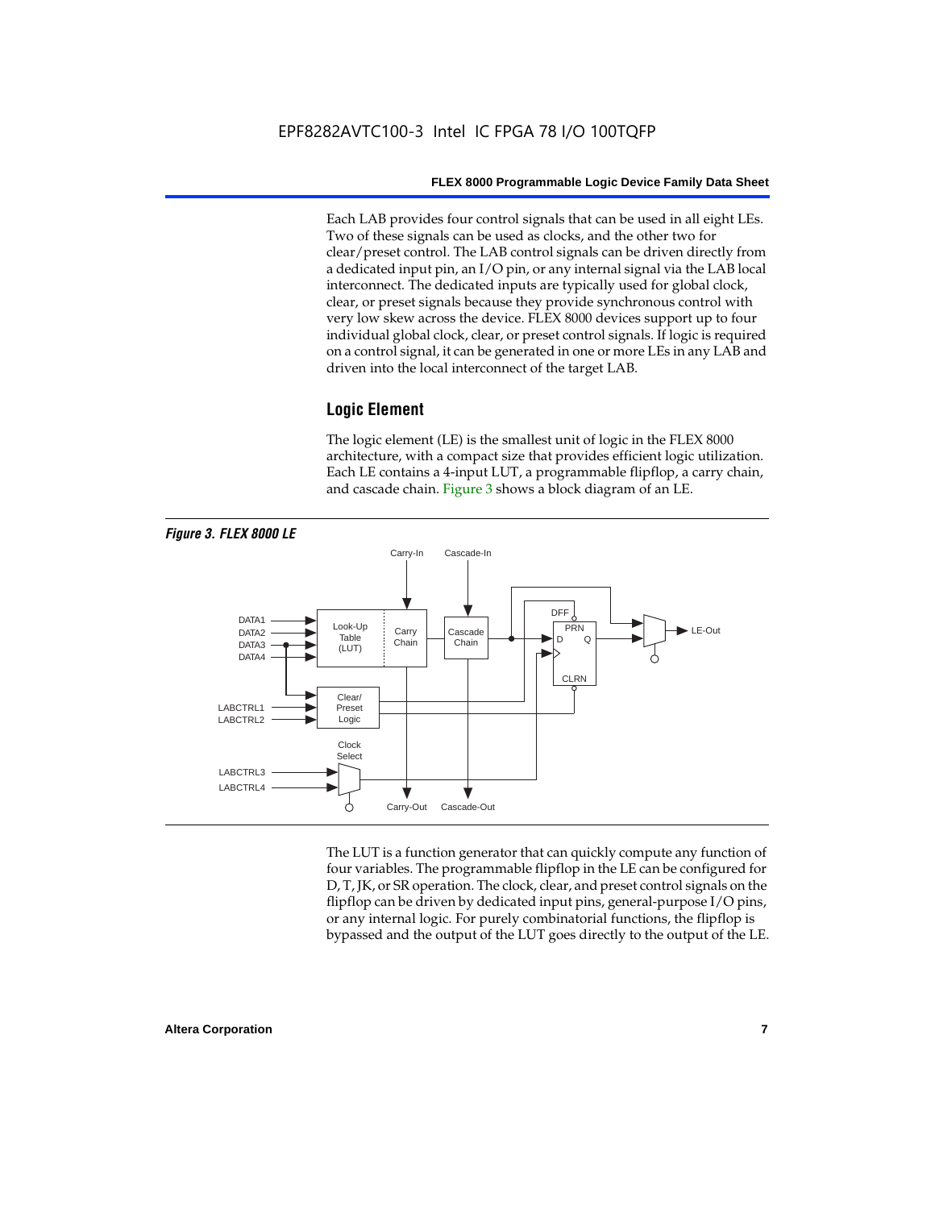Each LAB provides four control signals that can be used in all eight LEs. Two of these signals can be used as clocks, and the other two for clear/preset control. The LAB control signals can be driven directly from a dedicated input pin, an I/O pin, or any internal signal via the LAB local interconnect. The dedicated inputs are typically used for global clock, clear, or preset signals because they provide synchronous control with very low skew across the device. FLEX 8000 devices support up to four individual global clock, clear, or preset control signals. If logic is required on a control signal, it can be generated in one or more LEs in any LAB and driven into the local interconnect of the target LAB.

## Logic Element

The logic element (LE) is the smallest unit of logic in the FLEX 8000 architecture, with a compact size that provides efficient logic utilization. Each LE contains a 4-input LUT, a programmable flipflop, a carry chain, and cascade chain. Figure 3 shows a block diagram of an LE.

*Figure 3. FLEX 8000 LE*

The LUT is a function generator that can quickly compute any function of four variables. The programmable flipflop in the LE can be configured for D, T, JK, or SR operation. The clock, clear, and preset control signals on the flipflop can be driven by dedicated input pins, general-purpose I/O pins, or any internal logic. For purely combinatorial functions, the flipflop is bypassed and the output of the LUT goes directly to the output of the LE.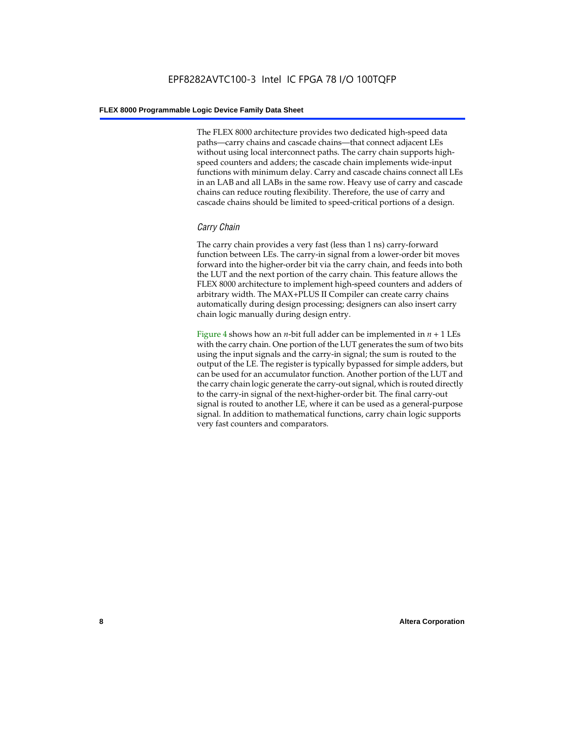The FLEX 8000 architecture provides two dedicated high-speed data paths—carry chains and cascade chains—that connect adjacent LEs without using local interconnect paths. The carry chain supports high-speed counters and adders; the cascade chain implements wide-input functions with minimum delay. Carry and cascade chains connect all LEs in an LAB and all LABs in the same row. Heavy use of carry and cascade chains can reduce routing flexibility. Therefore, the use of carry and cascade chains should be limited to speed-critical portions of a design.

### *Carry Chain*

The carry chain provides a very fast (less than 1 ns) carry-forward function between LEs. The carry-in signal from a lower-order bit moves forward into the higher-order bit via the carry chain, and feeds into both the LUT and the next portion of the carry chain. This feature allows the FLEX 8000 architecture to implement high-speed counters and adders of arbitrary width. The MAX+PLUS II Compiler can create carry chains automatically during design processing; designers can also insert carry chain logic manually during design entry.

Figure 4 shows how an $n$-bit full adder can be implemented in $n + 1$ LEs with the carry chain. One portion of the LUT generates the sum of two bits using the input signals and the carry-in signal; the sum is routed to the output of the LE. The register is typically bypassed for simple adders, but can be used for an accumulator function. Another portion of the LUT and the carry chain logic generate the carry-out signal, which is routed directly to the carry-in signal of the next-higher-order bit. The final carry-out signal is routed to another LE, where it can be used as a general-purpose signal. In addition to mathematical functions, carry chain logic supports very fast counters and comparators.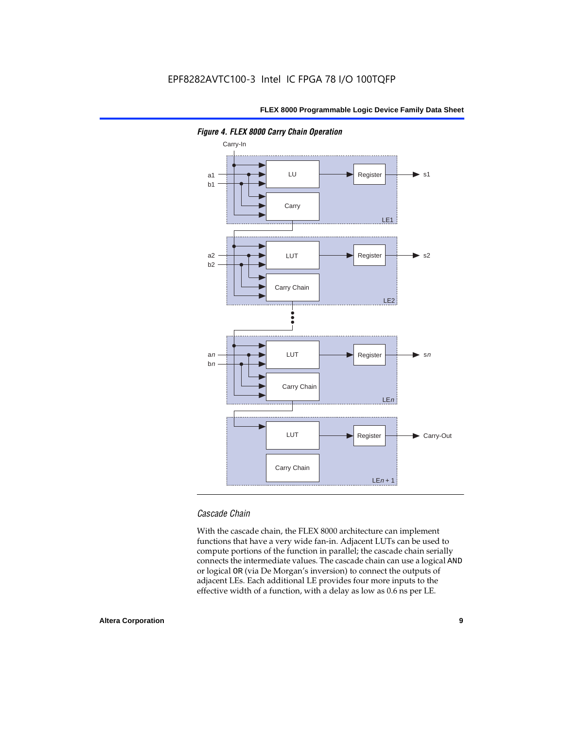*Figure 4. FLEX 8000 Carry Chain Operation*

### *Cascade Chain*

With the cascade chain, the FLEX 8000 architecture can implement functions that have a very wide fan-in. Adjacent LUTs can be used to compute portions of the function in parallel; the cascade chain serially connects the intermediate values. The cascade chain can use a logical AND or logical OR (via De Morgan's inversion) to connect the outputs of adjacent LEs. Each additional LE provides four more inputs to the effective width of a function, with a delay as low as 0.6 ns per LE.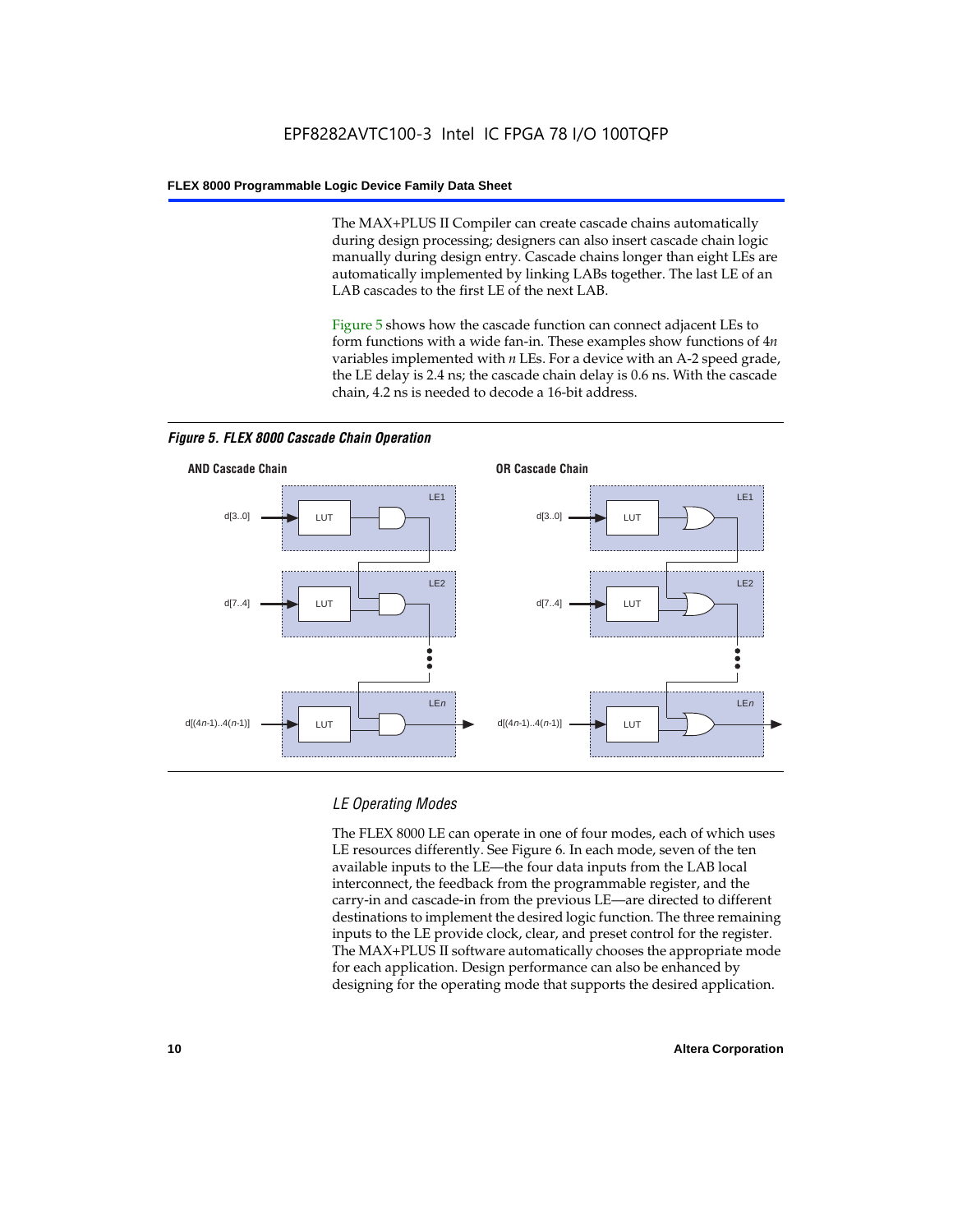The MAX+PLUS II Compiler can create cascade chains automatically during design processing; designers can also insert cascade chain logic manually during design entry. Cascade chains longer than eight LEs are automatically implemented by linking LABs together. The last LE of an LAB cascades to the first LE of the next LAB.

Figure 5 shows how the cascade function can connect adjacent LEs to form functions with a wide fan-in. These examples show functions of $4n$ variables implemented with $n$ LEs. For a device with an A-2 speed grade, the LE delay is 2.4 ns; the cascade chain delay is 0.6 ns. With the cascade chain, 4.2 ns is needed to decode a 16-bit address.

*Figure 5. FLEX 8000 Cascade Chain Operation*

**AND Cascade Chain**

LE1: d[3..0] → LUT
LE2: d[7..4] → LUT
LE$n$: d[($4n$-1)..4($n$-1)] → LUT

**OR Cascade Chain**

LE1: d[3..0] → LUT
LE2: d[7..4] → LUT
LE$n$: d[($4n$-1)..4($n$-1)] → LUT

### *LE Operating Modes*

The FLEX 8000 LE can operate in one of four modes, each of which uses LE resources differently. See Figure 6. In each mode, seven of the ten available inputs to the LE—the four data inputs from the LAB local interconnect, the feedback from the programmable register, and the carry-in and cascade-in from the previous LE—are directed to different destinations to implement the desired logic function. The three remaining inputs to the LE provide clock, clear, and preset control for the register. The MAX+PLUS II software automatically chooses the appropriate mode for each application. Design performance can also be enhanced by designing for the operating mode that supports the desired application.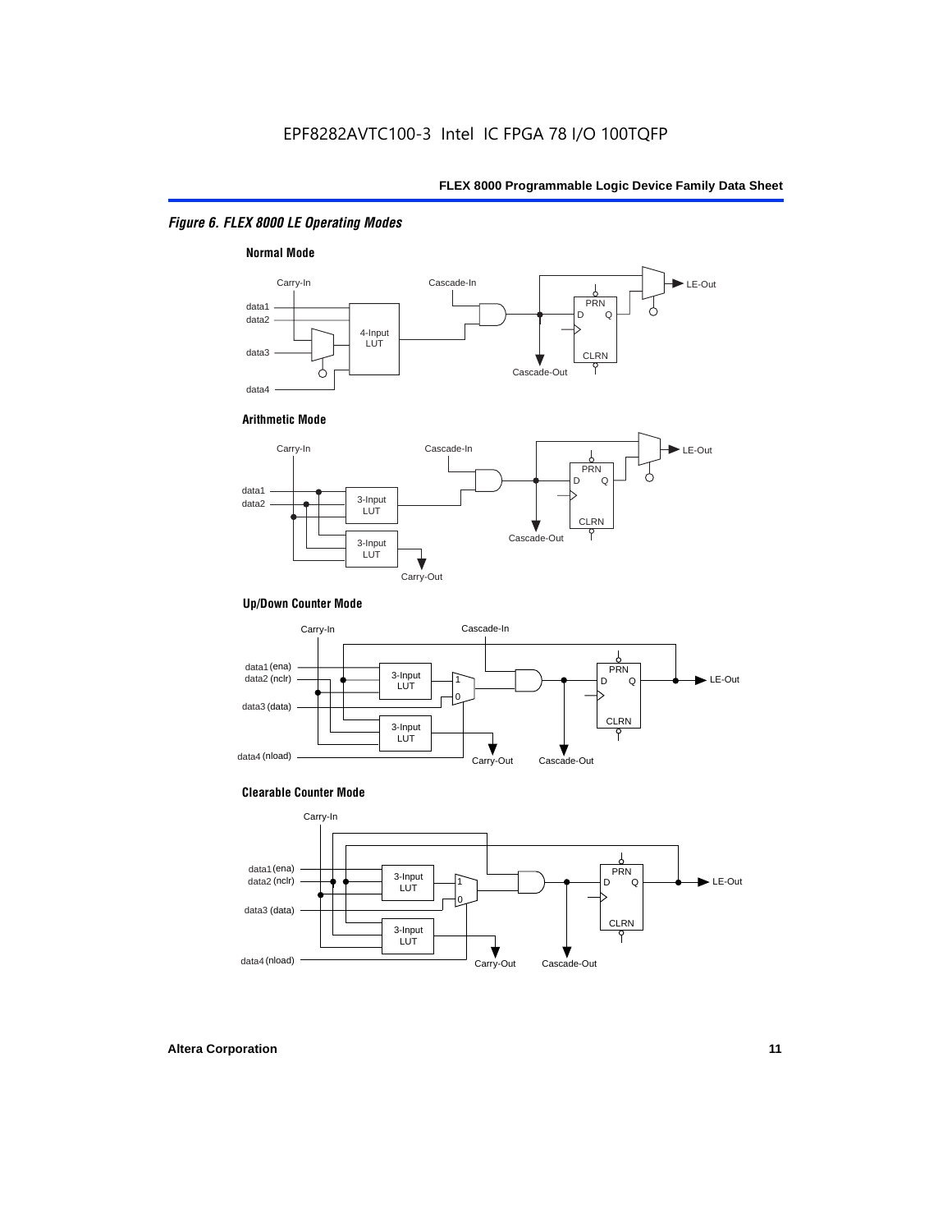*Figure 6. FLEX 8000 LE Operating Modes*

**Normal Mode**

Carry-In, Cascade-In, LE-Out, data1, data2, data3, data4, 4-Input LUT, PRN, D, Q, CLRN, Cascade-Out

**Arithmetic Mode**

Carry-In, Cascade-In, LE-Out, data1, data2, 3-Input LUT, 3-Input LUT, PRN, D, Q, CLRN, Cascade-Out, Carry-Out

**Up/Down Counter Mode**

Carry-In, Cascade-In, data1 (ena), data2 (nclr), data3 (data), data4 (nload), 3-Input LUT, 3-Input LUT, 1, 0, PRN, D, Q, CLRN, LE-Out, Carry-Out, Cascade-Out

**Clearable Counter Mode**

Carry-In, data1 (ena), data2 (nclr), data3 (data), data4 (nload), 3-Input LUT, 3-Input LUT, 1, 0, PRN, D, Q, CLRN, LE-Out, Carry-Out, Cascade-Out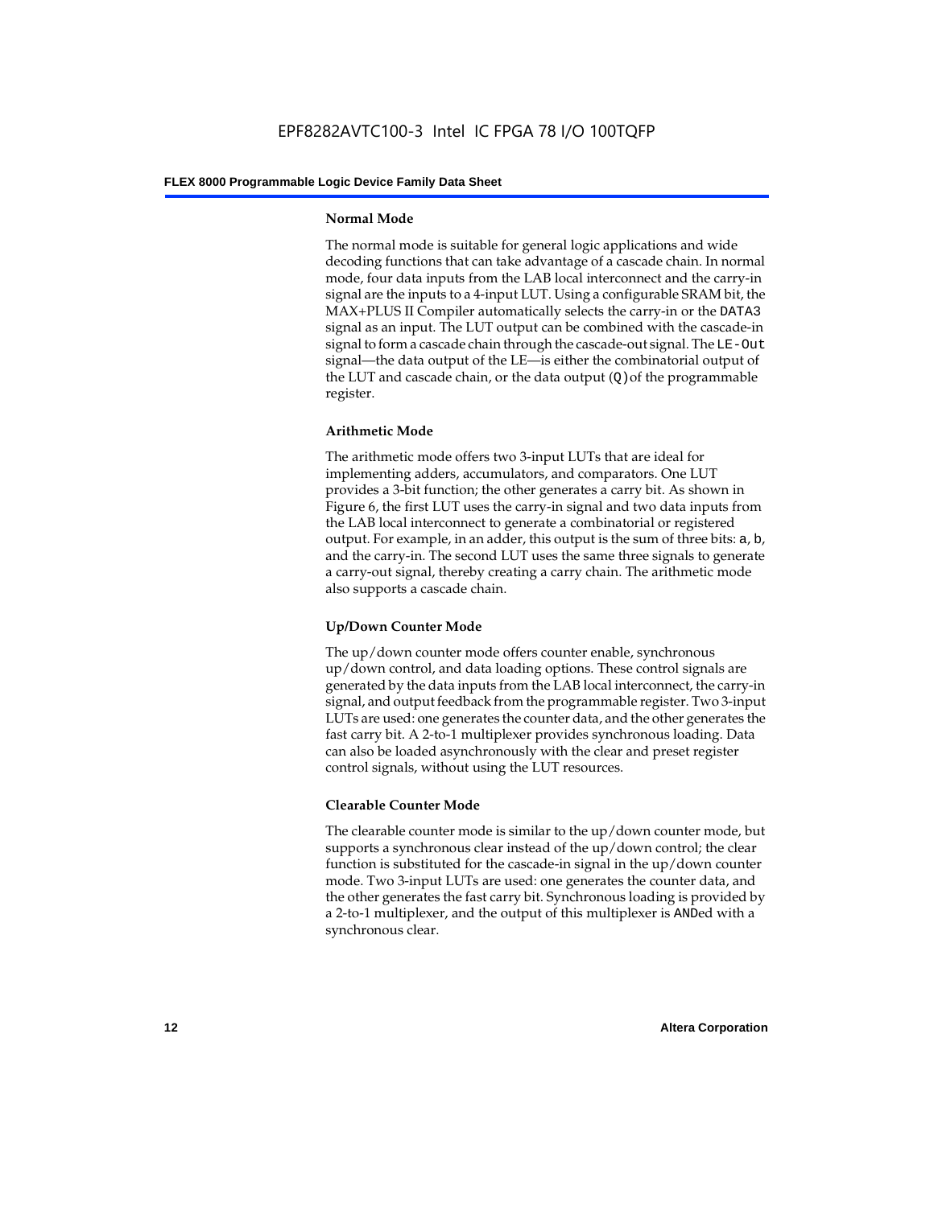#### Normal Mode

The normal mode is suitable for general logic applications and wide decoding functions that can take advantage of a cascade chain. In normal mode, four data inputs from the LAB local interconnect and the carry-in signal are the inputs to a 4-input LUT. Using a configurable SRAM bit, the MAX+PLUS II Compiler automatically selects the carry-in or the `DATA3` signal as an input. The LUT output can be combined with the cascade-in signal to form a cascade chain through the cascade-out signal. The `LE-Out` signal—the data output of the LE—is either the combinatorial output of the LUT and cascade chain, or the data output (`Q`) of the programmable register.

#### Arithmetic Mode

The arithmetic mode offers two 3-input LUTs that are ideal for implementing adders, accumulators, and comparators. One LUT provides a 3-bit function; the other generates a carry bit. As shown in Figure 6, the first LUT uses the carry-in signal and two data inputs from the LAB local interconnect to generate a combinatorial or registered output. For example, in an adder, this output is the sum of three bits: `a`, `b`, and the carry-in. The second LUT uses the same three signals to generate a carry-out signal, thereby creating a carry chain. The arithmetic mode also supports a cascade chain.

#### Up/Down Counter Mode

The up/down counter mode offers counter enable, synchronous up/down control, and data loading options. These control signals are generated by the data inputs from the LAB local interconnect, the carry-in signal, and output feedback from the programmable register. Two 3-input LUTs are used: one generates the counter data, and the other generates the fast carry bit. A 2-to-1 multiplexer provides synchronous loading. Data can also be loaded asynchronously with the clear and preset register control signals, without using the LUT resources.

#### Clearable Counter Mode

The clearable counter mode is similar to the up/down counter mode, but supports a synchronous clear instead of the up/down control; the clear function is substituted for the cascade-in signal in the up/down counter mode. Two 3-input LUTs are used: one generates the counter data, and the other generates the fast carry bit. Synchronous loading is provided by a 2-to-1 multiplexer, and the output of this multiplexer is `AND`ed with a synchronous clear.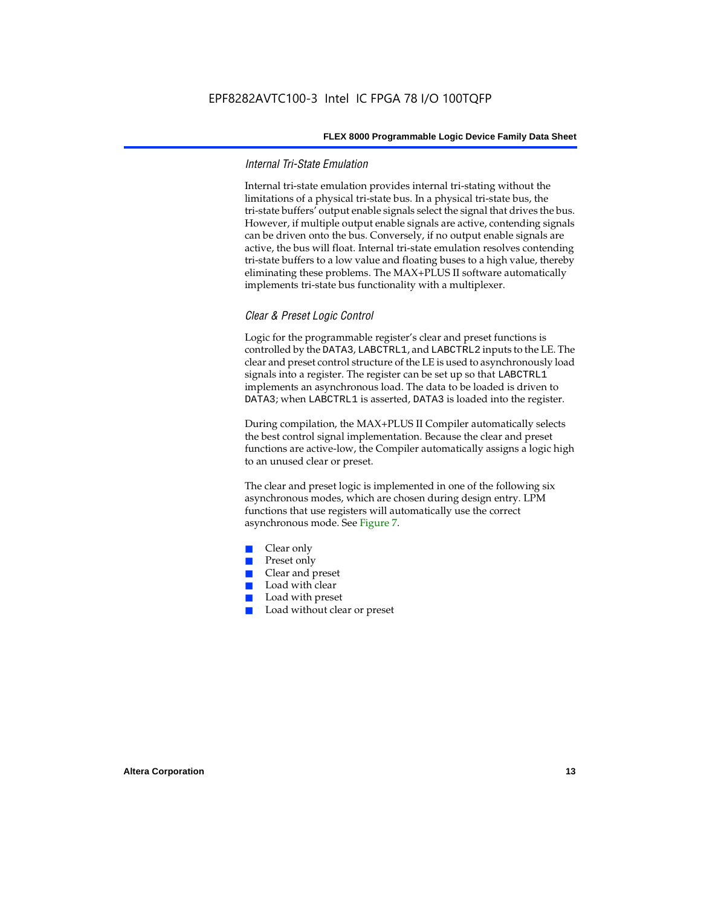### Internal Tri-State Emulation

Internal tri-state emulation provides internal tri-stating without the limitations of a physical tri-state bus. In a physical tri-state bus, the tri-state buffers' output enable signals select the signal that drives the bus. However, if multiple output enable signals are active, contending signals can be driven onto the bus. Conversely, if no output enable signals are active, the bus will float. Internal tri-state emulation resolves contending tri-state buffers to a low value and floating buses to a high value, thereby eliminating these problems. The MAX+PLUS II software automatically implements tri-state bus functionality with a multiplexer.

### Clear & Preset Logic Control

Logic for the programmable register's clear and preset functions is controlled by the `DATA3`, `LABCTRL1`, and `LABCTRL2` inputs to the LE. The clear and preset control structure of the LE is used to asynchronously load signals into a register. The register can be set up so that `LABCTRL1` implements an asynchronous load. The data to be loaded is driven to `DATA3`; when `LABCTRL1` is asserted, `DATA3` is loaded into the register.

During compilation, the MAX+PLUS II Compiler automatically selects the best control signal implementation. Because the clear and preset functions are active-low, the Compiler automatically assigns a logic high to an unused clear or preset.

The clear and preset logic is implemented in one of the following six asynchronous modes, which are chosen during design entry. LPM functions that use registers will automatically use the correct asynchronous mode. See Figure 7.

- Clear only
- Preset only
- Clear and preset
- Load with clear
- Load with preset
- Load without clear or preset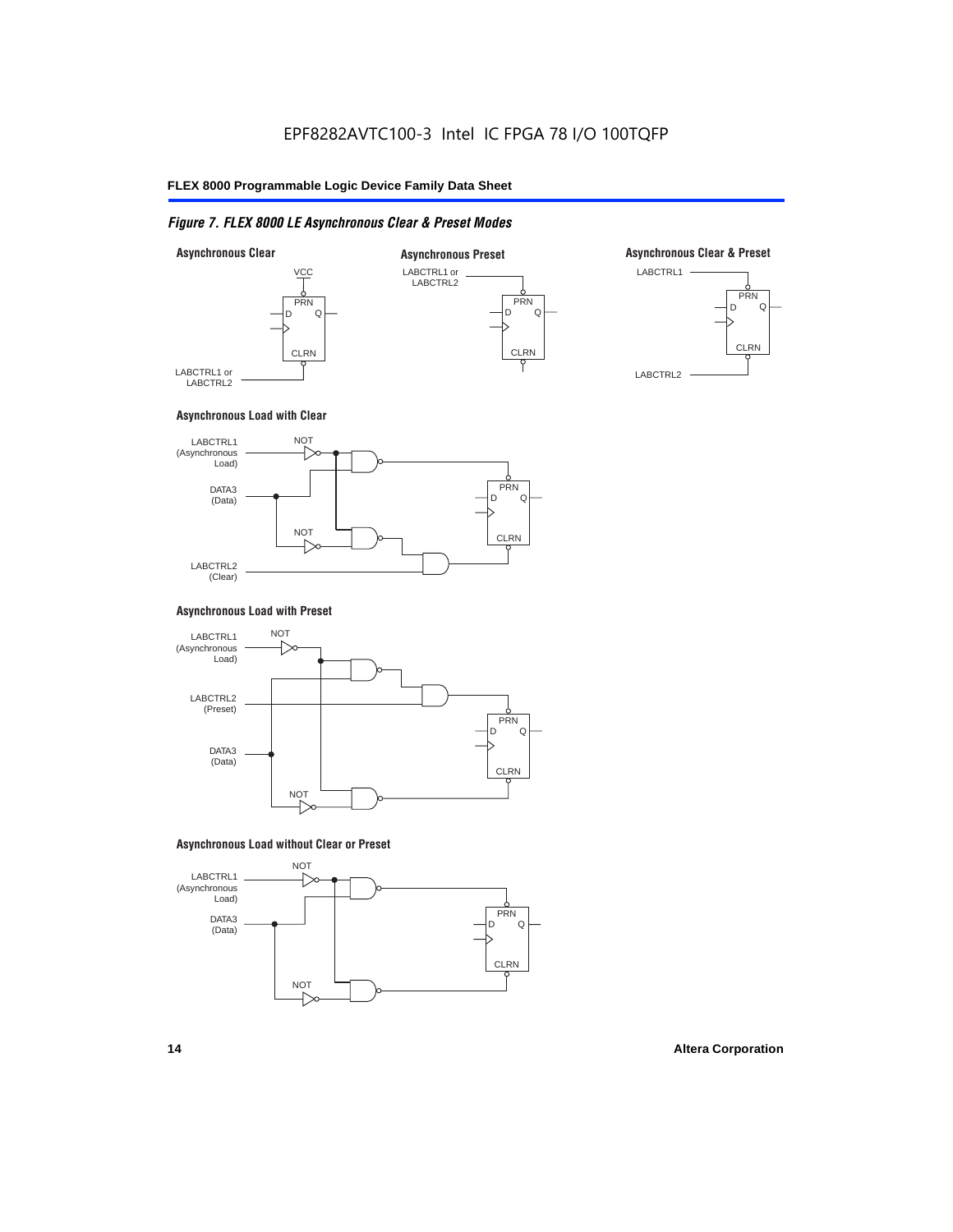*Figure 7. FLEX 8000 LE Asynchronous Clear & Preset Modes*

**Asynchronous Clear**

VCC

PRN

D Q

CLRN

LABCTRL1 or LABCTRL2

**Asynchronous Preset**

LABCTRL1 or LABCTRL2

PRN

D Q

CLRN

**Asynchronous Clear & Preset**

LABCTRL1

PRN

D Q

CLRN

LABCTRL2

**Asynchronous Load with Clear**

LABCTRL1 (Asynchronous Load)

NOT

DATA3 (Data)

NOT

LABCTRL2 (Clear)

PRN

D Q

CLRN

**Asynchronous Load with Preset**

LABCTRL1 (Asynchronous Load)

NOT

LABCTRL2 (Preset)

DATA3 (Data)

NOT

PRN

D Q

CLRN

**Asynchronous Load without Clear or Preset**

LABCTRL1 (Asynchronous Load)

NOT

DATA3 (Data)

NOT

PRN

D Q

CLRN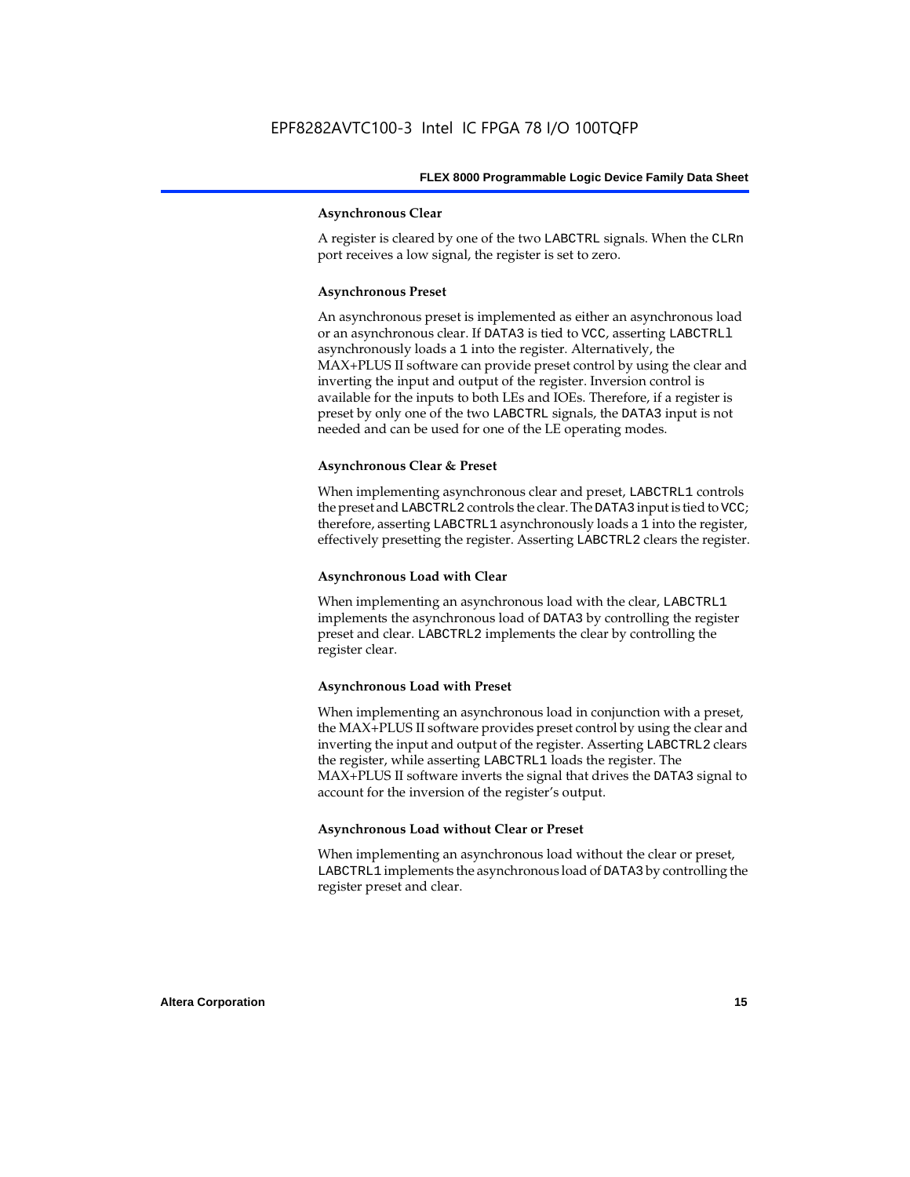#### Asynchronous Clear

A register is cleared by one of the two LABCTRL signals. When the CLRn port receives a low signal, the register is set to zero.

#### Asynchronous Preset

An asynchronous preset is implemented as either an asynchronous load or an asynchronous clear. If DATA3 is tied to VCC, asserting LABCTRL1 asynchronously loads a 1 into the register. Alternatively, the MAX+PLUS II software can provide preset control by using the clear and inverting the input and output of the register. Inversion control is available for the inputs to both LEs and IOEs. Therefore, if a register is preset by only one of the two LABCTRL signals, the DATA3 input is not needed and can be used for one of the LE operating modes.

#### Asynchronous Clear & Preset

When implementing asynchronous clear and preset, LABCTRL1 controls the preset and LABCTRL2 controls the clear. The DATA3 input is tied to VCC; therefore, asserting LABCTRL1 asynchronously loads a 1 into the register, effectively presetting the register. Asserting LABCTRL2 clears the register.

#### Asynchronous Load with Clear

When implementing an asynchronous load with the clear, LABCTRL1 implements the asynchronous load of DATA3 by controlling the register preset and clear. LABCTRL2 implements the clear by controlling the register clear.

#### Asynchronous Load with Preset

When implementing an asynchronous load in conjunction with a preset, the MAX+PLUS II software provides preset control by using the clear and inverting the input and output of the register. Asserting LABCTRL2 clears the register, while asserting LABCTRL1 loads the register. The MAX+PLUS II software inverts the signal that drives the DATA3 signal to account for the inversion of the register's output.

#### Asynchronous Load without Clear or Preset

When implementing an asynchronous load without the clear or preset, LABCTRL1 implements the asynchronous load of DATA3 by controlling the register preset and clear.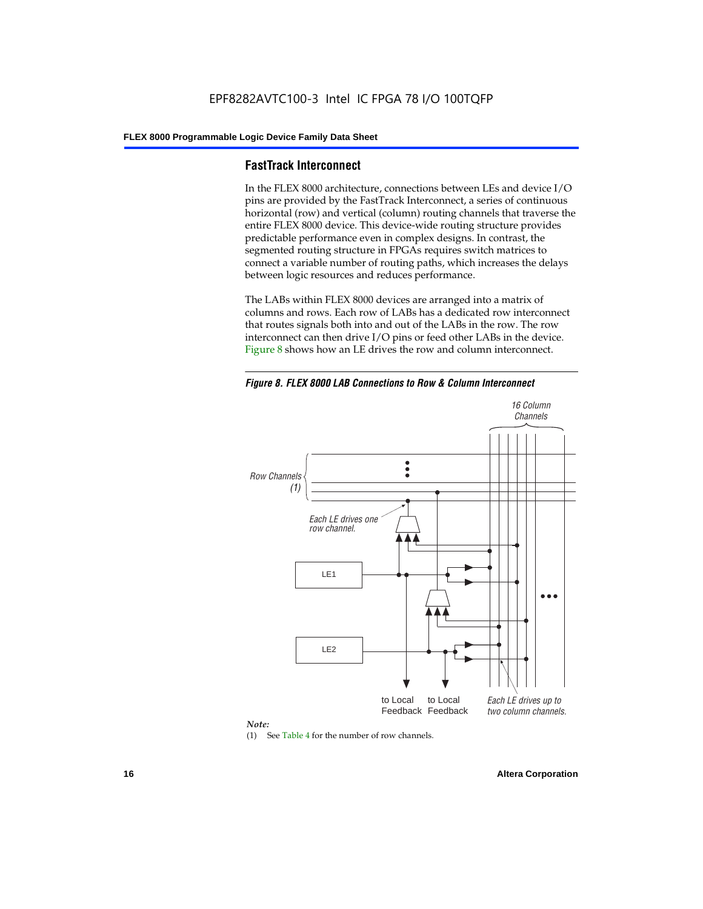## FastTrack Interconnect

In the FLEX 8000 architecture, connections between LEs and device I/O pins are provided by the FastTrack Interconnect, a series of continuous horizontal (row) and vertical (column) routing channels that traverse the entire FLEX 8000 device. This device-wide routing structure provides predictable performance even in complex designs. In contrast, the segmented routing structure in FPGAs requires switch matrices to connect a variable number of routing paths, which increases the delays between logic resources and reduces performance.

The LABs within FLEX 8000 devices are arranged into a matrix of columns and rows. Each row of LABs has a dedicated row interconnect that routes signals both into and out of the LABs in the row. The row interconnect can then drive I/O pins or feed other LABs in the device. Figure 8 shows how an LE drives the row and column interconnect.

*Figure 8. FLEX 8000 LAB Connections to Row & Column Interconnect*

*Note:*

(1) See Table 4 for the number of row channels.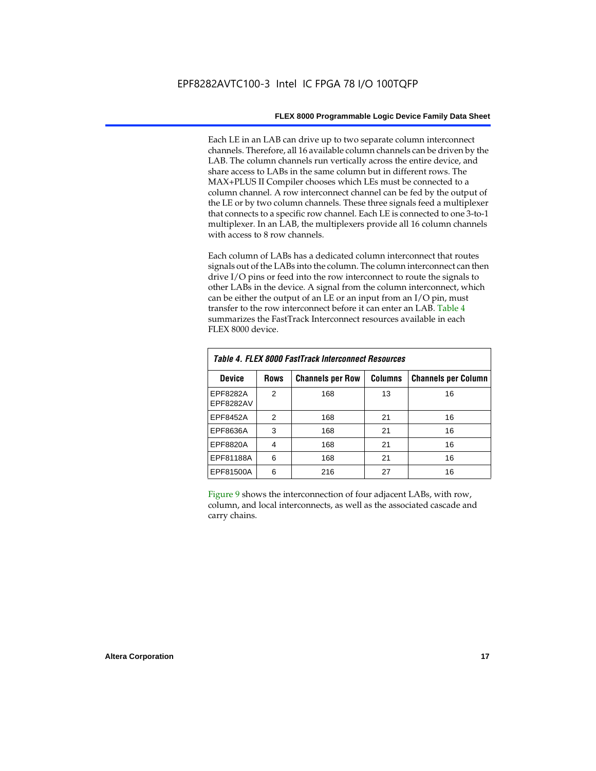Each LE in an LAB can drive up to two separate column interconnect channels. Therefore, all 16 available column channels can be driven by the LAB. The column channels run vertically across the entire device, and share access to LABs in the same column but in different rows. The MAX+PLUS II Compiler chooses which LEs must be connected to a column channel. A row interconnect channel can be fed by the output of the LE or by two column channels. These three signals feed a multiplexer that connects to a specific row channel. Each LE is connected to one 3-to-1 multiplexer. In an LAB, the multiplexers provide all 16 column channels with access to 8 row channels.

Each column of LABs has a dedicated column interconnect that routes signals out of the LABs into the column. The column interconnect can then drive I/O pins or feed into the row interconnect to route the signals to other LABs in the device. A signal from the column interconnect, which can be either the output of an LE or an input from an I/O pin, must transfer to the row interconnect before it can enter an LAB. Table 4 summarizes the FastTrack Interconnect resources available in each FLEX 8000 device.

*Table 4. FLEX 8000 FastTrack Interconnect Resources*

| Device | Rows | Channels per Row | Columns | Channels per Column |
|---|---|---|---|---|
| EPF8282A EPF8282AV | 2 | 168 | 13 | 16 |
| EPF8452A | 2 | 168 | 21 | 16 |
| EPF8636A | 3 | 168 | 21 | 16 |
| EPF8820A | 4 | 168 | 21 | 16 |
| EPF81188A | 6 | 168 | 21 | 16 |
| EPF81500A | 6 | 216 | 27 | 16 |

Figure 9 shows the interconnection of four adjacent LABs, with row, column, and local interconnects, as well as the associated cascade and carry chains.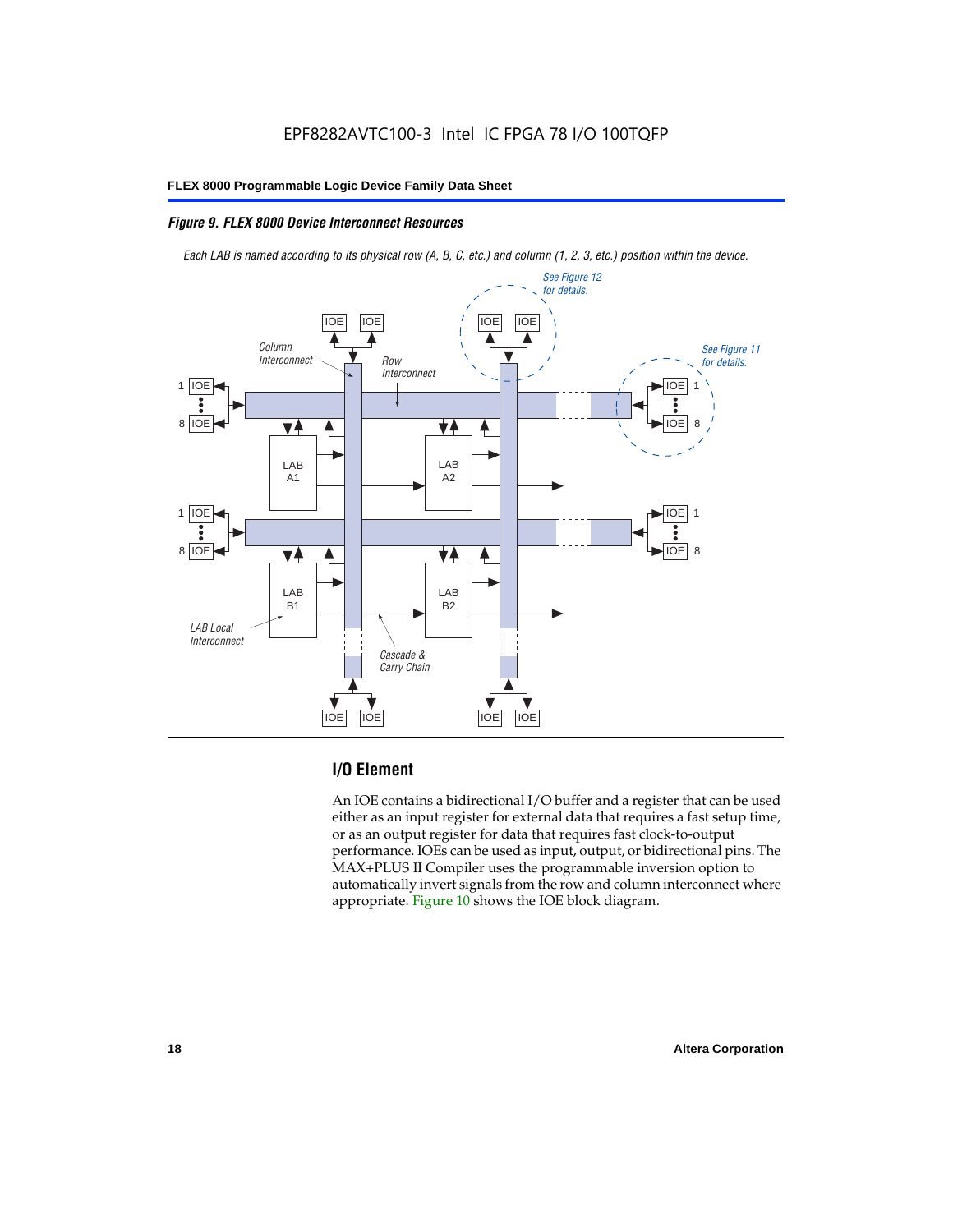*Figure 9. FLEX 8000 Device Interconnect Resources*

*Each LAB is named according to its physical row (A, B, C, etc.) and column (1, 2, 3, etc.) position within the device.*

## I/O Element

An IOE contains a bidirectional I/O buffer and a register that can be used either as an input register for external data that requires a fast setup time, or as an output register for data that requires fast clock-to-output performance. IOEs can be used as input, output, or bidirectional pins. The MAX+PLUS II Compiler uses the programmable inversion option to automatically invert signals from the row and column interconnect where appropriate. Figure 10 shows the IOE block diagram.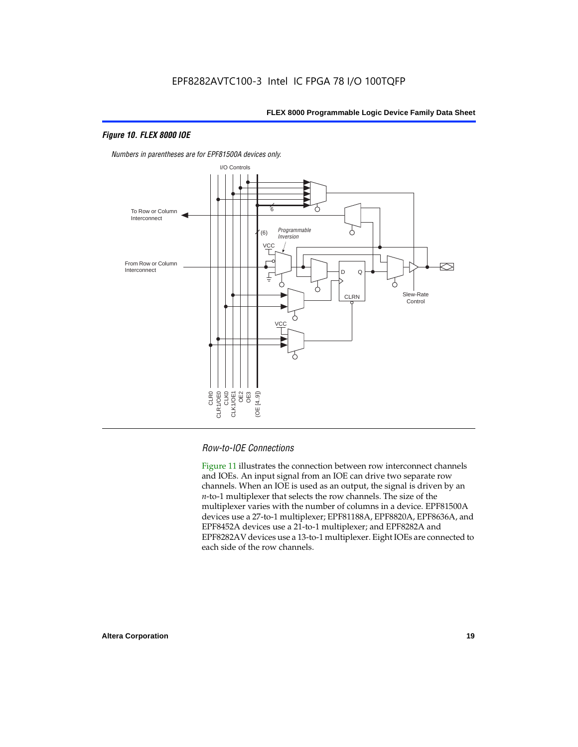*Figure 10. FLEX 8000 IOE*

*Numbers in parentheses are for EPF81500A devices only.*

### *Row-to-IOE Connections*

Figure 11 illustrates the connection between row interconnect channels and IOEs. An input signal from an IOE can drive two separate row channels. When an IOE is used as an output, the signal is driven by an *n*-to-1 multiplexer that selects the row channels. The size of the multiplexer varies with the number of columns in a device. EPF81500A devices use a 27-to-1 multiplexer; EPF81188A, EPF8820A, EPF8636A, and EPF8452A devices use a 21-to-1 multiplexer; and EPF8282A and EPF8282AV devices use a 13-to-1 multiplexer. Eight IOEs are connected to each side of the row channels.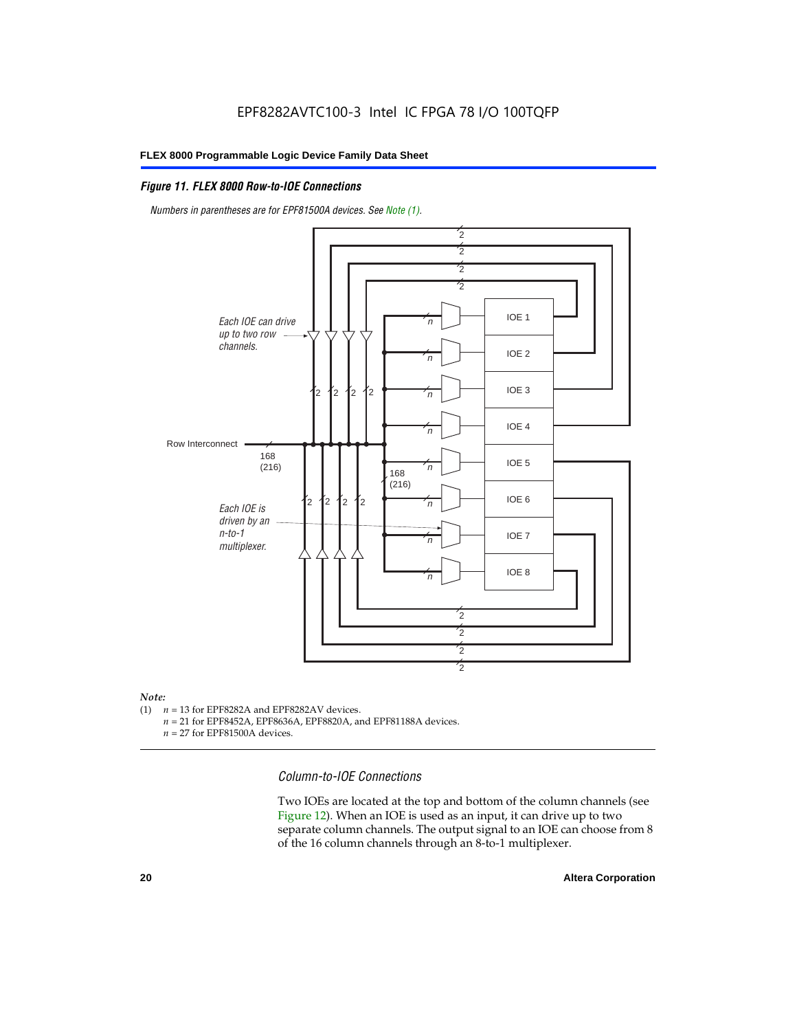EPF8282AVTC100-3 Intel IC FPGA 78 I/O 100TQFP

*Figure 11. FLEX 8000 Row-to-IOE Connections*

*Numbers in parentheses are for EPF81500A devices. See Note (1).*

*Note:*

(1) $n$ = 13 for EPF8282A and EPF8282AV devices.
$n$ = 21 for EPF8452A, EPF8636A, EPF8820A, and EPF81188A devices.
$n$ = 27 for EPF81500A devices.

### *Column-to-IOE Connections*

Two IOEs are located at the top and bottom of the column channels (see Figure 12). When an IOE is used as an input, it can drive up to two separate column channels. The output signal to an IOE can choose from 8 of the 16 column channels through an 8-to-1 multiplexer.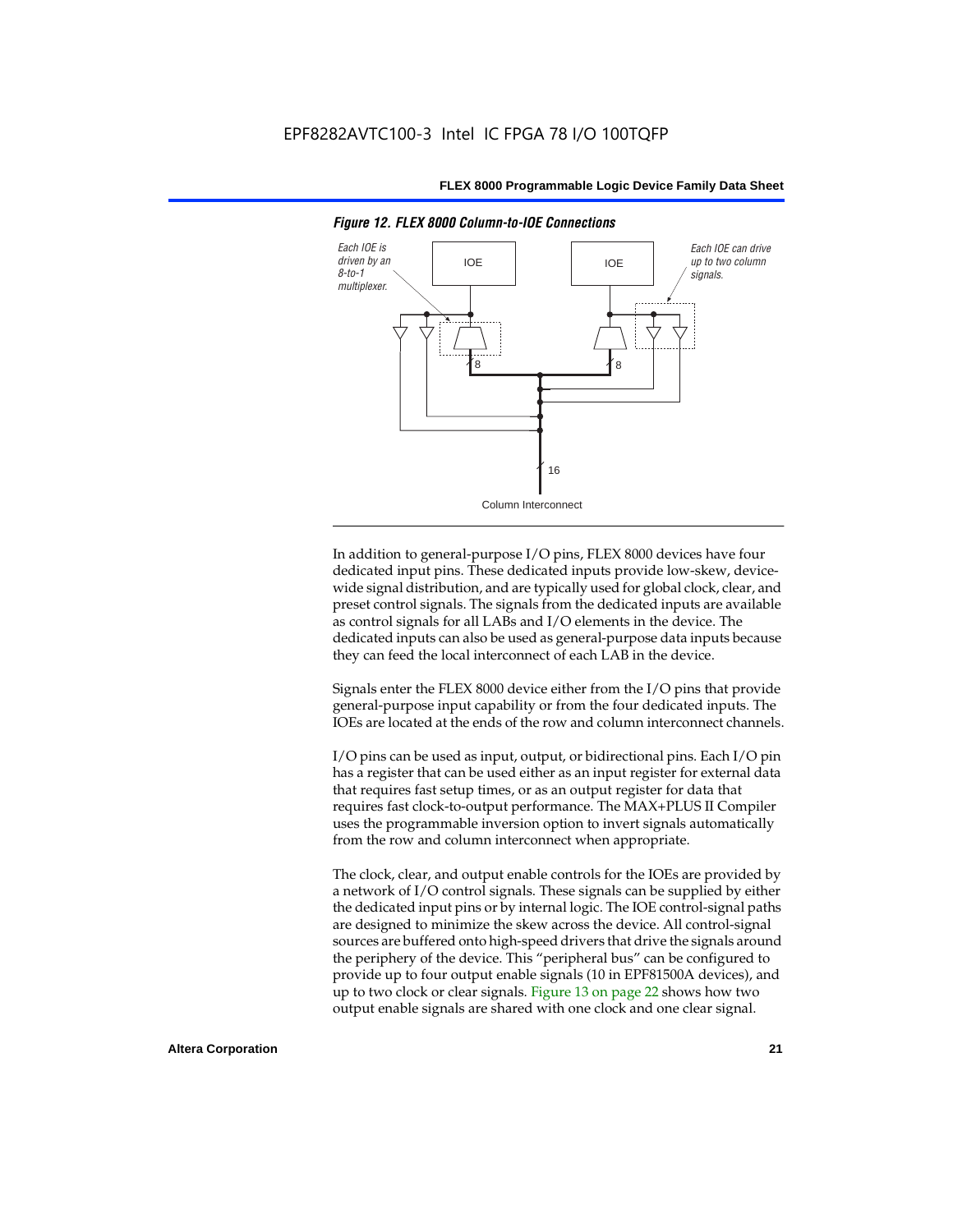*Figure 12. FLEX 8000 Column-to-IOE Connections*

In addition to general-purpose I/O pins, FLEX 8000 devices have four dedicated input pins. These dedicated inputs provide low-skew, device-wide signal distribution, and are typically used for global clock, clear, and preset control signals. The signals from the dedicated inputs are available as control signals for all LABs and I/O elements in the device. The dedicated inputs can also be used as general-purpose data inputs because they can feed the local interconnect of each LAB in the device.

Signals enter the FLEX 8000 device either from the I/O pins that provide general-purpose input capability or from the four dedicated inputs. The IOEs are located at the ends of the row and column interconnect channels.

I/O pins can be used as input, output, or bidirectional pins. Each I/O pin has a register that can be used either as an input register for external data that requires fast setup times, or as an output register for data that requires fast clock-to-output performance. The MAX+PLUS II Compiler uses the programmable inversion option to invert signals automatically from the row and column interconnect when appropriate.

The clock, clear, and output enable controls for the IOEs are provided by a network of I/O control signals. These signals can be supplied by either the dedicated input pins or by internal logic. The IOE control-signal paths are designed to minimize the skew across the device. All control-signal sources are buffered onto high-speed drivers that drive the signals around the periphery of the device. This "peripheral bus" can be configured to provide up to four output enable signals (10 in EPF81500A devices), and up to two clock or clear signals. Figure 13 on page 22 shows how two output enable signals are shared with one clock and one clear signal.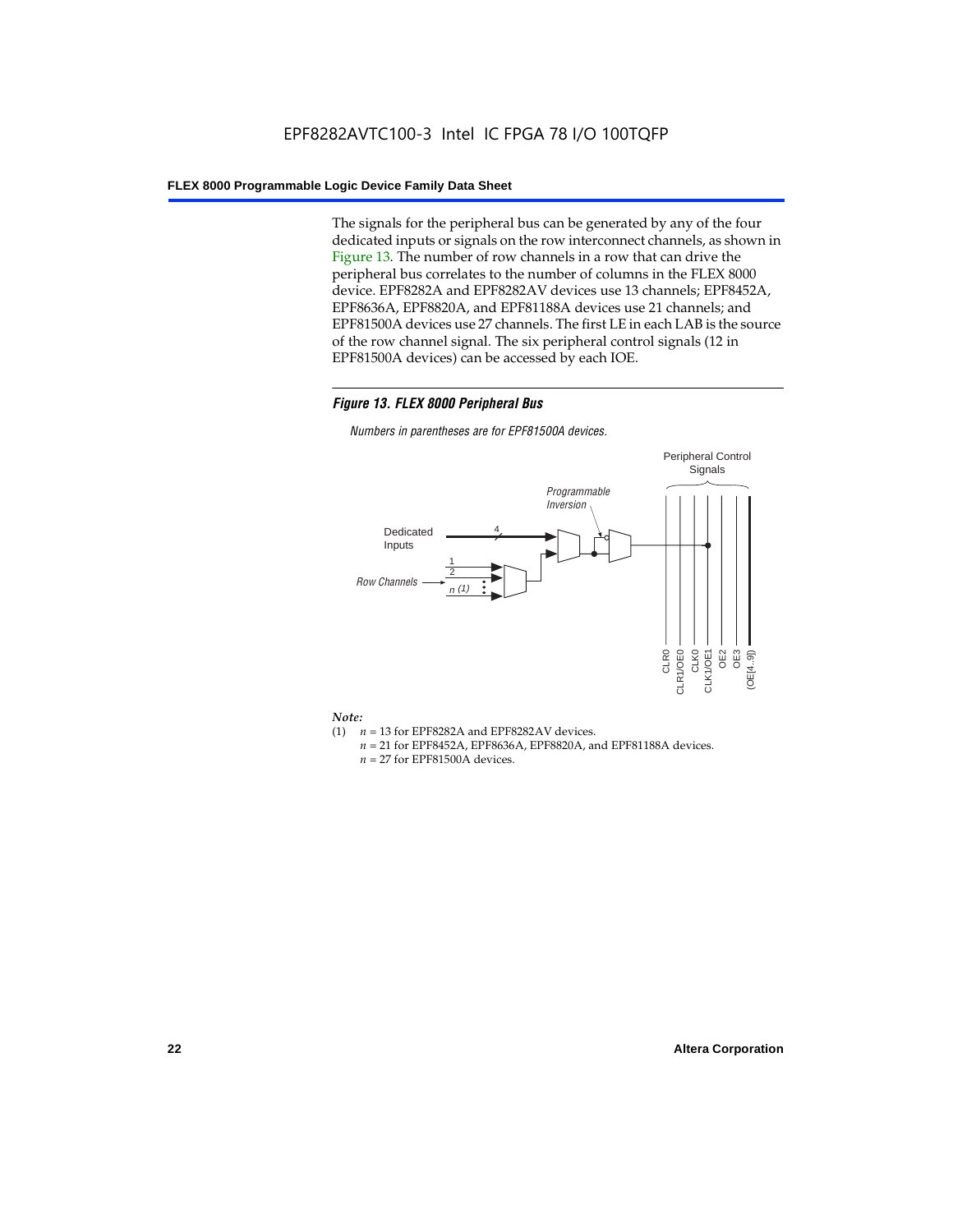The signals for the peripheral bus can be generated by any of the four dedicated inputs or signals on the row interconnect channels, as shown in Figure 13. The number of row channels in a row that can drive the peripheral bus correlates to the number of columns in the FLEX 8000 device. EPF8282A and EPF8282AV devices use 13 channels; EPF8452A, EPF8636A, EPF8820A, and EPF81188A devices use 21 channels; and EPF81500A devices use 27 channels. The first LE in each LAB is the source of the row channel signal. The six peripheral control signals (12 in EPF81500A devices) can be accessed by each IOE.

***Figure 13. FLEX 8000 Peripheral Bus***

*Numbers in parentheses are for EPF81500A devices.*

*Note:*

(1) $n$ = 13 for EPF8282A and EPF8282AV devices.
$n$ = 21 for EPF8452A, EPF8636A, EPF8820A, and EPF81188A devices.
$n$ = 27 for EPF81500A devices.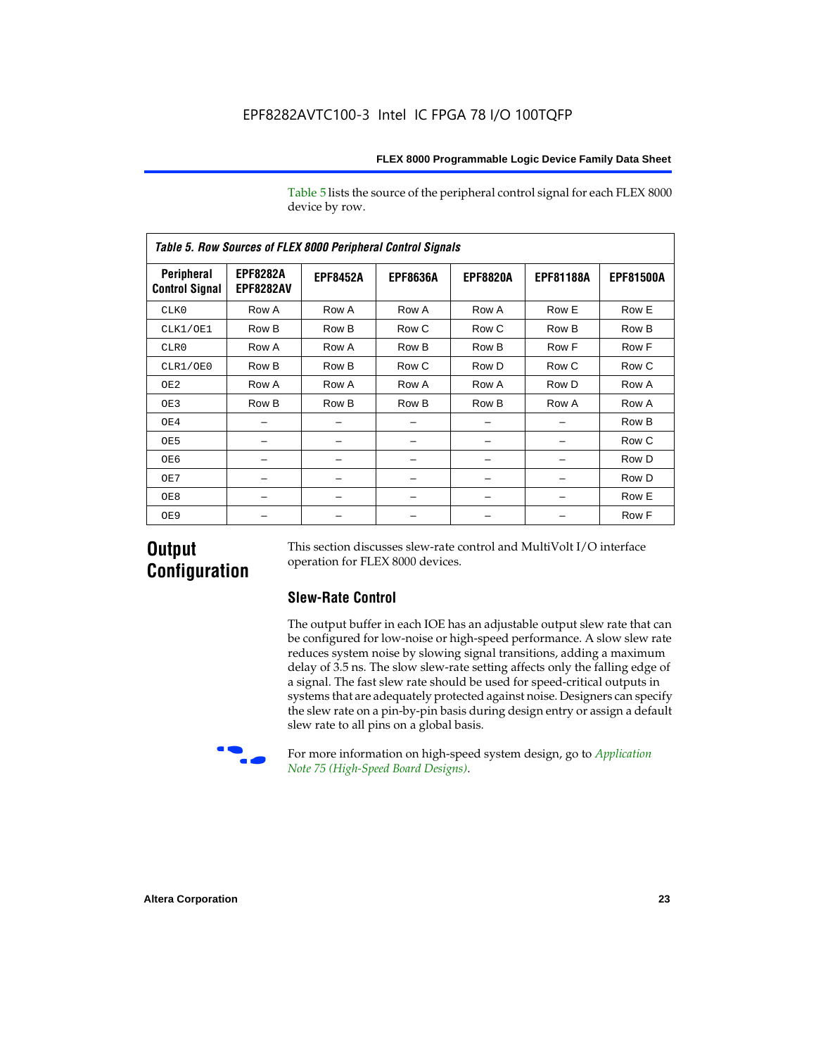Table 5 lists the source of the peripheral control signal for each FLEX 8000 device by row.

*Table 5. Row Sources of FLEX 8000 Peripheral Control Signals*

| Peripheral Control Signal | EPF8282A EPF8282AV | EPF8452A | EPF8636A | EPF8820A | EPF81188A | EPF81500A |
|---|---|---|---|---|---|---|
| CLK0 | Row A | Row A | Row A | Row A | Row E | Row E |
| CLK1/OE1 | Row B | Row B | Row C | Row C | Row B | Row B |
| CLR0 | Row A | Row A | Row B | Row B | Row F | Row F |
| CLR1/OE0 | Row B | Row B | Row C | Row D | Row C | Row C |
| OE2 | Row A | Row A | Row A | Row A | Row D | Row A |
| OE3 | Row B | Row B | Row B | Row B | Row A | Row A |
| OE4 | – | – | – | – | – | Row B |
| OE5 | – | – | – | – | – | Row C |
| OE6 | – | – | – | – | – | Row D |
| OE7 | – | – | – | – | – | Row D |
| OE8 | – | – | – | – | – | Row E |
| OE9 | – | – | – | – | – | Row F |

# Output Configuration

This section discusses slew-rate control and MultiVolt I/O interface operation for FLEX 8000 devices.

## Slew-Rate Control

The output buffer in each IOE has an adjustable output slew rate that can be configured for low-noise or high-speed performance. A slow slew rate reduces system noise by slowing signal transitions, adding a maximum delay of 3.5 ns. The slow slew-rate setting affects only the falling edge of a signal. The fast slew rate should be used for speed-critical outputs in systems that are adequately protected against noise. Designers can specify the slew rate on a pin-by-pin basis during design entry or assign a default slew rate to all pins on a global basis.

For more information on high-speed system design, go to *Application Note 75 (High-Speed Board Designs)*.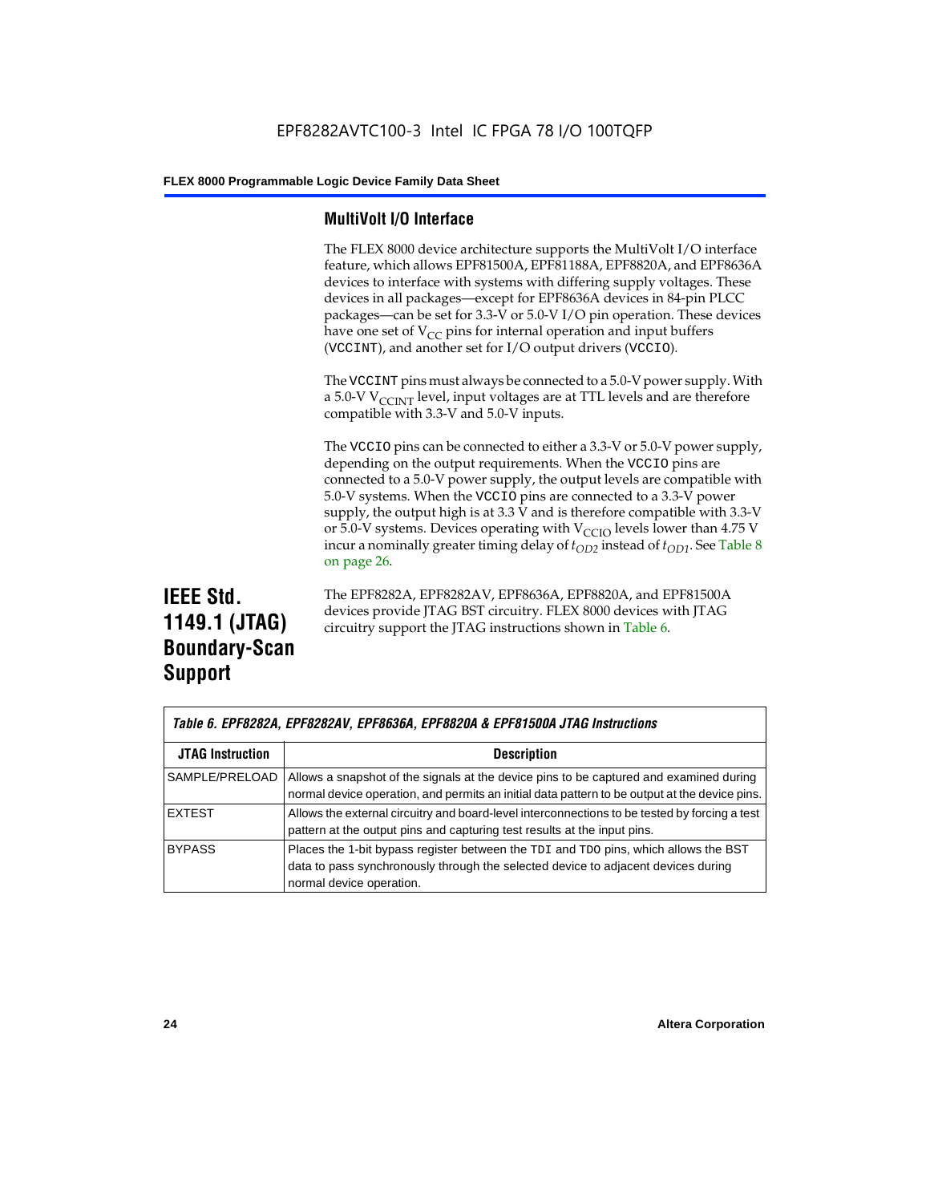### MultiVolt I/O Interface

The FLEX 8000 device architecture supports the MultiVolt I/O interface feature, which allows EPF81500A, EPF81188A, EPF8820A, and EPF8636A devices to interface with systems with differing supply voltages. These devices in all packages—except for EPF8636A devices in 84-pin PLCC packages—can be set for 3.3-V or 5.0-V I/O pin operation. These devices have one set of $V_{CC}$ pins for internal operation and input buffers (VCCINT), and another set for I/O output drivers (VCCIO).

The VCCINT pins must always be connected to a 5.0-V power supply. With a 5.0-V $V_{CCINT}$ level, input voltages are at TTL levels and are therefore compatible with 3.3-V and 5.0-V inputs.

The VCCIO pins can be connected to either a 3.3-V or 5.0-V power supply, depending on the output requirements. When the VCCIO pins are connected to a 5.0-V power supply, the output levels are compatible with 5.0-V systems. When the VCCIO pins are connected to a 3.3-V power supply, the output high is at 3.3 V and is therefore compatible with 3.3-V or 5.0-V systems. Devices operating with $V_{CCIO}$ levels lower than 4.75 V incur a nominally greater timing delay of $t_{OD2}$ instead of $t_{OD1}$. See Table 8 on page 26.

## IEEE Std. 1149.1 (JTAG) Boundary-Scan Support

The EPF8282A, EPF8282AV, EPF8636A, EPF8820A, and EPF81500A devices provide JTAG BST circuitry. FLEX 8000 devices with JTAG circuitry support the JTAG instructions shown in Table 6.

*Table 6. EPF8282A, EPF8282AV, EPF8636A, EPF8820A & EPF81500A JTAG Instructions*

| JTAG Instruction | Description |
|---|---|
| SAMPLE/PRELOAD | Allows a snapshot of the signals at the device pins to be captured and examined during normal device operation, and permits an initial data pattern to be output at the device pins. |
| EXTEST | Allows the external circuitry and board-level interconnections to be tested by forcing a test pattern at the output pins and capturing test results at the input pins. |
| BYPASS | Places the 1-bit bypass register between the TDI and TDO pins, which allows the BST data to pass synchronously through the selected device to adjacent devices during normal device operation. |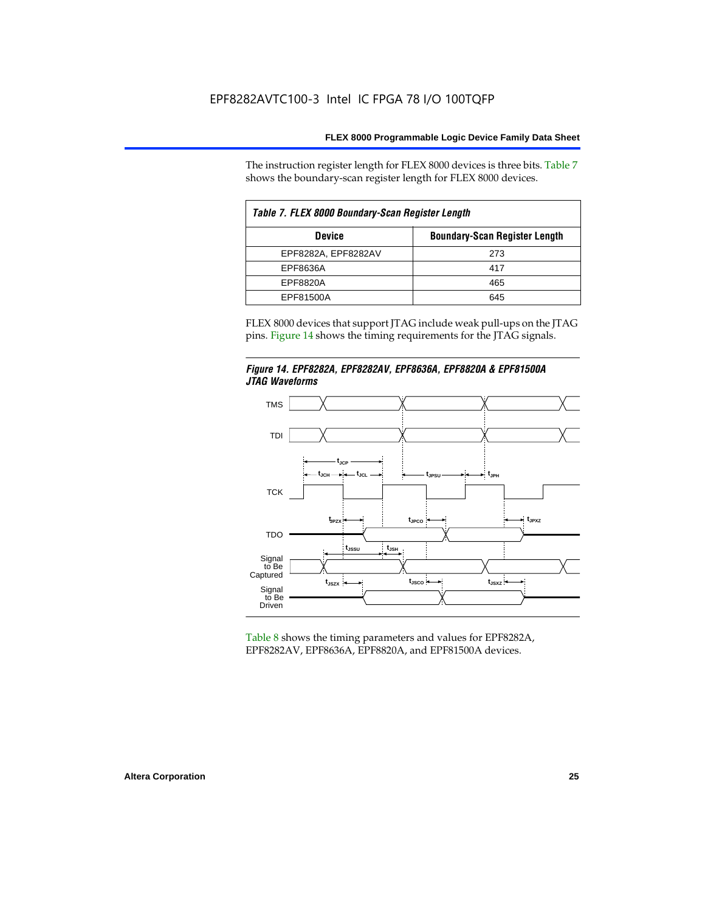The instruction register length for FLEX 8000 devices is three bits. Table 7 shows the boundary-scan register length for FLEX 8000 devices.

| Table 7. FLEX 8000 Boundary-Scan Register Length | |
|---|---|
| **Device** | **Boundary-Scan Register Length** |
| EPF8282A, EPF8282AV | 273 |
| EPF8636A | 417 |
| EPF8820A | 465 |
| EPF81500A | 645 |

FLEX 8000 devices that support JTAG include weak pull-ups on the JTAG pins. Figure 14 shows the timing requirements for the JTAG signals.

***Figure 14. EPF8282A, EPF8282AV, EPF8636A, EPF8820A & EPF81500A JTAG Waveforms***

Table 8 shows the timing parameters and values for EPF8282A, EPF8282AV, EPF8636A, EPF8820A, and EPF81500A devices.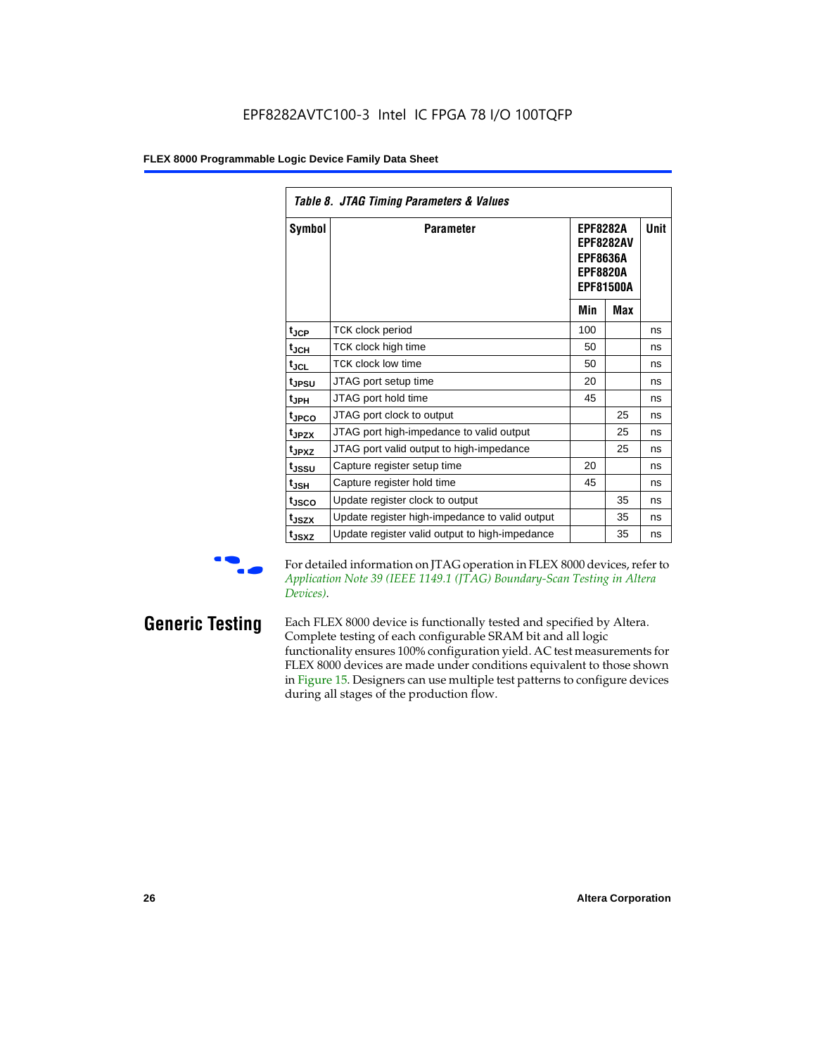Table 8. JTAG Timing Parameters & Values

| Symbol | Parameter | EPF8282A EPF8282AV EPF8636A EPF8820A EPF81500A | | Unit |
|---|---|---|---|---|
| | | Min | Max | |
| $t_{JCP}$ | TCK clock period | 100 | | ns |
| $t_{JCH}$ | TCK clock high time | 50 | | ns |
| $t_{JCL}$ | TCK clock low time | 50 | | ns |
| $t_{JPSU}$ | JTAG port setup time | 20 | | ns |
| $t_{JPH}$ | JTAG port hold time | 45 | | ns |
| $t_{JPCO}$ | JTAG port clock to output | | 25 | ns |
| $t_{JPZX}$ | JTAG port high-impedance to valid output | | 25 | ns |
| $t_{JPXZ}$ | JTAG port valid output to high-impedance | | 25 | ns |
| $t_{JSSU}$ | Capture register setup time | 20 | | ns |
| $t_{JSH}$ | Capture register hold time | 45 | | ns |
| $t_{JSCO}$ | Update register clock to output | | 35 | ns |
| $t_{JSZX}$ | Update register high-impedance to valid output | | 35 | ns |
| $t_{JSXZ}$ | Update register valid output to high-impedance | | 35 | ns |

For detailed information on JTAG operation in FLEX 8000 devices, refer to *Application Note 39 (IEEE 1149.1 (JTAG) Boundary-Scan Testing in Altera Devices)*.

## Generic Testing

Each FLEX 8000 device is functionally tested and specified by Altera. Complete testing of each configurable SRAM bit and all logic functionality ensures 100% configuration yield. AC test measurements for FLEX 8000 devices are made under conditions equivalent to those shown in Figure 15. Designers can use multiple test patterns to configure devices during all stages of the production flow.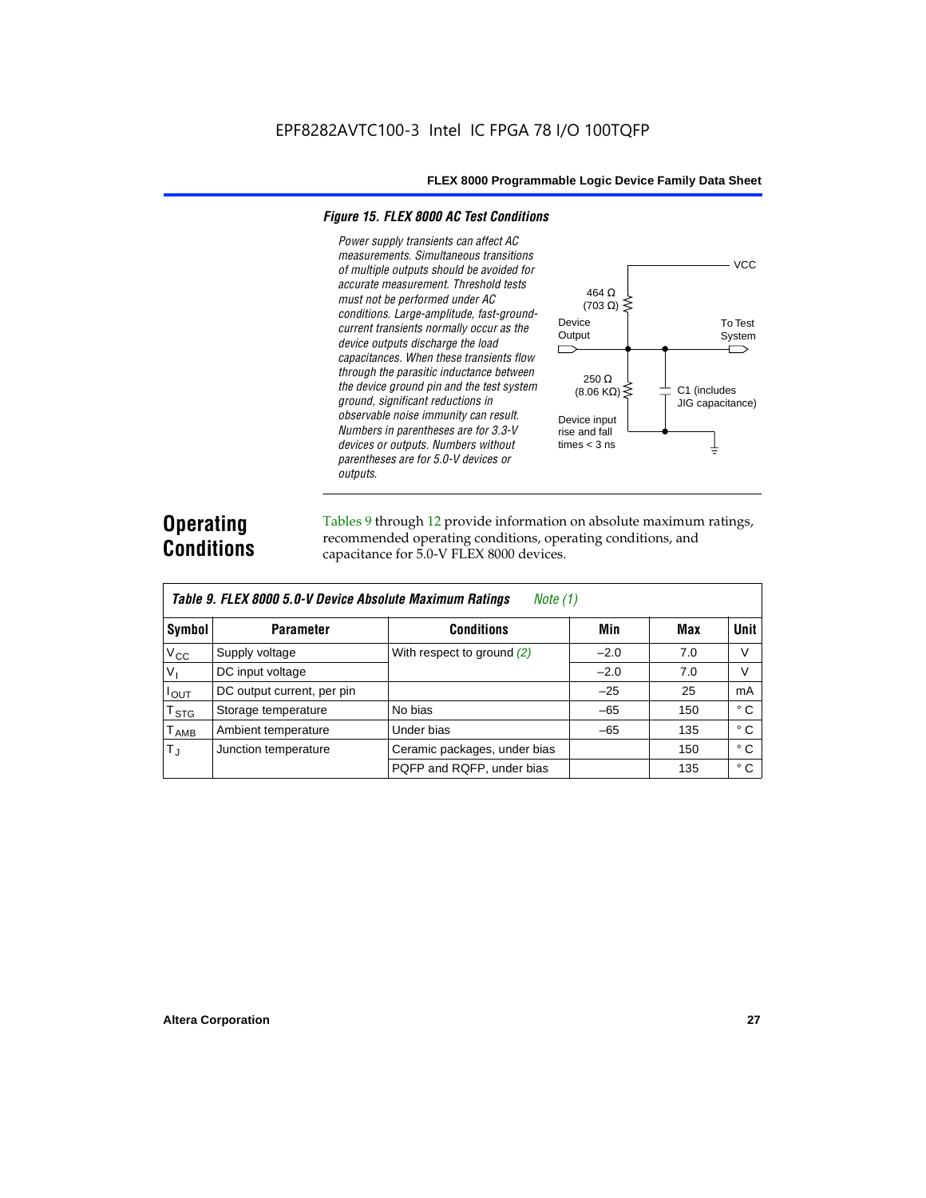EPF8282AVTC100-3 Intel IC FPGA 78 I/O 100TQFP

*Figure 15. FLEX 8000 AC Test Conditions*

*Power supply transients can affect AC measurements. Simultaneous transitions of multiple outputs should be avoided for accurate measurement. Threshold tests must not be performed under AC conditions. Large-amplitude, fast-ground-current transients normally occur as the device outputs discharge the load capacitances. When these transients flow through the parasitic inductance between the device ground pin and the test system ground, significant reductions in observable noise immunity can result. Numbers in parentheses are for 3.3-V devices or outputs. Numbers without parentheses are for 5.0-V devices or outputs.*

VCC

464 Ω (703 Ω)

Device Output

To Test System

250 Ω (8.06 KΩ)

C1 (includes JIG capacitance)

Device input rise and fall times < 3 ns

## Operating Conditions

Tables 9 through 12 provide information on absolute maximum ratings, recommended operating conditions, operating conditions, and capacitance for 5.0-V FLEX 8000 devices.

*Table 9. FLEX 8000 5.0-V Device Absolute Maximum Ratings* *Note (1)*

| Symbol | Parameter | Conditions | Min | Max | Unit |
|---|---|---|---|---|---|
| $V_{CC}$ | Supply voltage | With respect to ground *(2)* | –2.0 | 7.0 | V |
| $V_I$ | DC input voltage | | –2.0 | 7.0 | V |
| $I_{OUT}$ | DC output current, per pin | | –25 | 25 | mA |
| $T_{STG}$ | Storage temperature | No bias | –65 | 150 | ° C |
| $T_{AMB}$ | Ambient temperature | Under bias | –65 | 135 | ° C |
| $T_J$ | Junction temperature | Ceramic packages, under bias | | 150 | ° C |
| | | PQFP and RQFP, under bias | | 135 | ° C |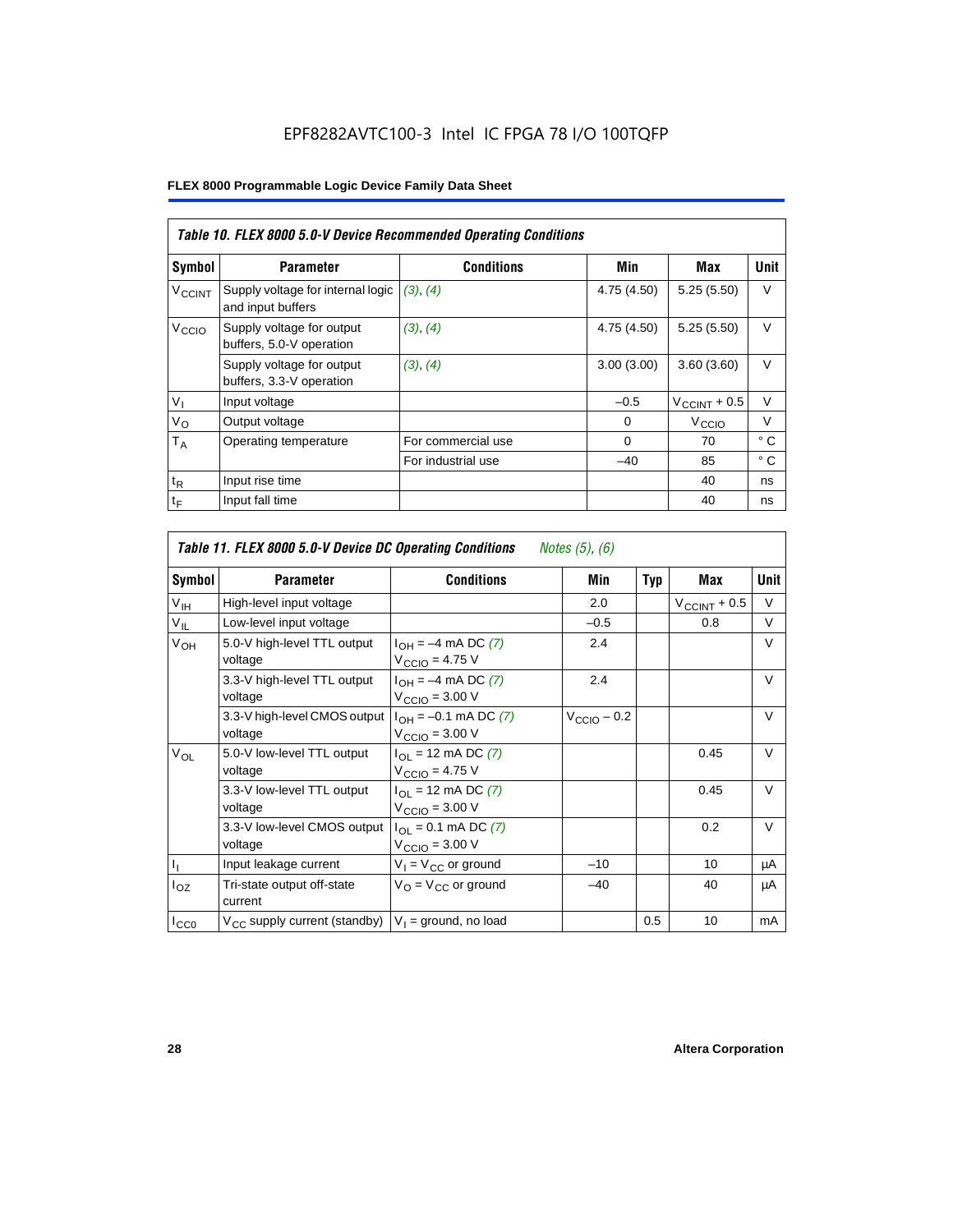EPF8282AVTC100-3 Intel IC FPGA 78 I/O 100TQFP

**FLEX 8000 Programmable Logic Device Family Data Sheet**

| *Table 10. FLEX 8000 5.0-V Device Recommended Operating Conditions* | | | | | |
|---|---|---|---|---|---|
| **Symbol** | **Parameter** | **Conditions** | **Min** | **Max** | **Unit** |
| $V_{CCINT}$ | Supply voltage for internal logic and input buffers | *(3), (4)* | 4.75 (4.50) | 5.25 (5.50) | V |
| $V_{CCIO}$ | Supply voltage for output buffers, 5.0-V operation | *(3), (4)* | 4.75 (4.50) | 5.25 (5.50) | V |
| | Supply voltage for output buffers, 3.3-V operation | *(3), (4)* | 3.00 (3.00) | 3.60 (3.60) | V |
| $V_I$ | Input voltage | | –0.5 | $V_{CCINT}$ + 0.5 | V |
| $V_O$ | Output voltage | | 0 | $V_{CCIO}$ | V |
| $T_A$ | Operating temperature | For commercial use | 0 | 70 | ° C |
| | | For industrial use | –40 | 85 | ° C |
| $t_R$ | Input rise time | | | 40 | ns |
| $t_F$ | Input fall time | | | 40 | ns |

| *Table 11. FLEX 8000 5.0-V Device DC Operating Conditions* *Notes (5), (6)* | | | | | | |
|---|---|---|---|---|---|---|
| **Symbol** | **Parameter** | **Conditions** | **Min** | **Typ** | **Max** | **Unit** |
| $V_{IH}$ | High-level input voltage | | 2.0 | | $V_{CCINT}$ + 0.5 | V |
| $V_{IL}$ | Low-level input voltage | | –0.5 | | 0.8 | V |
| $V_{OH}$ | 5.0-V high-level TTL output voltage | $I_{OH}$ = –4 mA DC *(7)* $V_{CCIO}$ = 4.75 V | 2.4 | | | V |
| | 3.3-V high-level TTL output voltage | $I_{OH}$ = –4 mA DC *(7)* $V_{CCIO}$ = 3.00 V | 2.4 | | | V |
| | 3.3-V high-level CMOS output voltage | $I_{OH}$ = –0.1 mA DC *(7)* $V_{CCIO}$ = 3.00 V | $V_{CCIO}$ – 0.2 | | | V |
| $V_{OL}$ | 5.0-V low-level TTL output voltage | $I_{OL}$ = 12 mA DC *(7)* $V_{CCIO}$ = 4.75 V | | | 0.45 | V |
| | 3.3-V low-level TTL output voltage | $I_{OL}$ = 12 mA DC *(7)* $V_{CCIO}$ = 3.00 V | | | 0.45 | V |
| | 3.3-V low-level CMOS output voltage | $I_{OL}$ = 0.1 mA DC *(7)* $V_{CCIO}$ = 3.00 V | | | 0.2 | V |
| $I_I$ | Input leakage current | $V_I$ = $V_{CC}$ or ground | –10 | | 10 | µA |
| $I_{OZ}$ | Tri-state output off-state current | $V_O$ = $V_{CC}$ or ground | –40 | | 40 | µA |
| $I_{CC0}$ | $V_{CC}$ supply current (standby) | $V_I$ = ground, no load | | 0.5 | 10 | mA |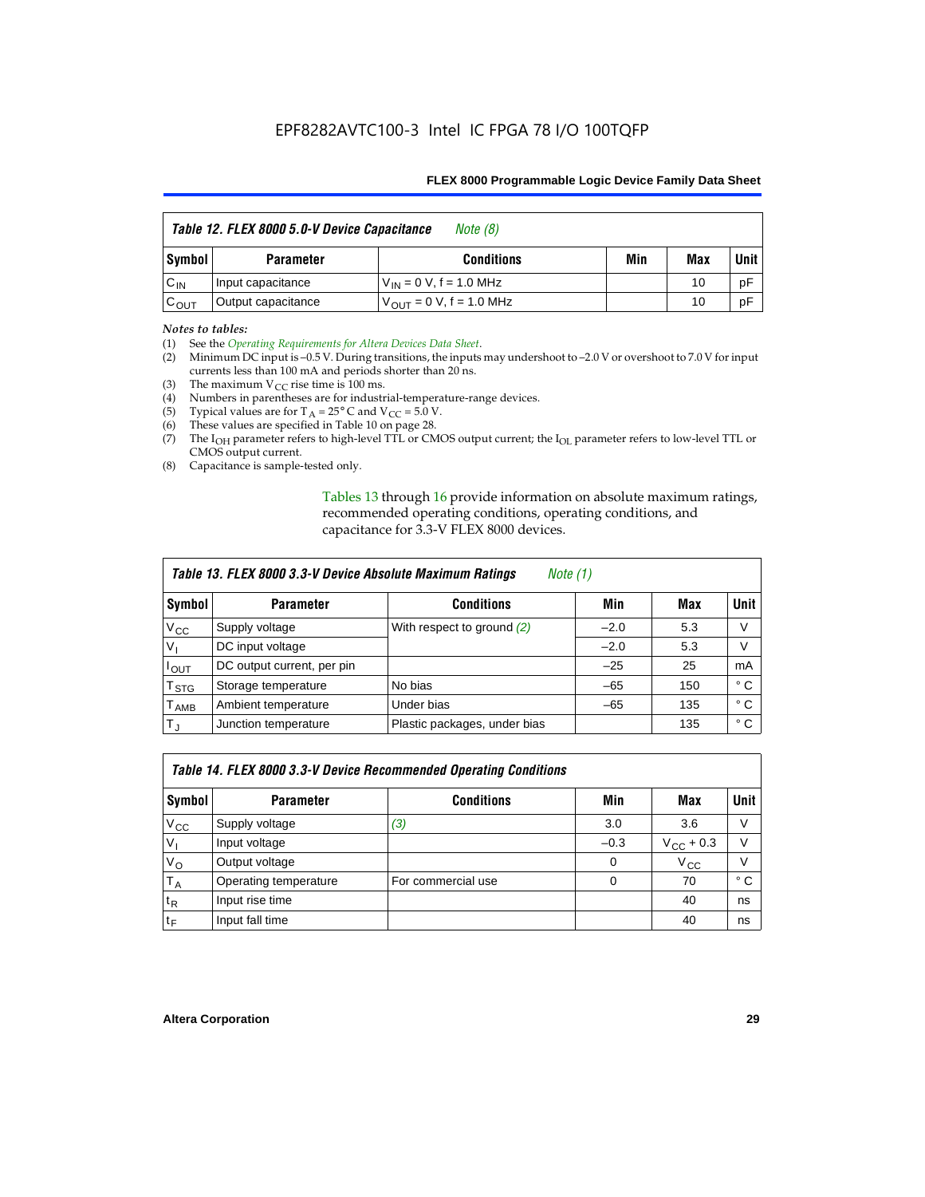### Table 12. FLEX 8000 5.0-V Device Capacitance *Note (8)*

| Symbol | Parameter | Conditions | Min | Max | Unit |
|---|---|---|---|---|---|
| $C_{IN}$ | Input capacitance | $V_{IN}$ = 0 V, f = 1.0 MHz | | 10 | pF |
| $C_{OUT}$ | Output capacitance | $V_{OUT}$ = 0 V, f = 1.0 MHz | | 10 | pF |

*Notes to tables:*

(1) See the *Operating Requirements for Altera Devices Data Sheet*.
(2) Minimum DC input is –0.5 V. During transitions, the inputs may undershoot to –2.0 V or overshoot to 7.0 V for input currents less than 100 mA and periods shorter than 20 ns.
(3) The maximum $V_{CC}$ rise time is 100 ms.
(4) Numbers in parentheses are for industrial-temperature-range devices.
(5) Typical values are for $T_A$ = 25° C and $V_{CC}$ = 5.0 V.
(6) These values are specified in Table 10 on page 28.
(7) The $I_{OH}$ parameter refers to high-level TTL or CMOS output current; the $I_{OL}$ parameter refers to low-level TTL or CMOS output current.
(8) Capacitance is sample-tested only.

Tables 13 through 16 provide information on absolute maximum ratings, recommended operating conditions, operating conditions, and capacitance for 3.3-V FLEX 8000 devices.

### Table 13. FLEX 8000 3.3-V Device Absolute Maximum Ratings *Note (1)*

| Symbol | Parameter | Conditions | Min | Max | Unit |
|---|---|---|---|---|---|
| $V_{CC}$ | Supply voltage | With respect to ground *(2)* | –2.0 | 5.3 | V |
| $V_I$ | DC input voltage | | –2.0 | 5.3 | V |
| $I_{OUT}$ | DC output current, per pin | | –25 | 25 | mA |
| $T_{STG}$ | Storage temperature | No bias | –65 | 150 | ° C |
| $T_{AMB}$ | Ambient temperature | Under bias | –65 | 135 | ° C |
| $T_J$ | Junction temperature | Plastic packages, under bias | | 135 | ° C |

### Table 14. FLEX 8000 3.3-V Device Recommended Operating Conditions

| Symbol | Parameter | Conditions | Min | Max | Unit |
|---|---|---|---|---|---|
| $V_{CC}$ | Supply voltage | *(3)* | 3.0 | 3.6 | V |
| $V_I$ | Input voltage | | –0.3 | $V_{CC}$ + 0.3 | V |
| $V_O$ | Output voltage | | 0 | $V_{CC}$ | V |
| $T_A$ | Operating temperature | For commercial use | 0 | 70 | ° C |
| $t_R$ | Input rise time | | | 40 | ns |
| $t_F$ | Input fall time | | | 40 | ns |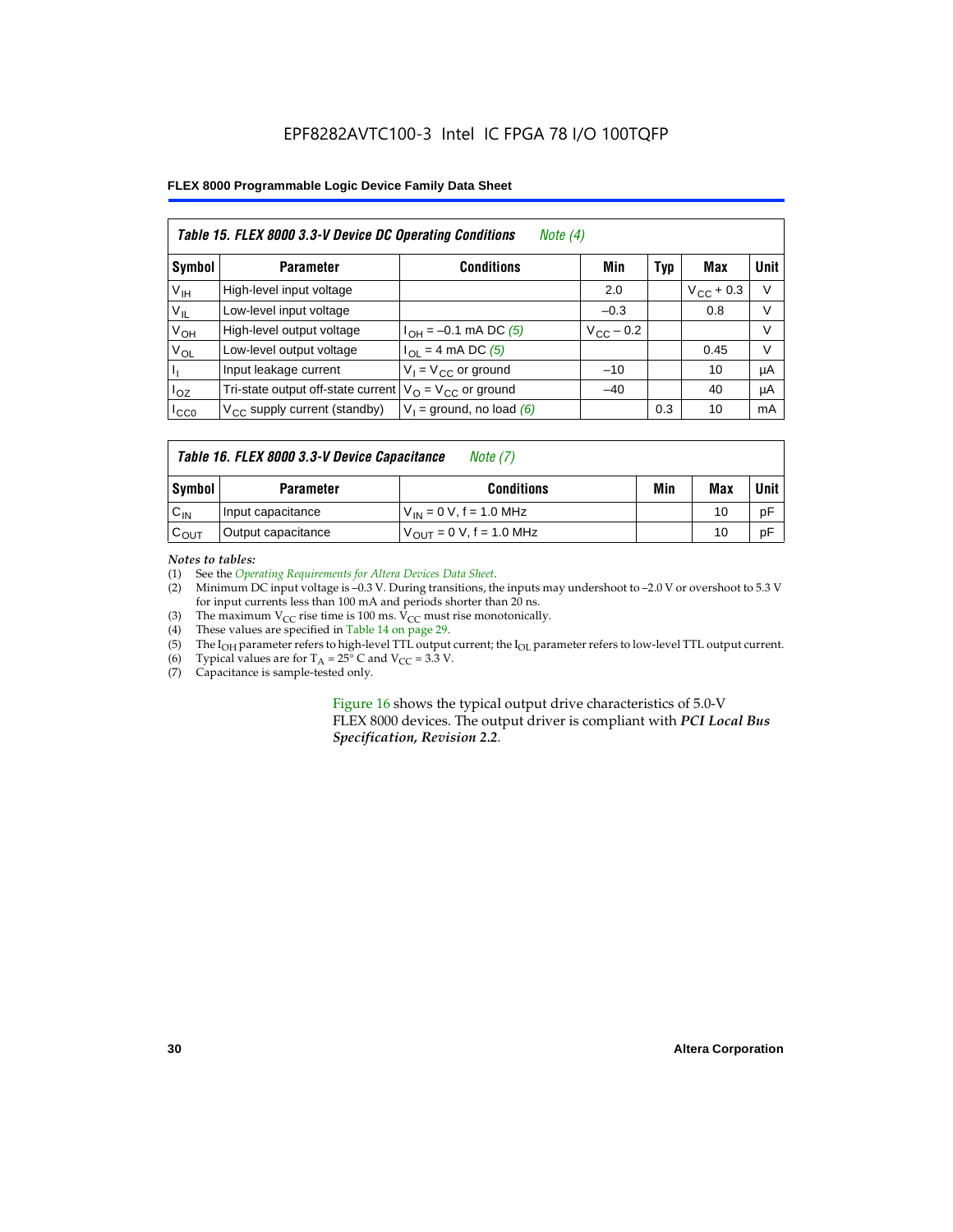EPF8282AVTC100-3 Intel IC FPGA 78 I/O 100TQFP

| *Table 15. FLEX 8000 3.3-V Device DC Operating Conditions* *Note (4)* | | | | | | |
|---|---|---|---|---|---|---|
| **Symbol** | **Parameter** | **Conditions** | **Min** | **Typ** | **Max** | **Unit** |
| $V_{IH}$ | High-level input voltage | | 2.0 | | $V_{CC} + 0.3$ | V |
| $V_{IL}$ | Low-level input voltage | | –0.3 | | 0.8 | V |
| $V_{OH}$ | High-level output voltage | $I_{OH}$ = –0.1 mA DC *(5)* | $V_{CC} - 0.2$ | | | V |
| $V_{OL}$ | Low-level output voltage | $I_{OL}$ = 4 mA DC *(5)* | | | 0.45 | V |
| $I_I$ | Input leakage current | $V_I = V_{CC}$ or ground | –10 | | 10 | µA |
| $I_{OZ}$ | Tri-state output off-state current | $V_O = V_{CC}$ or ground | –40 | | 40 | µA |
| $I_{CC0}$ | $V_{CC}$ supply current (standby) | $V_I$ = ground, no load *(6)* | | 0.3 | 10 | mA |

| *Table 16. FLEX 8000 3.3-V Device Capacitance* *Note (7)* | | | | | |
|---|---|---|---|---|---|
| **Symbol** | **Parameter** | **Conditions** | **Min** | **Max** | **Unit** |
| $C_{IN}$ | Input capacitance | $V_{IN}$ = 0 V, f = 1.0 MHz | | 10 | pF |
| $C_{OUT}$ | Output capacitance | $V_{OUT}$ = 0 V, f = 1.0 MHz | | 10 | pF |

*Notes to tables:*

(1) See the *Operating Requirements for Altera Devices Data Sheet*.
(2) Minimum DC input voltage is –0.3 V. During transitions, the inputs may undershoot to –2.0 V or overshoot to 5.3 V for input currents less than 100 mA and periods shorter than 20 ns.
(3) The maximum $V_{CC}$ rise time is 100 ms. $V_{CC}$ must rise monotonically.
(4) These values are specified in Table 14 on page 29.
(5) The $I_{OH}$ parameter refers to high-level TTL output current; the $I_{OL}$ parameter refers to low-level TTL output current.
(6) Typical values are for $T_A$ = 25° C and $V_{CC}$ = 3.3 V.
(7) Capacitance is sample-tested only.

Figure 16 shows the typical output drive characteristics of 5.0-V FLEX 8000 devices. The output driver is compliant with ***PCI Local Bus Specification, Revision 2.2***.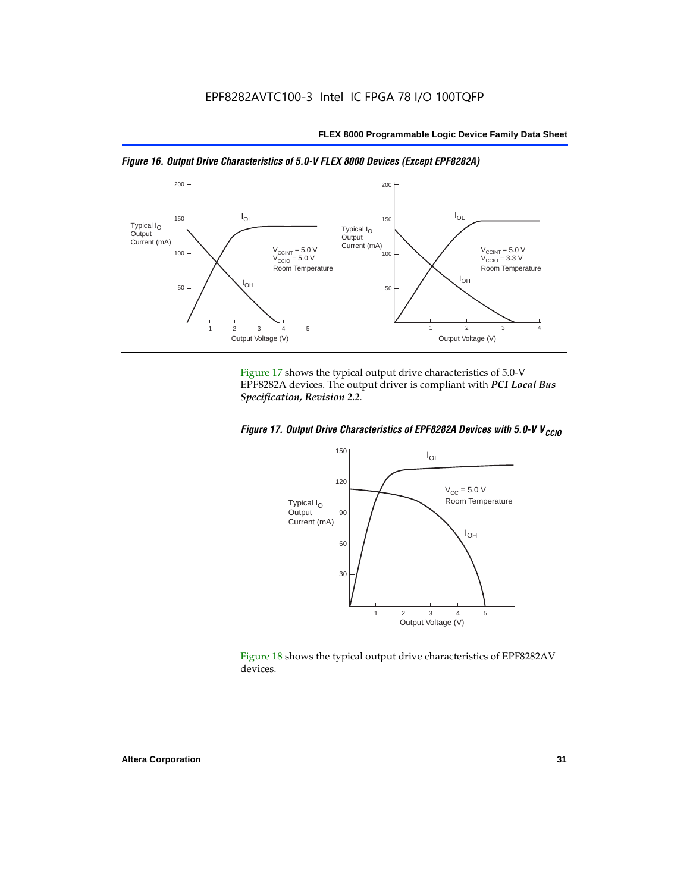*Figure 16. Output Drive Characteristics of 5.0-V FLEX 8000 Devices (Except EPF8282A)*

Figure 17 shows the typical output drive characteristics of 5.0-V EPF8282A devices. The output driver is compliant with *PCI Local Bus Specification, Revision 2.2*.

*Figure 17. Output Drive Characteristics of EPF8282A Devices with 5.0-V $V_{CCIO}$*

Figure 18 shows the typical output drive characteristics of EPF8282AV devices.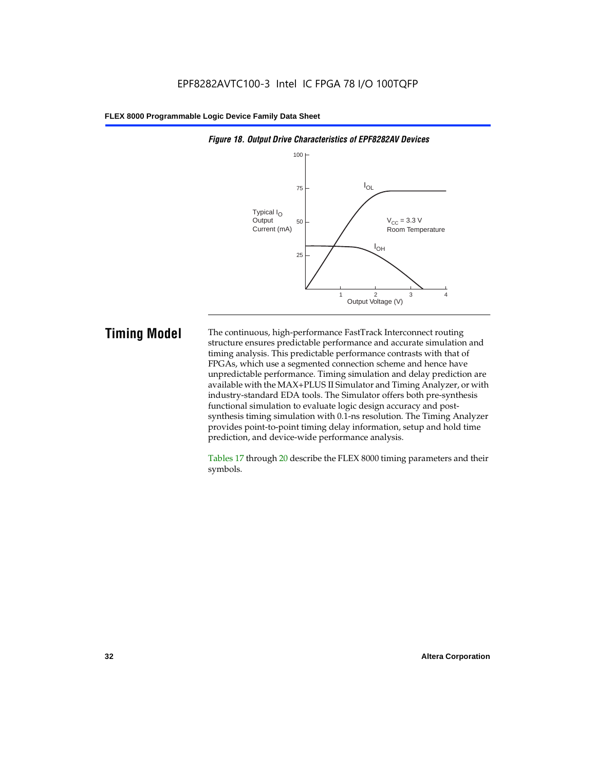*Figure 18. Output Drive Characteristics of EPF8282AV Devices*

## Timing Model

The continuous, high-performance FastTrack Interconnect routing structure ensures predictable performance and accurate simulation and timing analysis. This predictable performance contrasts with that of FPGAs, which use a segmented connection scheme and hence have unpredictable performance. Timing simulation and delay prediction are available with the MAX+PLUS II Simulator and Timing Analyzer, or with industry-standard EDA tools. The Simulator offers both pre-synthesis functional simulation to evaluate logic design accuracy and post-synthesis timing simulation with 0.1-ns resolution. The Timing Analyzer provides point-to-point timing delay information, setup and hold time prediction, and device-wide performance analysis.

Tables 17 through 20 describe the FLEX 8000 timing parameters and their symbols.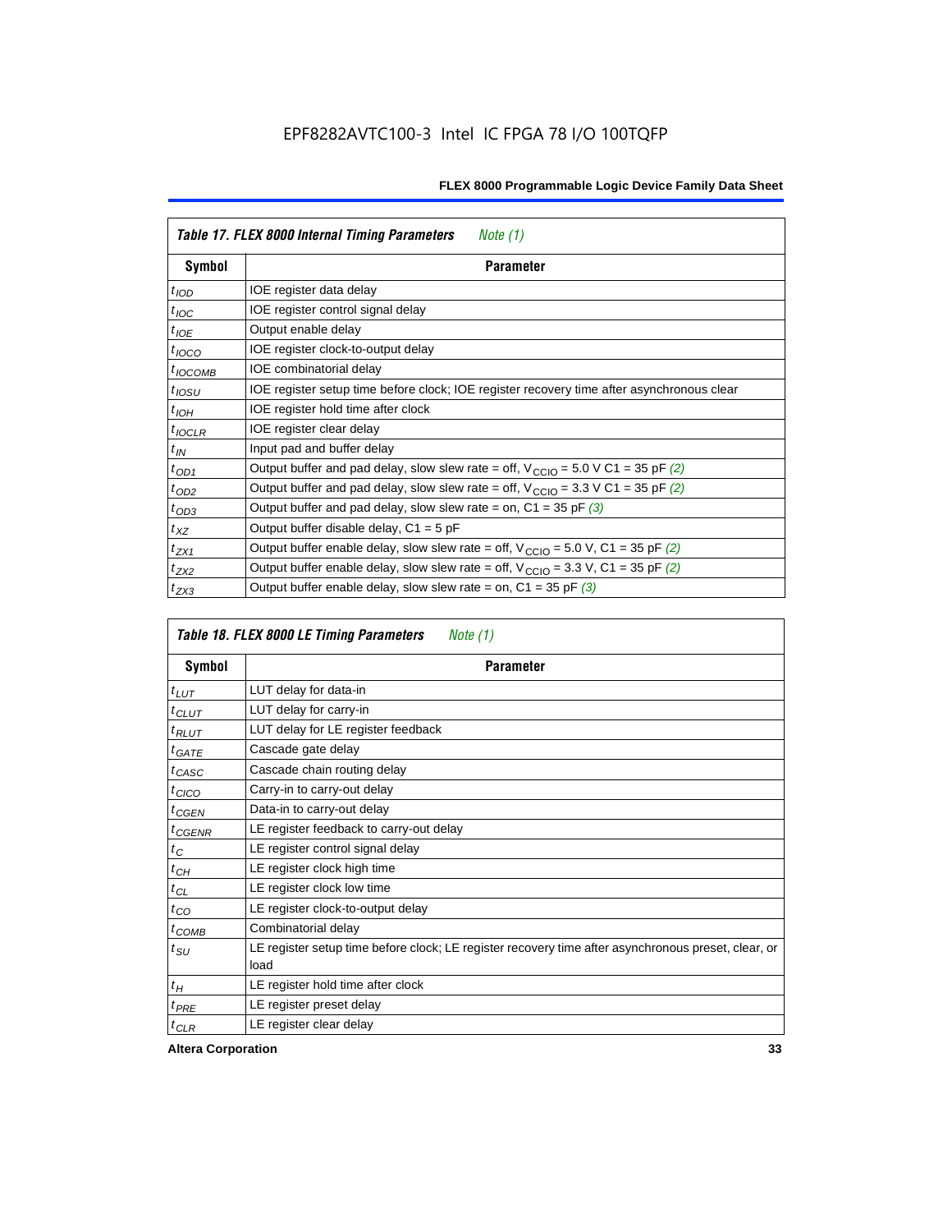| *Table 17. FLEX 8000 Internal Timing Parameters* *Note (1)* | |
|---|---|
| **Symbol** | **Parameter** |
| $t_{IOD}$ | IOE register data delay |
| $t_{IOC}$ | IOE register control signal delay |
| $t_{IOE}$ | Output enable delay |
| $t_{IOCO}$ | IOE register clock-to-output delay |
| $t_{IOCOMB}$ | IOE combinatorial delay |
| $t_{IOSU}$ | IOE register setup time before clock; IOE register recovery time after asynchronous clear |
| $t_{IOH}$ | IOE register hold time after clock |
| $t_{IOCLR}$ | IOE register clear delay |
| $t_{IN}$ | Input pad and buffer delay |
| $t_{OD1}$ | Output buffer and pad delay, slow slew rate = off, $V_{CCIO}$ = 5.0 V C1 = 35 pF *(2)* |
| $t_{OD2}$ | Output buffer and pad delay, slow slew rate = off, $V_{CCIO}$ = 3.3 V C1 = 35 pF *(2)* |
| $t_{OD3}$ | Output buffer and pad delay, slow slew rate = on, C1 = 35 pF *(3)* |
| $t_{XZ}$ | Output buffer disable delay, C1 = 5 pF |
| $t_{ZX1}$ | Output buffer enable delay, slow slew rate = off, $V_{CCIO}$ = 5.0 V, C1 = 35 pF *(2)* |
| $t_{ZX2}$ | Output buffer enable delay, slow slew rate = off, $V_{CCIO}$ = 3.3 V, C1 = 35 pF *(2)* |
| $t_{ZX3}$ | Output buffer enable delay, slow slew rate = on, C1 = 35 pF *(3)* |

| *Table 18. FLEX 8000 LE Timing Parameters* *Note (1)* | |
|---|---|
| **Symbol** | **Parameter** |
| $t_{LUT}$ | LUT delay for data-in |
| $t_{CLUT}$ | LUT delay for carry-in |
| $t_{RLUT}$ | LUT delay for LE register feedback |
| $t_{GATE}$ | Cascade gate delay |
| $t_{CASC}$ | Cascade chain routing delay |
| $t_{CICO}$ | Carry-in to carry-out delay |
| $t_{CGEN}$ | Data-in to carry-out delay |
| $t_{CGENR}$ | LE register feedback to carry-out delay |
| $t_C$ | LE register control signal delay |
| $t_{CH}$ | LE register clock high time |
| $t_{CL}$ | LE register clock low time |
| $t_{CO}$ | LE register clock-to-output delay |
| $t_{COMB}$ | Combinatorial delay |
| $t_{SU}$ | LE register setup time before clock; LE register recovery time after asynchronous preset, clear, or load |
| $t_H$ | LE register hold time after clock |
| $t_{PRE}$ | LE register preset delay |
| $t_{CLR}$ | LE register clear delay |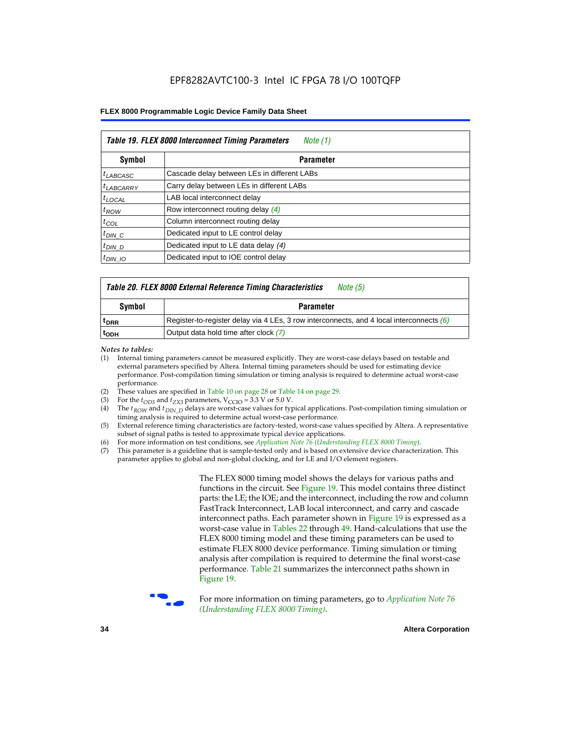**Table 19. FLEX 8000 Interconnect Timing Parameters** *Note (1)*

| Symbol | Parameter |
|---|---|
| $t_{LABCASC}$ | Cascade delay between LEs in different LABs |
| $t_{LABCARRY}$ | Carry delay between LEs in different LABs |
| $t_{LOCAL}$ | LAB local interconnect delay |
| $t_{ROW}$ | Row interconnect routing delay *(4)* |
| $t_{COL}$ | Column interconnect routing delay |
| $t_{DIN\_C}$ | Dedicated input to LE control delay |
| $t_{DIN\_D}$ | Dedicated input to LE data delay *(4)* |
| $t_{DIN\_IO}$ | Dedicated input to IOE control delay |

**Table 20. FLEX 8000 External Reference Timing Characteristics** *Note (5)*

| Symbol | Parameter |
|---|---|
| $t_{DRR}$ | Register-to-register delay via 4 LEs, 3 row interconnects, and 4 local interconnects *(6)* |
| $t_{ODH}$ | Output data hold time after clock *(7)* |

*Notes to tables:*

(1) Internal timing parameters cannot be measured explicitly. They are worst-case delays based on testable and external parameters specified by Altera. Internal timing parameters should be used for estimating device performance. Post-compilation timing simulation or timing analysis is required to determine actual worst-case performance.
(2) These values are specified in Table 10 on page 28 or Table 14 on page 29.
(3) For the $t_{OD3}$ and $t_{ZX3}$ parameters, $V_{CCIO}$ = 3.3 V or 5.0 V.
(4) The $t_{ROW}$ and $t_{DIN\_D}$ delays are worst-case values for typical applications. Post-compilation timing simulation or timing analysis is required to determine actual worst-case performance.
(5) External reference timing characteristics are factory-tested, worst-case values specified by Altera. A representative subset of signal paths is tested to approximate typical device applications.
(6) For more information on test conditions, see *Application Note 76* (*Understanding FLEX 8000 Timing*).
(7) This parameter is a guideline that is sample-tested only and is based on extensive device characterization. This parameter applies to global and non-global clocking, and for LE and I/O element registers.

The FLEX 8000 timing model shows the delays for various paths and functions in the circuit. See Figure 19. This model contains three distinct parts: the LE; the IOE; and the interconnect, including the row and column FastTrack Interconnect, LAB local interconnect, and carry and cascade interconnect paths. Each parameter shown in Figure 19 is expressed as a worst-case value in Tables 22 through 49. Hand-calculations that use the FLEX 8000 timing model and these timing parameters can be used to estimate FLEX 8000 device performance. Timing simulation or timing analysis after compilation is required to determine the final worst-case performance. Table 21 summarizes the interconnect paths shown in Figure 19.

For more information on timing parameters, go to *Application Note 76 (Understanding FLEX 8000 Timing)*.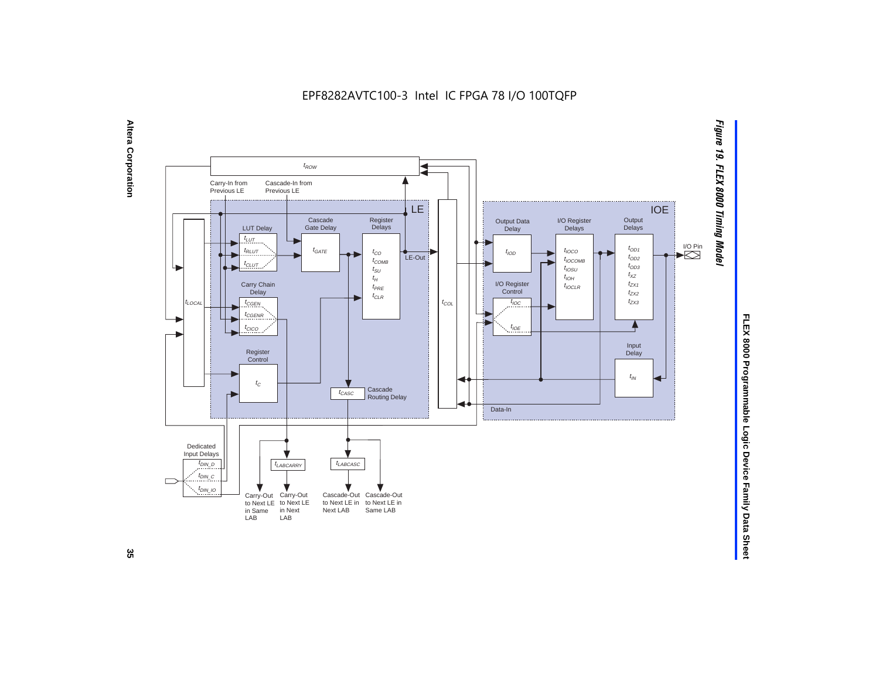EPF8282AVTC100-3 Intel IC FPGA 78 I/O 100TQFP

*Figure 19. FLEX 8000 Timing Model*

LE: $t_{ROW}$, Carry-In from Previous LE, Cascade-In from Previous LE, LUT Delay ($t_{LUT}$, $t_{RLUT}$, $t_{CLUT}$), Cascade Gate Delay ($t_{GATE}$), Register Delays ($t_{CO}$, $t_{COMB}$, $t_{SU}$, $t_H$, $t_{PRE}$, $t_{CLR}$), LE-Out, $t_{LOCAL}$, Carry Chain Delay ($t_{CGEN}$, $t_{CGENR}$, $t_{CICO}$), Register Control ($t_C$), $t_{CASC}$ Cascade Routing Delay, $t_{COL}$

IOE: Output Data Delay ($t_{IOD}$), I/O Register Delays ($t_{IOCO}$, $t_{IOCOMB}$, $t_{IOSU}$, $t_{IOH}$, $t_{IOCLR}$), Output Delays ($t_{OD1}$, $t_{OD2}$, $t_{OD3}$, $t_{XZ}$, $t_{ZX1}$, $t_{ZX2}$, $t_{ZX3}$), I/O Register Control ($t_{IOC}$, $t_{IOE}$), Input Delay ($t_{IN}$), I/O Pin, Data-In

Dedicated Input Delays ($t_{DIN\_D}$, $t_{DIN\_C}$, $t_{DIN\_IO}$)

$t_{LABCARRY}$, $t_{LABCASC}$

Carry-Out to Next LE in Same LAB; Carry-Out to Next LE in Next LAB; Cascade-Out to Next LE in Next LAB; Cascade-Out to Next LE in Same LAB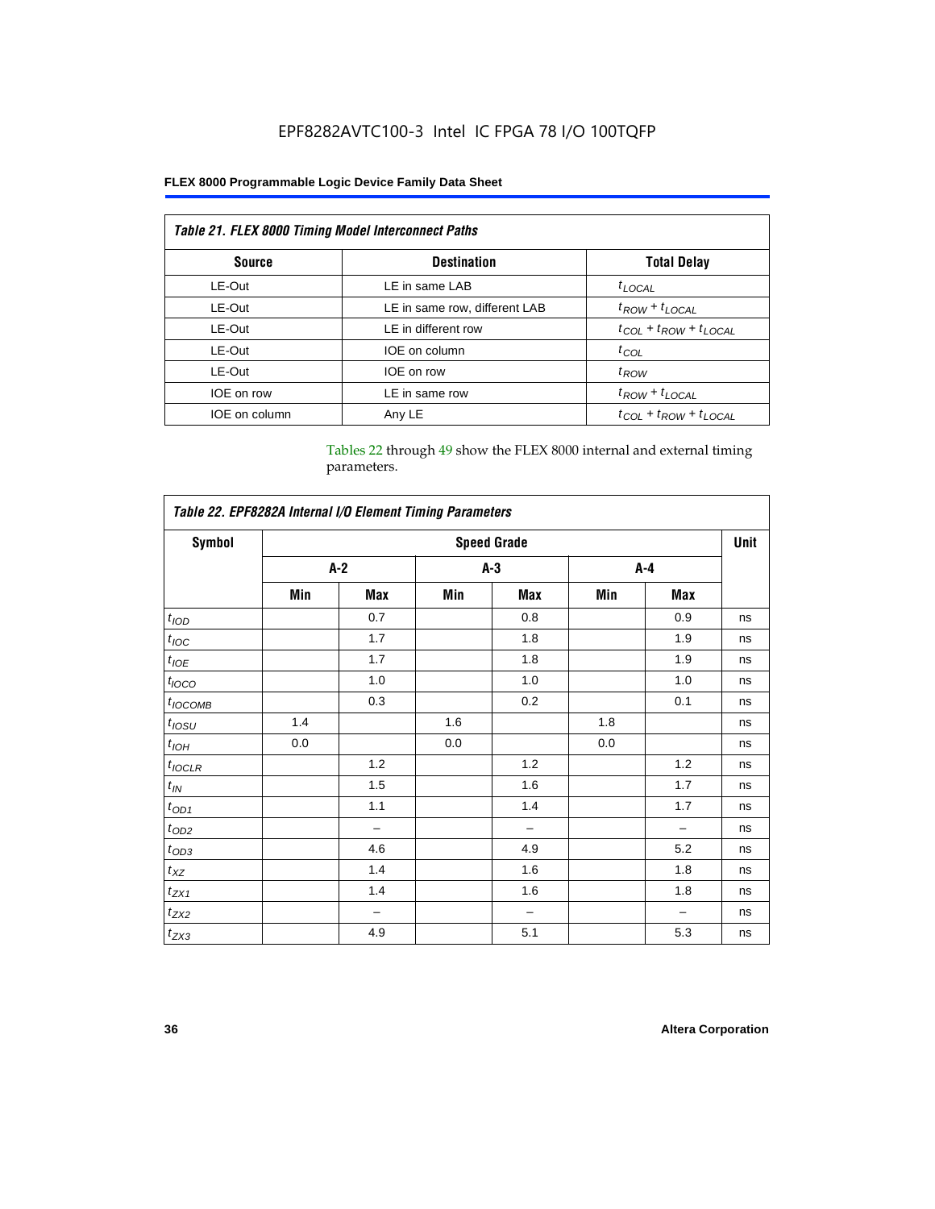## Table 21. FLEX 8000 Timing Model Interconnect Paths

| Source | Destination | Total Delay |
|---|---|---|
| LE-Out | LE in same LAB | $t_{LOCAL}$ |
| LE-Out | LE in same row, different LAB | $t_{ROW} + t_{LOCAL}$ |
| LE-Out | LE in different row | $t_{COL} + t_{ROW} + t_{LOCAL}$ |
| LE-Out | IOE on column | $t_{COL}$ |
| LE-Out | IOE on row | $t_{ROW}$ |
| IOE on row | LE in same row | $t_{ROW} + t_{LOCAL}$ |
| IOE on column | Any LE | $t_{COL} + t_{ROW} + t_{LOCAL}$ |

Tables 22 through 49 show the FLEX 8000 internal and external timing parameters.

## Table 22. EPF8282A Internal I/O Element Timing Parameters

| Symbol | Speed Grade | | | | | | Unit |
|---|---|---|---|---|---|---|---|
| | A-2 | | A-3 | | A-4 | | |
| | Min | Max | Min | Max | Min | Max | |
| $t_{IOD}$ | | 0.7 | | 0.8 | | 0.9 | ns |
| $t_{IOC}$ | | 1.7 | | 1.8 | | 1.9 | ns |
| $t_{IOE}$ | | 1.7 | | 1.8 | | 1.9 | ns |
| $t_{IOCO}$ | | 1.0 | | 1.0 | | 1.0 | ns |
| $t_{IOCOMB}$ | | 0.3 | | 0.2 | | 0.1 | ns |
| $t_{IOSU}$ | 1.4 | | 1.6 | | 1.8 | | ns |
| $t_{IOH}$ | 0.0 | | 0.0 | | 0.0 | | ns |
| $t_{IOCLR}$ | | 1.2 | | 1.2 | | 1.2 | ns |
| $t_{IN}$ | | 1.5 | | 1.6 | | 1.7 | ns |
| $t_{OD1}$ | | 1.1 | | 1.4 | | 1.7 | ns |
| $t_{OD2}$ | | – | | – | | – | ns |
| $t_{OD3}$ | | 4.6 | | 4.9 | | 5.2 | ns |
| $t_{XZ}$ | | 1.4 | | 1.6 | | 1.8 | ns |
| $t_{ZX1}$ | | 1.4 | | 1.6 | | 1.8 | ns |
| $t_{ZX2}$ | | – | | – | | – | ns |
| $t_{ZX3}$ | | 4.9 | | 5.1 | | 5.3 | ns |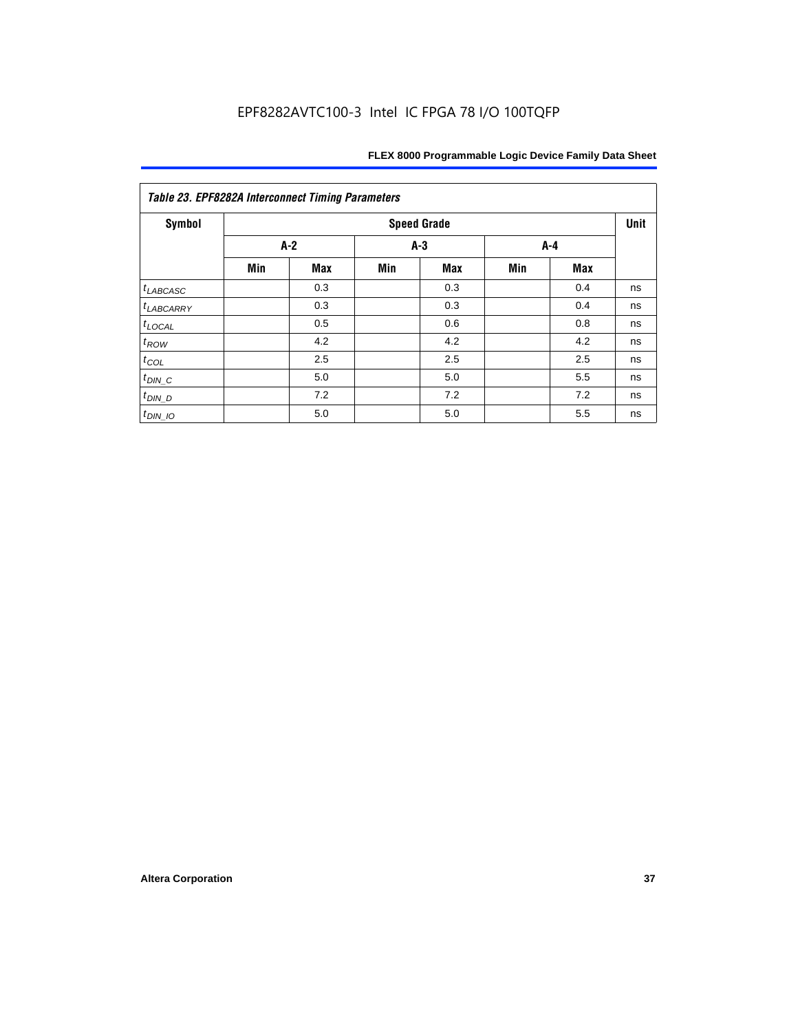EPF8282AVTC100-3 Intel IC FPGA 78 I/O 100TQFP

| *Table 23. EPF8282A Interconnect Timing Parameters* | | | | | | | |
|---|---|---|---|---|---|---|---|
| **Symbol** | **Speed Grade** | | | | | | **Unit** |
| | **A-2** | | **A-3** | | **A-4** | | |
| | **Min** | **Max** | **Min** | **Max** | **Min** | **Max** | |
| $t_{LABCASC}$ | | 0.3 | | 0.3 | | 0.4 | ns |
| $t_{LABCARRY}$ | | 0.3 | | 0.3 | | 0.4 | ns |
| $t_{LOCAL}$ | | 0.5 | | 0.6 | | 0.8 | ns |
| $t_{ROW}$ | | 4.2 | | 4.2 | | 4.2 | ns |
| $t_{COL}$ | | 2.5 | | 2.5 | | 2.5 | ns |
| $t_{DIN\_C}$ | | 5.0 | | 5.0 | | 5.5 | ns |
| $t_{DIN\_D}$ | | 7.2 | | 7.2 | | 7.2 | ns |
| $t_{DIN\_IO}$ | | 5.0 | | 5.0 | | 5.5 | ns |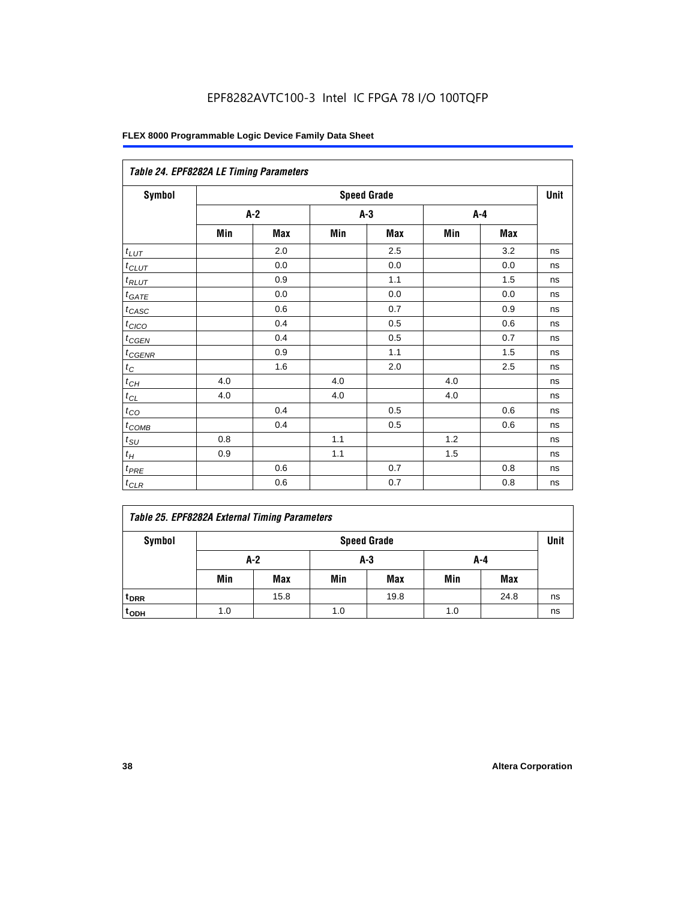EPF8282AVTC100-3 Intel IC FPGA 78 I/O 100TQFP

| Table 24. EPF8282A LE Timing Parameters | | | | | | | |
|---|---|---|---|---|---|---|---|
| Symbol | Speed Grade | | | | | | Unit |
| | A-2 | | A-3 | | A-4 | | |
| | Min | Max | Min | Max | Min | Max | |
| $t_{LUT}$ | | 2.0 | | 2.5 | | 3.2 | ns |
| $t_{CLUT}$ | | 0.0 | | 0.0 | | 0.0 | ns |
| $t_{RLUT}$ | | 0.9 | | 1.1 | | 1.5 | ns |
| $t_{GATE}$ | | 0.0 | | 0.0 | | 0.0 | ns |
| $t_{CASC}$ | | 0.6 | | 0.7 | | 0.9 | ns |
| $t_{CICO}$ | | 0.4 | | 0.5 | | 0.6 | ns |
| $t_{CGEN}$ | | 0.4 | | 0.5 | | 0.7 | ns |
| $t_{CGENR}$ | | 0.9 | | 1.1 | | 1.5 | ns |
| $t_C$ | | 1.6 | | 2.0 | | 2.5 | ns |
| $t_{CH}$ | 4.0 | | 4.0 | | 4.0 | | ns |
| $t_{CL}$ | 4.0 | | 4.0 | | 4.0 | | ns |
| $t_{CO}$ | | 0.4 | | 0.5 | | 0.6 | ns |
| $t_{COMB}$ | | 0.4 | | 0.5 | | 0.6 | ns |
| $t_{SU}$ | 0.8 | | 1.1 | | 1.2 | | ns |
| $t_H$ | 0.9 | | 1.1 | | 1.5 | | ns |
| $t_{PRE}$ | | 0.6 | | 0.7 | | 0.8 | ns |
| $t_{CLR}$ | | 0.6 | | 0.7 | | 0.8 | ns |

| Table 25. EPF8282A External Timing Parameters | | | | | | | |
|---|---|---|---|---|---|---|---|
| Symbol | Speed Grade | | | | | | Unit |
| | A-2 | | A-3 | | A-4 | | |
| | Min | Max | Min | Max | Min | Max | |
| $t_{DRR}$ | | 15.8 | | 19.8 | | 24.8 | ns |
| $t_{ODH}$ | 1.0 | | 1.0 | | 1.0 | | ns |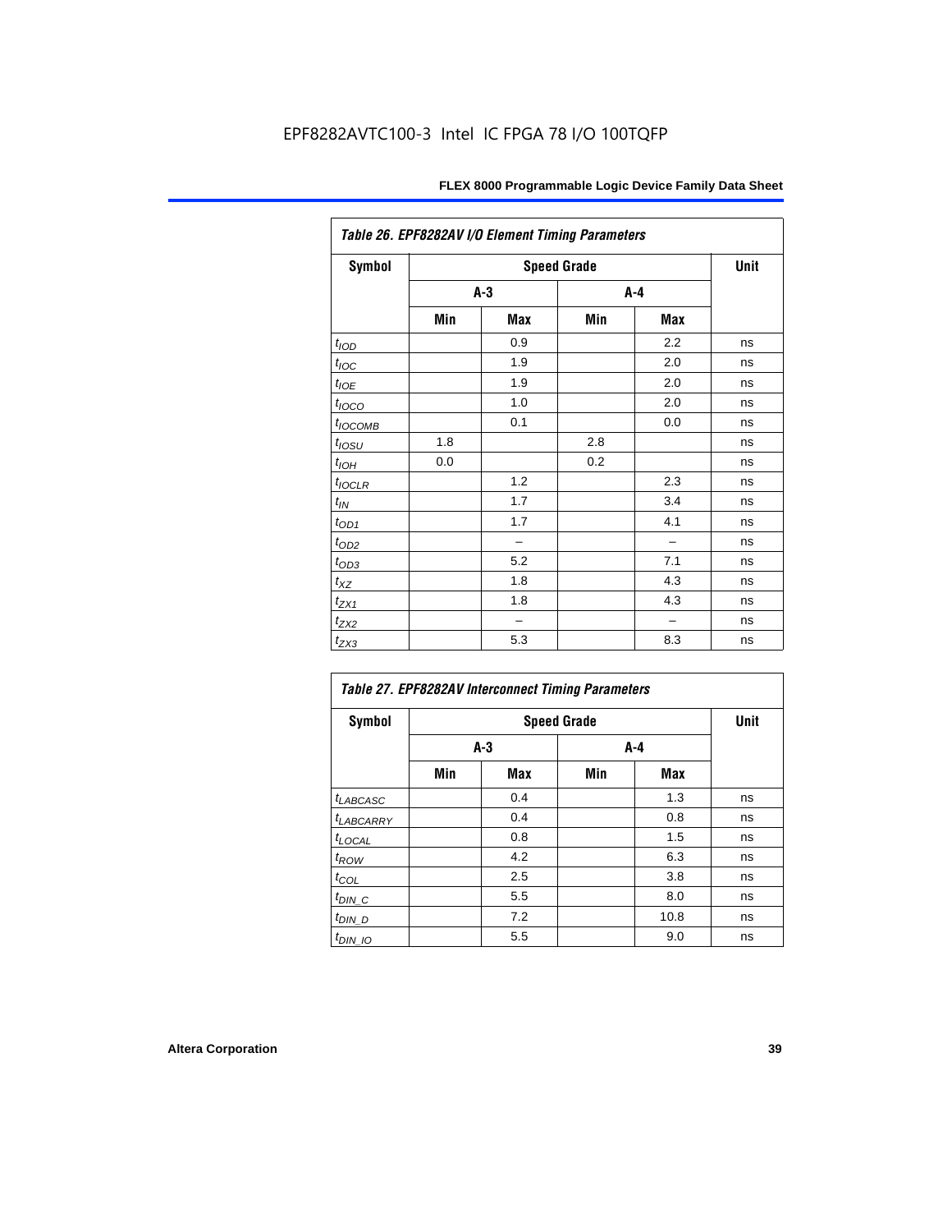EPF8282AVTC100-3 Intel IC FPGA 78 I/O 100TQFP

| Table 26. EPF8282AV I/O Element Timing Parameters | | | | | |
|---|---|---|---|---|---|
| **Symbol** | **Speed Grade** | | | | **Unit** |
| | **A-3** | | **A-4** | | |
| | **Min** | **Max** | **Min** | **Max** | |
| $t_{IOD}$ | | 0.9 | | 2.2 | ns |
| $t_{IOC}$ | | 1.9 | | 2.0 | ns |
| $t_{IOE}$ | | 1.9 | | 2.0 | ns |
| $t_{IOCO}$ | | 1.0 | | 2.0 | ns |
| $t_{IOCOMB}$ | | 0.1 | | 0.0 | ns |
| $t_{IOSU}$ | 1.8 | | 2.8 | | ns |
| $t_{IOH}$ | 0.0 | | 0.2 | | ns |
| $t_{IOCLR}$ | | 1.2 | | 2.3 | ns |
| $t_{IN}$ | | 1.7 | | 3.4 | ns |
| $t_{OD1}$ | | 1.7 | | 4.1 | ns |
| $t_{OD2}$ | | – | | – | ns |
| $t_{OD3}$ | | 5.2 | | 7.1 | ns |
| $t_{XZ}$ | | 1.8 | | 4.3 | ns |
| $t_{ZX1}$ | | 1.8 | | 4.3 | ns |
| $t_{ZX2}$ | | – | | – | ns |
| $t_{ZX3}$ | | 5.3 | | 8.3 | ns |

| Table 27. EPF8282AV Interconnect Timing Parameters | | | | | |
|---|---|---|---|---|---|
| **Symbol** | **Speed Grade** | | | | **Unit** |
| | **A-3** | | **A-4** | | |
| | **Min** | **Max** | **Min** | **Max** | |
| $t_{LABCASC}$ | | 0.4 | | 1.3 | ns |
| $t_{LABCARRY}$ | | 0.4 | | 0.8 | ns |
| $t_{LOCAL}$ | | 0.8 | | 1.5 | ns |
| $t_{ROW}$ | | 4.2 | | 6.3 | ns |
| $t_{COL}$ | | 2.5 | | 3.8 | ns |
| $t_{DIN\_C}$ | | 5.5 | | 8.0 | ns |
| $t_{DIN\_D}$ | | 7.2 | | 10.8 | ns |
| $t_{DIN\_IO}$ | | 5.5 | | 9.0 | ns |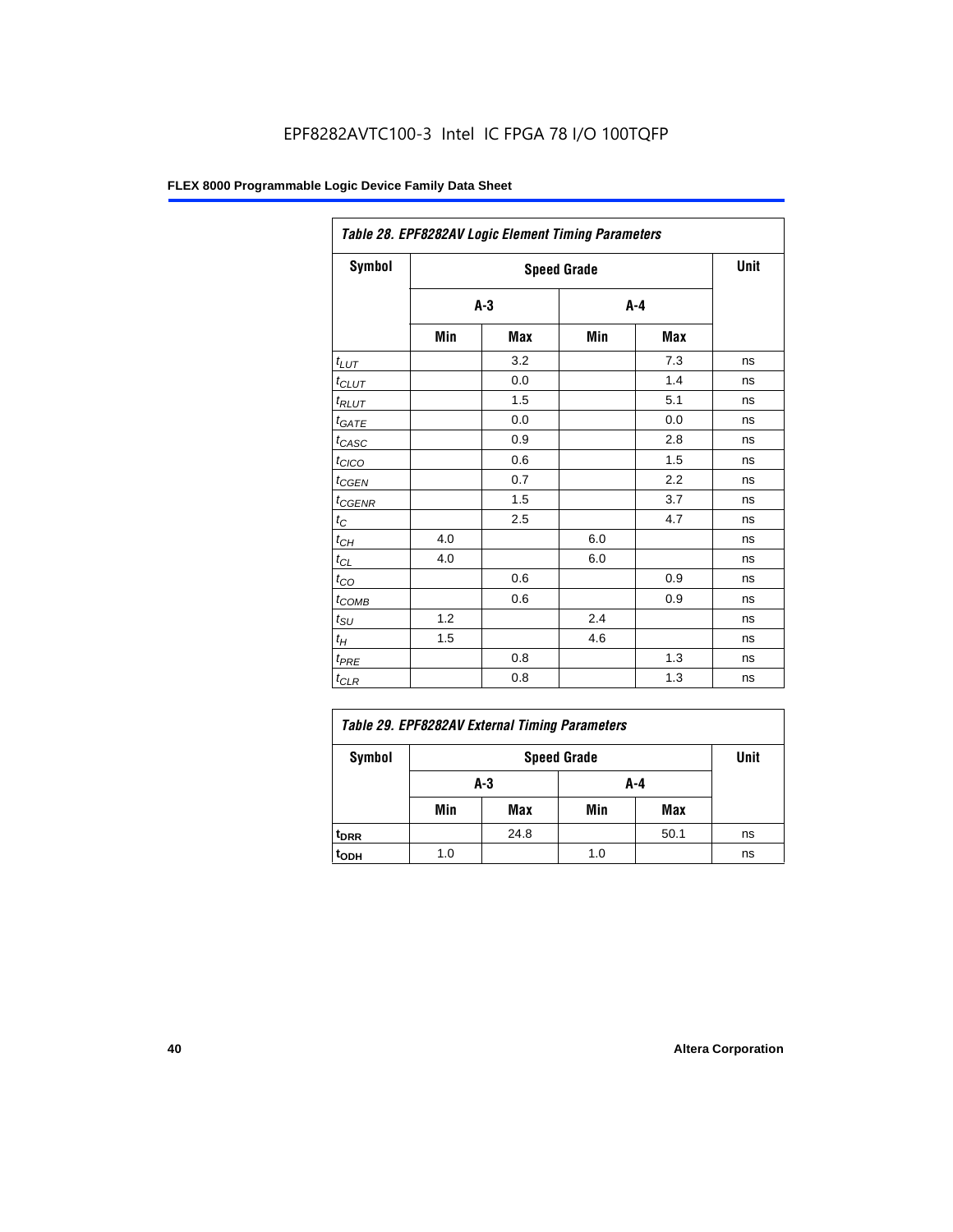### Table 28. EPF8282AV Logic Element Timing Parameters

| Symbol | Speed Grade | | | | Unit |
|---|---|---|---|---|---|
| | A-3 | | A-4 | | |
| | Min | Max | Min | Max | |
| $t_{LUT}$ | | 3.2 | | 7.3 | ns |
| $t_{CLUT}$ | | 0.0 | | 1.4 | ns |
| $t_{RLUT}$ | | 1.5 | | 5.1 | ns |
| $t_{GATE}$ | | 0.0 | | 0.0 | ns |
| $t_{CASC}$ | | 0.9 | | 2.8 | ns |
| $t_{CICO}$ | | 0.6 | | 1.5 | ns |
| $t_{CGEN}$ | | 0.7 | | 2.2 | ns |
| $t_{CGENR}$ | | 1.5 | | 3.7 | ns |
| $t_C$ | | 2.5 | | 4.7 | ns |
| $t_{CH}$ | 4.0 | | 6.0 | | ns |
| $t_{CL}$ | 4.0 | | 6.0 | | ns |
| $t_{CO}$ | | 0.6 | | 0.9 | ns |
| $t_{COMB}$ | | 0.6 | | 0.9 | ns |
| $t_{SU}$ | 1.2 | | 2.4 | | ns |
| $t_H$ | 1.5 | | 4.6 | | ns |
| $t_{PRE}$ | | 0.8 | | 1.3 | ns |
| $t_{CLR}$ | | 0.8 | | 1.3 | ns |

### Table 29. EPF8282AV External Timing Parameters

| Symbol | Speed Grade | | | | Unit |
|---|---|---|---|---|---|
| | A-3 | | A-4 | | |
| | Min | Max | Min | Max | |
| $t_{DRR}$ | | 24.8 | | 50.1 | ns |
| $t_{ODH}$ | 1.0 | | 1.0 | | ns |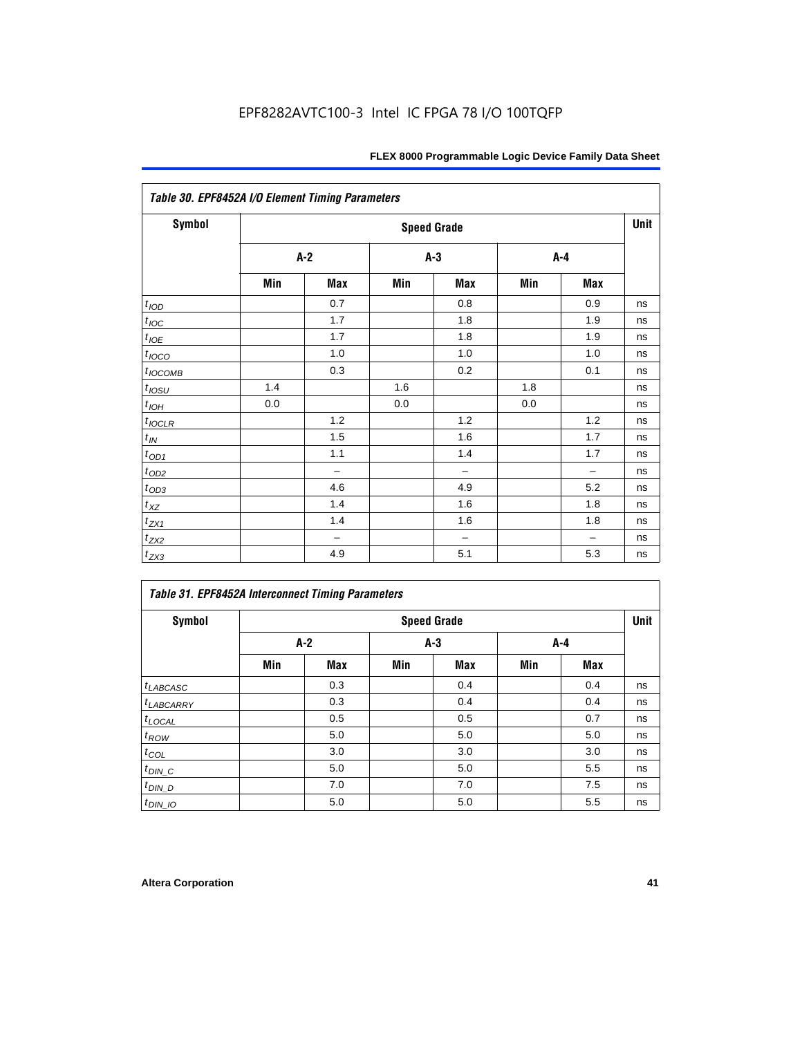EPF8282AVTC100-3 Intel IC FPGA 78 I/O 100TQFP

| Table 30. EPF8452A I/O Element Timing Parameters | | | | | | | |
|---|---|---|---|---|---|---|---|
| Symbol | Speed Grade | | | | | | Unit |
| | A-2 | | A-3 | | A-4 | | |
| | Min | Max | Min | Max | Min | Max | |
| $t_{IOD}$ | | 0.7 | | 0.8 | | 0.9 | ns |
| $t_{IOC}$ | | 1.7 | | 1.8 | | 1.9 | ns |
| $t_{IOE}$ | | 1.7 | | 1.8 | | 1.9 | ns |
| $t_{IOCO}$ | | 1.0 | | 1.0 | | 1.0 | ns |
| $t_{IOCOMB}$ | | 0.3 | | 0.2 | | 0.1 | ns |
| $t_{IOSU}$ | 1.4 | | 1.6 | | 1.8 | | ns |
| $t_{IOH}$ | 0.0 | | 0.0 | | 0.0 | | ns |
| $t_{IOCLR}$ | | 1.2 | | 1.2 | | 1.2 | ns |
| $t_{IN}$ | | 1.5 | | 1.6 | | 1.7 | ns |
| $t_{OD1}$ | | 1.1 | | 1.4 | | 1.7 | ns |
| $t_{OD2}$ | | – | | – | | – | ns |
| $t_{OD3}$ | | 4.6 | | 4.9 | | 5.2 | ns |
| $t_{XZ}$ | | 1.4 | | 1.6 | | 1.8 | ns |
| $t_{ZX1}$ | | 1.4 | | 1.6 | | 1.8 | ns |
| $t_{ZX2}$ | | – | | – | | – | ns |
| $t_{ZX3}$ | | 4.9 | | 5.1 | | 5.3 | ns |

| Table 31. EPF8452A Interconnect Timing Parameters | | | | | | | |
|---|---|---|---|---|---|---|---|
| Symbol | Speed Grade | | | | | | Unit |
| | A-2 | | A-3 | | A-4 | | |
| | Min | Max | Min | Max | Min | Max | |
| $t_{LABCASC}$ | | 0.3 | | 0.4 | | 0.4 | ns |
| $t_{LABCARRY}$ | | 0.3 | | 0.4 | | 0.4 | ns |
| $t_{LOCAL}$ | | 0.5 | | 0.5 | | 0.7 | ns |
| $t_{ROW}$ | | 5.0 | | 5.0 | | 5.0 | ns |
| $t_{COL}$ | | 3.0 | | 3.0 | | 3.0 | ns |
| $t_{DIN\_C}$ | | 5.0 | | 5.0 | | 5.5 | ns |
| $t_{DIN\_D}$ | | 7.0 | | 7.0 | | 7.5 | ns |
| $t_{DIN\_IO}$ | | 5.0 | | 5.0 | | 5.5 | ns |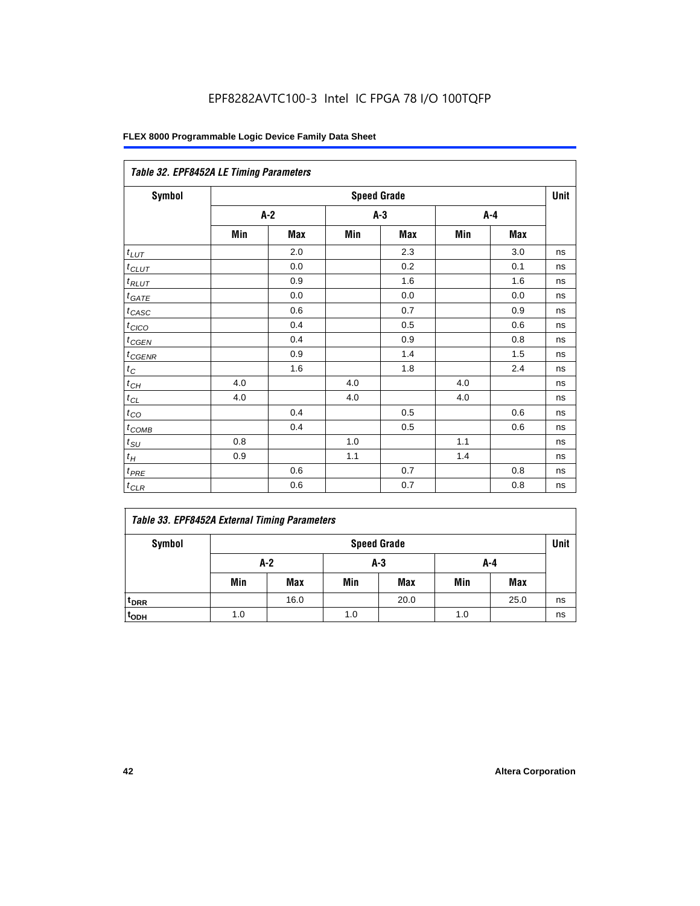EPF8282AVTC100-3 Intel IC FPGA 78 I/O 100TQFP

| Table 32. EPF8452A LE Timing Parameters | | | | | | | |
|---|---|---|---|---|---|---|---|
| Symbol | Speed Grade | | | | | | Unit |
| | A-2 | | A-3 | | A-4 | | |
| | Min | Max | Min | Max | Min | Max | |
| $t_{LUT}$ | | 2.0 | | 2.3 | | 3.0 | ns |
| $t_{CLUT}$ | | 0.0 | | 0.2 | | 0.1 | ns |
| $t_{RLUT}$ | | 0.9 | | 1.6 | | 1.6 | ns |
| $t_{GATE}$ | | 0.0 | | 0.0 | | 0.0 | ns |
| $t_{CASC}$ | | 0.6 | | 0.7 | | 0.9 | ns |
| $t_{CICO}$ | | 0.4 | | 0.5 | | 0.6 | ns |
| $t_{CGEN}$ | | 0.4 | | 0.9 | | 0.8 | ns |
| $t_{CGENR}$ | | 0.9 | | 1.4 | | 1.5 | ns |
| $t_C$ | | 1.6 | | 1.8 | | 2.4 | ns |
| $t_{CH}$ | 4.0 | | 4.0 | | 4.0 | | ns |
| $t_{CL}$ | 4.0 | | 4.0 | | 4.0 | | ns |
| $t_{CO}$ | | 0.4 | | 0.5 | | 0.6 | ns |
| $t_{COMB}$ | | 0.4 | | 0.5 | | 0.6 | ns |
| $t_{SU}$ | 0.8 | | 1.0 | | 1.1 | | ns |
| $t_H$ | 0.9 | | 1.1 | | 1.4 | | ns |
| $t_{PRE}$ | | 0.6 | | 0.7 | | 0.8 | ns |
| $t_{CLR}$ | | 0.6 | | 0.7 | | 0.8 | ns |

| Table 33. EPF8452A External Timing Parameters | | | | | | | |
|---|---|---|---|---|---|---|---|
| Symbol | Speed Grade | | | | | | Unit |
| | A-2 | | A-3 | | A-4 | | |
| | Min | Max | Min | Max | Min | Max | |
| $t_{DRR}$ | | 16.0 | | 20.0 | | 25.0 | ns |
| $t_{ODH}$ | 1.0 | | 1.0 | | 1.0 | | ns |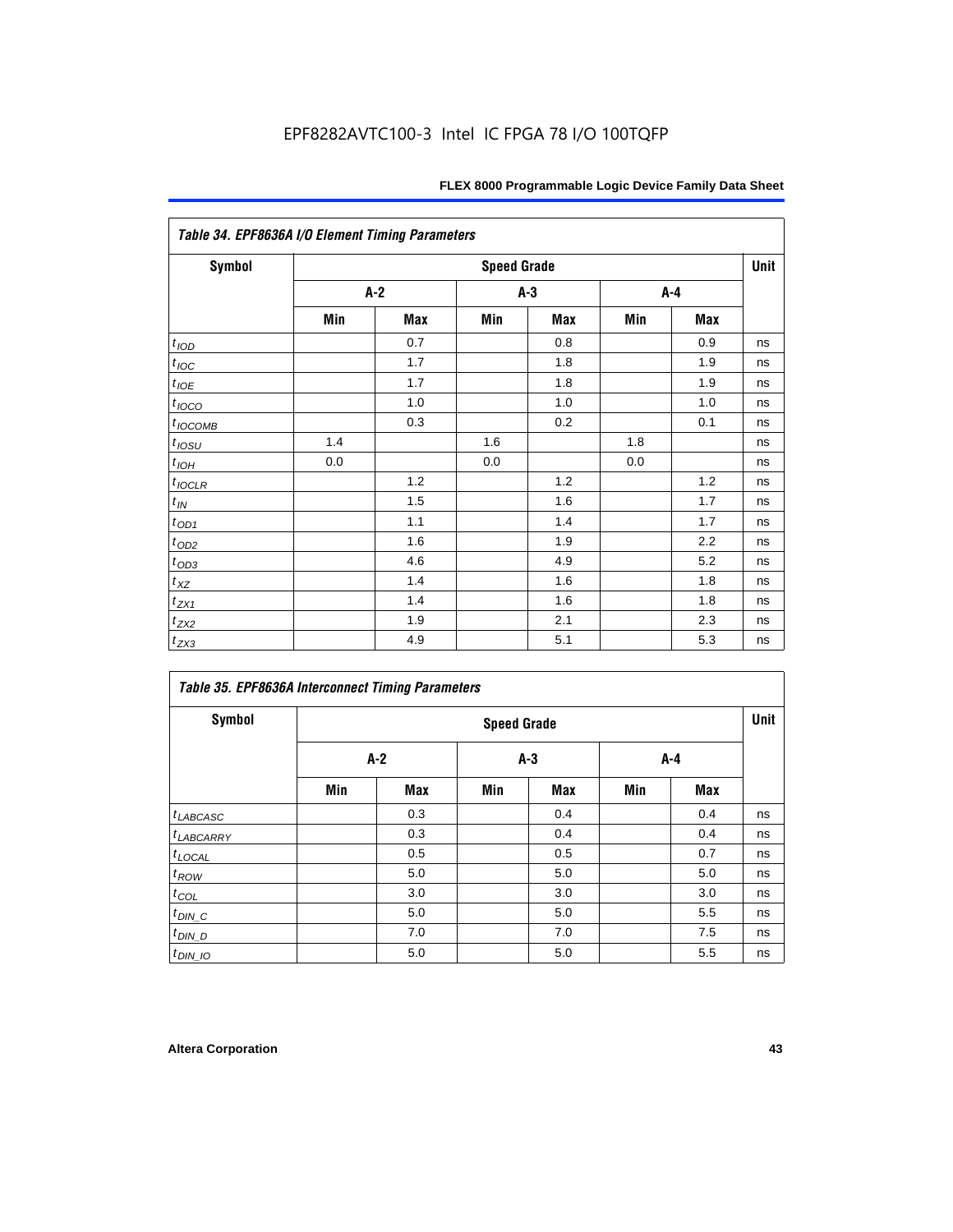EPF8282AVTC100-3 Intel IC FPGA 78 I/O 100TQFP

| Table 34. EPF8636A I/O Element Timing Parameters | | | | | | | |
|---|---|---|---|---|---|---|---|
| Symbol | Speed Grade | | | | | | Unit |
| | A-2 | | A-3 | | A-4 | | |
| | Min | Max | Min | Max | Min | Max | |
| $t_{IOD}$ | | 0.7 | | 0.8 | | 0.9 | ns |
| $t_{IOC}$ | | 1.7 | | 1.8 | | 1.9 | ns |
| $t_{IOE}$ | | 1.7 | | 1.8 | | 1.9 | ns |
| $t_{IOCO}$ | | 1.0 | | 1.0 | | 1.0 | ns |
| $t_{IOCOMB}$ | | 0.3 | | 0.2 | | 0.1 | ns |
| $t_{IOSU}$ | 1.4 | | 1.6 | | 1.8 | | ns |
| $t_{IOH}$ | 0.0 | | 0.0 | | 0.0 | | ns |
| $t_{IOCLR}$ | | 1.2 | | 1.2 | | 1.2 | ns |
| $t_{IN}$ | | 1.5 | | 1.6 | | 1.7 | ns |
| $t_{OD1}$ | | 1.1 | | 1.4 | | 1.7 | ns |
| $t_{OD2}$ | | 1.6 | | 1.9 | | 2.2 | ns |
| $t_{OD3}$ | | 4.6 | | 4.9 | | 5.2 | ns |
| $t_{XZ}$ | | 1.4 | | 1.6 | | 1.8 | ns |
| $t_{ZX1}$ | | 1.4 | | 1.6 | | 1.8 | ns |
| $t_{ZX2}$ | | 1.9 | | 2.1 | | 2.3 | ns |
| $t_{ZX3}$ | | 4.9 | | 5.1 | | 5.3 | ns |

| Table 35. EPF8636A Interconnect Timing Parameters | | | | | | | |
|---|---|---|---|---|---|---|---|
| Symbol | Speed Grade | | | | | | Unit |
| | A-2 | | A-3 | | A-4 | | |
| | Min | Max | Min | Max | Min | Max | |
| $t_{LABCASC}$ | | 0.3 | | 0.4 | | 0.4 | ns |
| $t_{LABCARRY}$ | | 0.3 | | 0.4 | | 0.4 | ns |
| $t_{LOCAL}$ | | 0.5 | | 0.5 | | 0.7 | ns |
| $t_{ROW}$ | | 5.0 | | 5.0 | | 5.0 | ns |
| $t_{COL}$ | | 3.0 | | 3.0 | | 3.0 | ns |
| $t_{DIN\_C}$ | | 5.0 | | 5.0 | | 5.5 | ns |
| $t_{DIN\_D}$ | | 7.0 | | 7.0 | | 7.5 | ns |
| $t_{DIN\_IO}$ | | 5.0 | | 5.0 | | 5.5 | ns |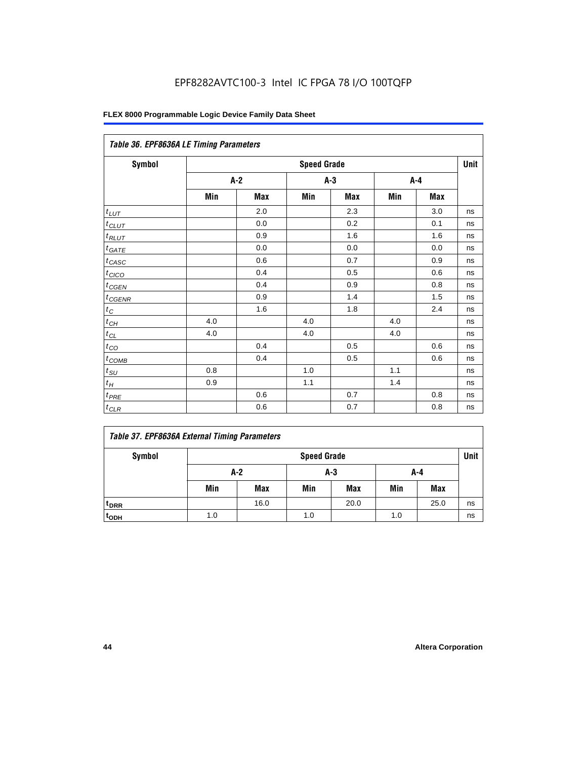EPF8282AVTC100-3 Intel IC FPGA 78 I/O 100TQFP

| *Table 36. EPF8636A LE Timing Parameters* | | | | | | | |
|---|---|---|---|---|---|---|---|
| **Symbol** | **Speed Grade** | | | | | | **Unit** |
| | **A-2** | | **A-3** | | **A-4** | | |
| | **Min** | **Max** | **Min** | **Max** | **Min** | **Max** | |
| $t_{LUT}$ | | 2.0 | | 2.3 | | 3.0 | ns |
| $t_{CLUT}$ | | 0.0 | | 0.2 | | 0.1 | ns |
| $t_{RLUT}$ | | 0.9 | | 1.6 | | 1.6 | ns |
| $t_{GATE}$ | | 0.0 | | 0.0 | | 0.0 | ns |
| $t_{CASC}$ | | 0.6 | | 0.7 | | 0.9 | ns |
| $t_{CICO}$ | | 0.4 | | 0.5 | | 0.6 | ns |
| $t_{CGEN}$ | | 0.4 | | 0.9 | | 0.8 | ns |
| $t_{CGENR}$ | | 0.9 | | 1.4 | | 1.5 | ns |
| $t_C$ | | 1.6 | | 1.8 | | 2.4 | ns |
| $t_{CH}$ | 4.0 | | 4.0 | | 4.0 | | ns |
| $t_{CL}$ | 4.0 | | 4.0 | | 4.0 | | ns |
| $t_{CO}$ | | 0.4 | | 0.5 | | 0.6 | ns |
| $t_{COMB}$ | | 0.4 | | 0.5 | | 0.6 | ns |
| $t_{SU}$ | 0.8 | | 1.0 | | 1.1 | | ns |
| $t_H$ | 0.9 | | 1.1 | | 1.4 | | ns |
| $t_{PRE}$ | | 0.6 | | 0.7 | | 0.8 | ns |
| $t_{CLR}$ | | 0.6 | | 0.7 | | 0.8 | ns |

| *Table 37. EPF8636A External Timing Parameters* | | | | | | | |
|---|---|---|---|---|---|---|---|
| **Symbol** | **Speed Grade** | | | | | | **Unit** |
| | **A-2** | | **A-3** | | **A-4** | | |
| | **Min** | **Max** | **Min** | **Max** | **Min** | **Max** | |
| $t_{DRR}$ | | 16.0 | | 20.0 | | 25.0 | ns |
| $t_{ODH}$ | 1.0 | | 1.0 | | 1.0 | | ns |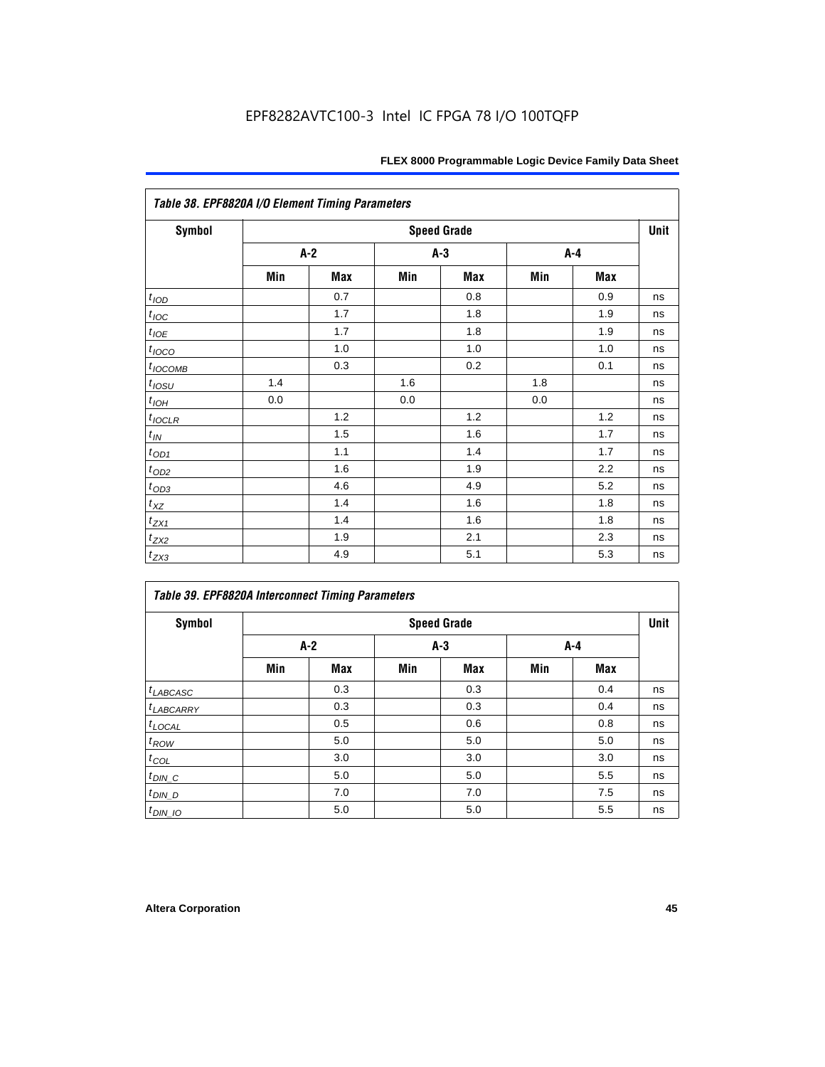EPF8282AVTC100-3 Intel IC FPGA 78 I/O 100TQFP

| Table 38. EPF8820A I/O Element Timing Parameters | | | | | | | |
|---|---|---|---|---|---|---|---|
| Symbol | Speed Grade | | | | | | Unit |
| | A-2 | | A-3 | | A-4 | | |
| | Min | Max | Min | Max | Min | Max | |
| $t_{IOD}$ | | 0.7 | | 0.8 | | 0.9 | ns |
| $t_{IOC}$ | | 1.7 | | 1.8 | | 1.9 | ns |
| $t_{IOE}$ | | 1.7 | | 1.8 | | 1.9 | ns |
| $t_{IOCO}$ | | 1.0 | | 1.0 | | 1.0 | ns |
| $t_{IOCOMB}$ | | 0.3 | | 0.2 | | 0.1 | ns |
| $t_{IOSU}$ | 1.4 | | 1.6 | | 1.8 | | ns |
| $t_{IOH}$ | 0.0 | | 0.0 | | 0.0 | | ns |
| $t_{IOCLR}$ | | 1.2 | | 1.2 | | 1.2 | ns |
| $t_{IN}$ | | 1.5 | | 1.6 | | 1.7 | ns |
| $t_{OD1}$ | | 1.1 | | 1.4 | | 1.7 | ns |
| $t_{OD2}$ | | 1.6 | | 1.9 | | 2.2 | ns |
| $t_{OD3}$ | | 4.6 | | 4.9 | | 5.2 | ns |
| $t_{XZ}$ | | 1.4 | | 1.6 | | 1.8 | ns |
| $t_{ZX1}$ | | 1.4 | | 1.6 | | 1.8 | ns |
| $t_{ZX2}$ | | 1.9 | | 2.1 | | 2.3 | ns |
| $t_{ZX3}$ | | 4.9 | | 5.1 | | 5.3 | ns |

| Table 39. EPF8820A Interconnect Timing Parameters | | | | | | | |
|---|---|---|---|---|---|---|---|
| Symbol | Speed Grade | | | | | | Unit |
| | A-2 | | A-3 | | A-4 | | |
| | Min | Max | Min | Max | Min | Max | |
| $t_{LABCASC}$ | | 0.3 | | 0.3 | | 0.4 | ns |
| $t_{LABCARRY}$ | | 0.3 | | 0.3 | | 0.4 | ns |
| $t_{LOCAL}$ | | 0.5 | | 0.6 | | 0.8 | ns |
| $t_{ROW}$ | | 5.0 | | 5.0 | | 5.0 | ns |
| $t_{COL}$ | | 3.0 | | 3.0 | | 3.0 | ns |
| $t_{DIN\_C}$ | | 5.0 | | 5.0 | | 5.5 | ns |
| $t_{DIN\_D}$ | | 7.0 | | 7.0 | | 7.5 | ns |
| $t_{DIN\_IO}$ | | 5.0 | | 5.0 | | 5.5 | ns |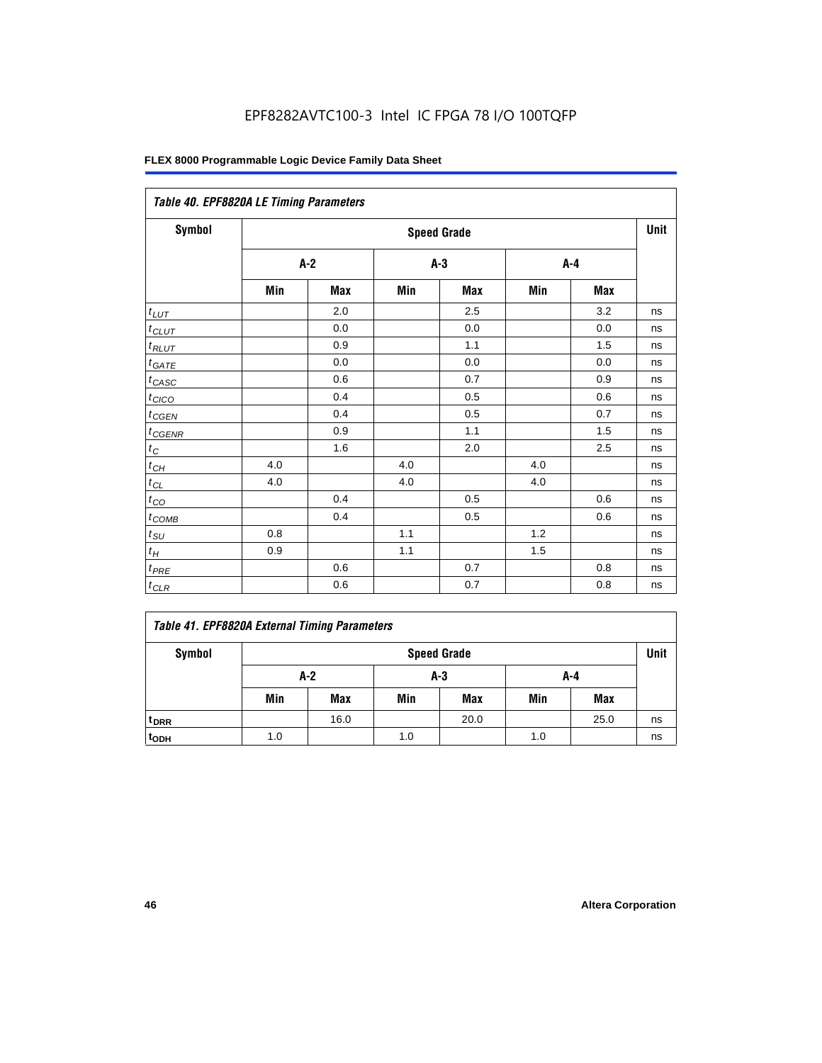EPF8282AVTC100-3 Intel IC FPGA 78 I/O 100TQFP

| Table 40. EPF8820A LE Timing Parameters | | | | | | | |
|---|---|---|---|---|---|---|---|
| Symbol | Speed Grade | | | | | | Unit |
| | A-2 | | A-3 | | A-4 | | |
| | Min | Max | Min | Max | Min | Max | |
| $t_{LUT}$ | | 2.0 | | 2.5 | | 3.2 | ns |
| $t_{CLUT}$ | | 0.0 | | 0.0 | | 0.0 | ns |
| $t_{RLUT}$ | | 0.9 | | 1.1 | | 1.5 | ns |
| $t_{GATE}$ | | 0.0 | | 0.0 | | 0.0 | ns |
| $t_{CASC}$ | | 0.6 | | 0.7 | | 0.9 | ns |
| $t_{CICO}$ | | 0.4 | | 0.5 | | 0.6 | ns |
| $t_{CGEN}$ | | 0.4 | | 0.5 | | 0.7 | ns |
| $t_{CGENR}$ | | 0.9 | | 1.1 | | 1.5 | ns |
| $t_{C}$ | | 1.6 | | 2.0 | | 2.5 | ns |
| $t_{CH}$ | 4.0 | | 4.0 | | 4.0 | | ns |
| $t_{CL}$ | 4.0 | | 4.0 | | 4.0 | | ns |
| $t_{CO}$ | | 0.4 | | 0.5 | | 0.6 | ns |
| $t_{COMB}$ | | 0.4 | | 0.5 | | 0.6 | ns |
| $t_{SU}$ | 0.8 | | 1.1 | | 1.2 | | ns |
| $t_{H}$ | 0.9 | | 1.1 | | 1.5 | | ns |
| $t_{PRE}$ | | 0.6 | | 0.7 | | 0.8 | ns |
| $t_{CLR}$ | | 0.6 | | 0.7 | | 0.8 | ns |

| Table 41. EPF8820A External Timing Parameters | | | | | | | |
|---|---|---|---|---|---|---|---|
| Symbol | Speed Grade | | | | | | Unit |
| | A-2 | | A-3 | | A-4 | | |
| | Min | Max | Min | Max | Min | Max | |
| $t_{DRR}$ | | 16.0 | | 20.0 | | 25.0 | ns |
| $t_{ODH}$ | 1.0 | | 1.0 | | 1.0 | | ns |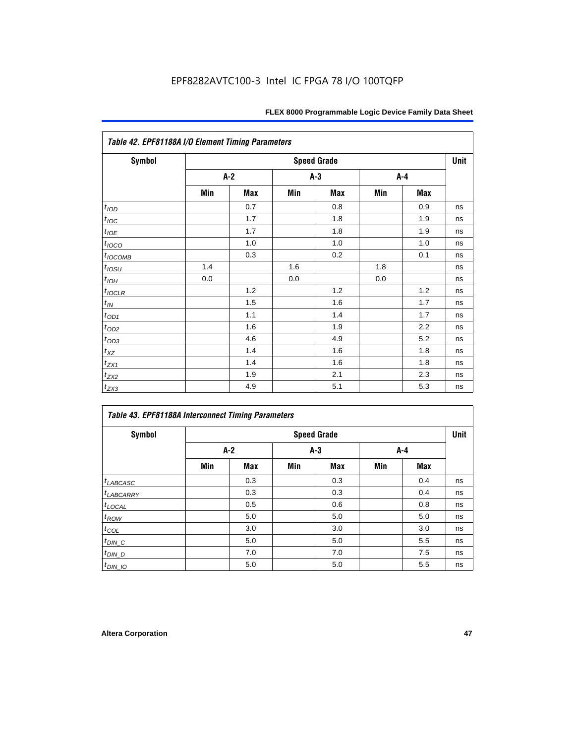Table 42. EPF81188A I/O Element Timing Parameters

| Symbol | Speed Grade | | | | | | Unit |
|---|---|---|---|---|---|---|---|
| | A-2 | | A-3 | | A-4 | | |
| | Min | Max | Min | Max | Min | Max | |
| $t_{IOD}$ | | 0.7 | | 0.8 | | 0.9 | ns |
| $t_{IOC}$ | | 1.7 | | 1.8 | | 1.9 | ns |
| $t_{IOE}$ | | 1.7 | | 1.8 | | 1.9 | ns |
| $t_{IOCO}$ | | 1.0 | | 1.0 | | 1.0 | ns |
| $t_{IOCOMB}$ | | 0.3 | | 0.2 | | 0.1 | ns |
| $t_{IOSU}$ | 1.4 | | 1.6 | | 1.8 | | ns |
| $t_{IOH}$ | 0.0 | | 0.0 | | 0.0 | | ns |
| $t_{IOCLR}$ | | 1.2 | | 1.2 | | 1.2 | ns |
| $t_{IN}$ | | 1.5 | | 1.6 | | 1.7 | ns |
| $t_{OD1}$ | | 1.1 | | 1.4 | | 1.7 | ns |
| $t_{OD2}$ | | 1.6 | | 1.9 | | 2.2 | ns |
| $t_{OD3}$ | | 4.6 | | 4.9 | | 5.2 | ns |
| $t_{XZ}$ | | 1.4 | | 1.6 | | 1.8 | ns |
| $t_{ZX1}$ | | 1.4 | | 1.6 | | 1.8 | ns |
| $t_{ZX2}$ | | 1.9 | | 2.1 | | 2.3 | ns |
| $t_{ZX3}$ | | 4.9 | | 5.1 | | 5.3 | ns |

Table 43. EPF81188A Interconnect Timing Parameters

| Symbol | Speed Grade | | | | | | Unit |
|---|---|---|---|---|---|---|---|
| | A-2 | | A-3 | | A-4 | | |
| | Min | Max | Min | Max | Min | Max | |
| $t_{LABCASC}$ | | 0.3 | | 0.3 | | 0.4 | ns |
| $t_{LABCARRY}$ | | 0.3 | | 0.3 | | 0.4 | ns |
| $t_{LOCAL}$ | | 0.5 | | 0.6 | | 0.8 | ns |
| $t_{ROW}$ | | 5.0 | | 5.0 | | 5.0 | ns |
| $t_{COL}$ | | 3.0 | | 3.0 | | 3.0 | ns |
| $t_{DIN\_C}$ | | 5.0 | | 5.0 | | 5.5 | ns |
| $t_{DIN\_D}$ | | 7.0 | | 7.0 | | 7.5 | ns |
| $t_{DIN\_IO}$ | | 5.0 | | 5.0 | | 5.5 | ns |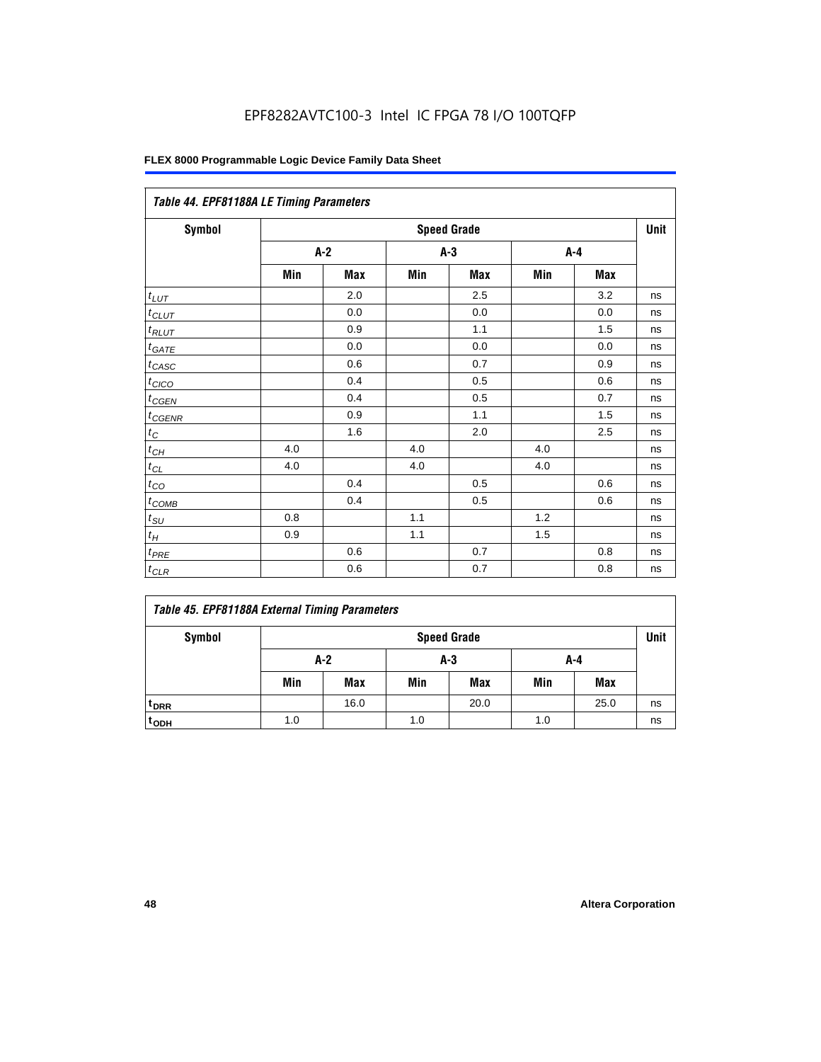EPF8282AVTC100-3 Intel IC FPGA 78 I/O 100TQFP

| Table 44. EPF81188A LE Timing Parameters | | | | | | | |
|---|---|---|---|---|---|---|---|
| Symbol | Speed Grade | | | | | | Unit |
| | A-2 | | A-3 | | A-4 | | |
| | Min | Max | Min | Max | Min | Max | |
| $t_{LUT}$ | | 2.0 | | 2.5 | | 3.2 | ns |
| $t_{CLUT}$ | | 0.0 | | 0.0 | | 0.0 | ns |
| $t_{RLUT}$ | | 0.9 | | 1.1 | | 1.5 | ns |
| $t_{GATE}$ | | 0.0 | | 0.0 | | 0.0 | ns |
| $t_{CASC}$ | | 0.6 | | 0.7 | | 0.9 | ns |
| $t_{CICO}$ | | 0.4 | | 0.5 | | 0.6 | ns |
| $t_{CGEN}$ | | 0.4 | | 0.5 | | 0.7 | ns |
| $t_{CGENR}$ | | 0.9 | | 1.1 | | 1.5 | ns |
| $t_{C}$ | | 1.6 | | 2.0 | | 2.5 | ns |
| $t_{CH}$ | 4.0 | | 4.0 | | 4.0 | | ns |
| $t_{CL}$ | 4.0 | | 4.0 | | 4.0 | | ns |
| $t_{CO}$ | | 0.4 | | 0.5 | | 0.6 | ns |
| $t_{COMB}$ | | 0.4 | | 0.5 | | 0.6 | ns |
| $t_{SU}$ | 0.8 | | 1.1 | | 1.2 | | ns |
| $t_{H}$ | 0.9 | | 1.1 | | 1.5 | | ns |
| $t_{PRE}$ | | 0.6 | | 0.7 | | 0.8 | ns |
| $t_{CLR}$ | | 0.6 | | 0.7 | | 0.8 | ns |

| Table 45. EPF81188A External Timing Parameters | | | | | | | |
|---|---|---|---|---|---|---|---|
| Symbol | Speed Grade | | | | | | Unit |
| | A-2 | | A-3 | | A-4 | | |
| | Min | Max | Min | Max | Min | Max | |
| $t_{DRR}$ | | 16.0 | | 20.0 | | 25.0 | ns |
| $t_{ODH}$ | 1.0 | | 1.0 | | 1.0 | | ns |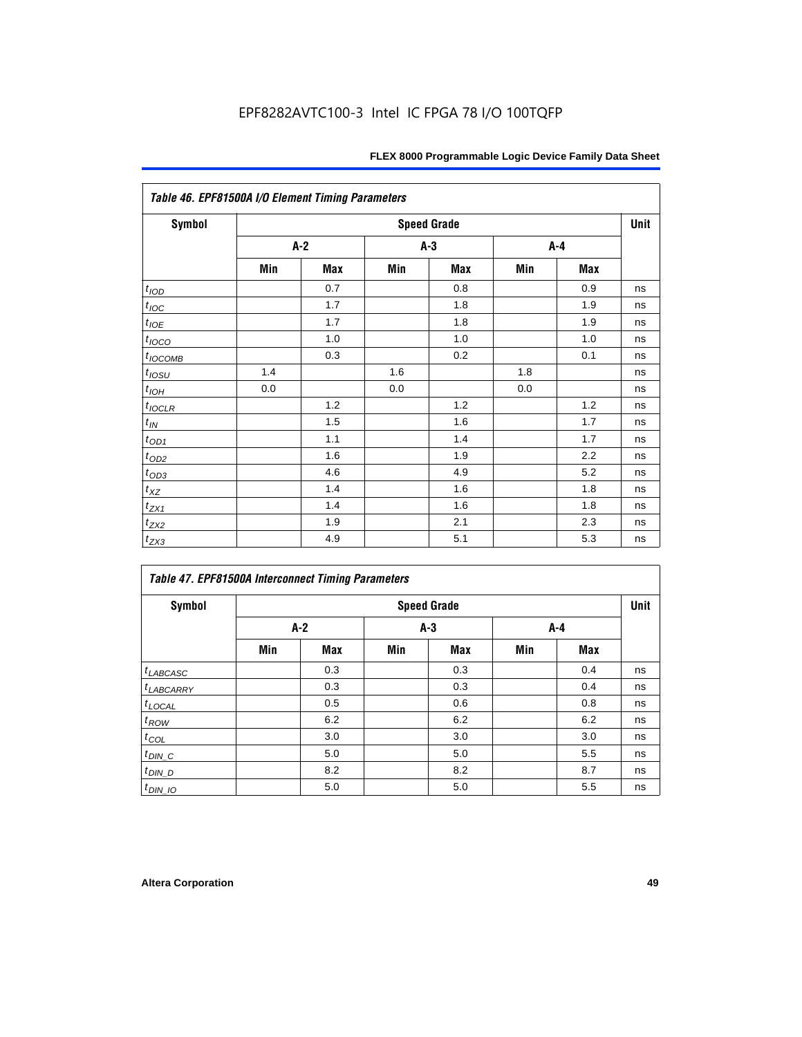Table 46. EPF81500A I/O Element Timing Parameters

| Symbol | Speed Grade | | | | | | Unit |
|---|---|---|---|---|---|---|---|
| | A-2 | | A-3 | | A-4 | | |
| | Min | Max | Min | Max | Min | Max | |
| $t_{IOD}$ | | 0.7 | | 0.8 | | 0.9 | ns |
| $t_{IOC}$ | | 1.7 | | 1.8 | | 1.9 | ns |
| $t_{IOE}$ | | 1.7 | | 1.8 | | 1.9 | ns |
| $t_{IOCO}$ | | 1.0 | | 1.0 | | 1.0 | ns |
| $t_{IOCOMB}$ | | 0.3 | | 0.2 | | 0.1 | ns |
| $t_{IOSU}$ | 1.4 | | 1.6 | | 1.8 | | ns |
| $t_{IOH}$ | 0.0 | | 0.0 | | 0.0 | | ns |
| $t_{IOCLR}$ | | 1.2 | | 1.2 | | 1.2 | ns |
| $t_{IN}$ | | 1.5 | | 1.6 | | 1.7 | ns |
| $t_{OD1}$ | | 1.1 | | 1.4 | | 1.7 | ns |
| $t_{OD2}$ | | 1.6 | | 1.9 | | 2.2 | ns |
| $t_{OD3}$ | | 4.6 | | 4.9 | | 5.2 | ns |
| $t_{XZ}$ | | 1.4 | | 1.6 | | 1.8 | ns |
| $t_{ZX1}$ | | 1.4 | | 1.6 | | 1.8 | ns |
| $t_{ZX2}$ | | 1.9 | | 2.1 | | 2.3 | ns |
| $t_{ZX3}$ | | 4.9 | | 5.1 | | 5.3 | ns |

Table 47. EPF81500A Interconnect Timing Parameters

| Symbol | Speed Grade | | | | | | Unit |
|---|---|---|---|---|---|---|---|
| | A-2 | | A-3 | | A-4 | | |
| | Min | Max | Min | Max | Min | Max | |
| $t_{LABCASC}$ | | 0.3 | | 0.3 | | 0.4 | ns |
| $t_{LABCARRY}$ | | 0.3 | | 0.3 | | 0.4 | ns |
| $t_{LOCAL}$ | | 0.5 | | 0.6 | | 0.8 | ns |
| $t_{ROW}$ | | 6.2 | | 6.2 | | 6.2 | ns |
| $t_{COL}$ | | 3.0 | | 3.0 | | 3.0 | ns |
| $t_{DIN\_C}$ | | 5.0 | | 5.0 | | 5.5 | ns |
| $t_{DIN\_D}$ | | 8.2 | | 8.2 | | 8.7 | ns |
| $t_{DIN\_IO}$ | | 5.0 | | 5.0 | | 5.5 | ns |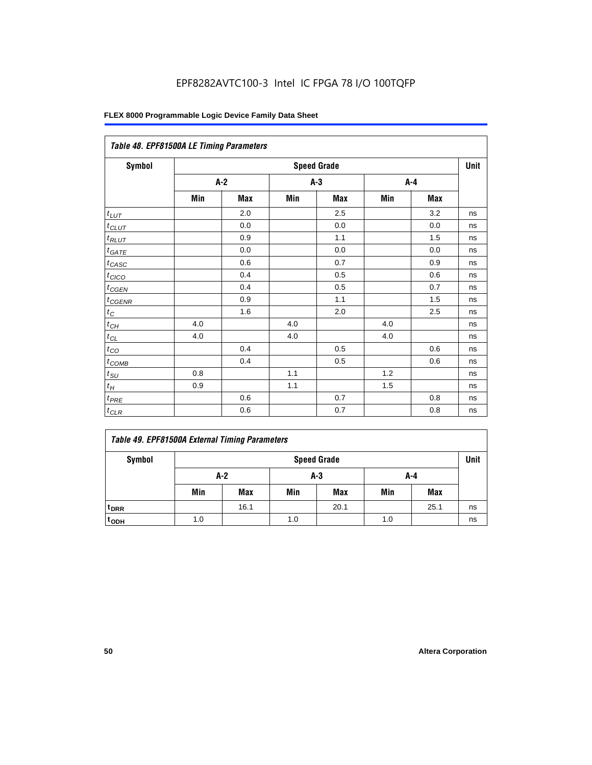### Table 48. EPF81500A LE Timing Parameters

| Symbol | Speed Grade | | | | | | Unit |
|---|---|---|---|---|---|---|---|
| | A-2 | | A-3 | | A-4 | | |
| | Min | Max | Min | Max | Min | Max | |
| $t_{LUT}$ | | 2.0 | | 2.5 | | 3.2 | ns |
| $t_{CLUT}$ | | 0.0 | | 0.0 | | 0.0 | ns |
| $t_{RLUT}$ | | 0.9 | | 1.1 | | 1.5 | ns |
| $t_{GATE}$ | | 0.0 | | 0.0 | | 0.0 | ns |
| $t_{CASC}$ | | 0.6 | | 0.7 | | 0.9 | ns |
| $t_{CICO}$ | | 0.4 | | 0.5 | | 0.6 | ns |
| $t_{CGEN}$ | | 0.4 | | 0.5 | | 0.7 | ns |
| $t_{CGENR}$ | | 0.9 | | 1.1 | | 1.5 | ns |
| $t_{C}$ | | 1.6 | | 2.0 | | 2.5 | ns |
| $t_{CH}$ | 4.0 | | 4.0 | | 4.0 | | ns |
| $t_{CL}$ | 4.0 | | 4.0 | | 4.0 | | ns |
| $t_{CO}$ | | 0.4 | | 0.5 | | 0.6 | ns |
| $t_{COMB}$ | | 0.4 | | 0.5 | | 0.6 | ns |
| $t_{SU}$ | 0.8 | | 1.1 | | 1.2 | | ns |
| $t_{H}$ | 0.9 | | 1.1 | | 1.5 | | ns |
| $t_{PRE}$ | | 0.6 | | 0.7 | | 0.8 | ns |
| $t_{CLR}$ | | 0.6 | | 0.7 | | 0.8 | ns |

### Table 49. EPF81500A External Timing Parameters

| Symbol | Speed Grade | | | | | | Unit |
|---|---|---|---|---|---|---|---|
| | A-2 | | A-3 | | A-4 | | |
| | Min | Max | Min | Max | Min | Max | |
| $t_{DRR}$ | | 16.1 | | 20.1 | | 25.1 | ns |
| $t_{ODH}$ | 1.0 | | 1.0 | | 1.0 | | ns |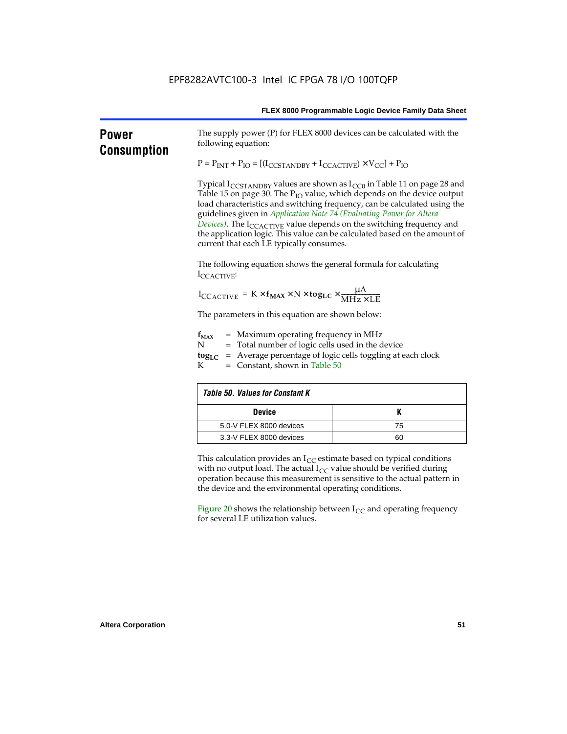## Power Consumption

The supply power (P) for FLEX 8000 devices can be calculated with the following equation:

$$P = P_{INT} + P_{IO} = [(I_{CCSTANDBY} + I_{CCACTIVE}) \times V_{CC}] + P_{IO}$$

Typical $I_{CCSTANDBY}$ values are shown as $I_{CC0}$ in Table 11 on page 28 and Table 15 on page 30. The $P_{IO}$ value, which depends on the device output load characteristics and switching frequency, can be calculated using the guidelines given in *Application Note 74 (Evaluating Power for Altera Devices)*. The $I_{CCACTIVE}$ value depends on the switching frequency and the application logic. This value can be calculated based on the amount of current that each LE typically consumes.

The following equation shows the general formula for calculating $I_{CCACTIVE}$:

$$I_{CCACTIVE} = K \times \mathbf{f_{MAX}} \times N \times \mathbf{tog_{LC}} \times \frac{\mu A}{MHz \times LE}$$

The parameters in this equation are shown below:

$\mathbf{f_{MAX}}$ = Maximum operating frequency in MHz
N = Total number of logic cells used in the device
$\mathbf{tog_{LC}}$ = Average percentage of logic cells toggling at each clock
K = Constant, shown in Table 50

**Table 50. Values for Constant K**

| Device | K |
|---|---|
| 5.0-V FLEX 8000 devices | 75 |
| 3.3-V FLEX 8000 devices | 60 |

This calculation provides an $I_{CC}$ estimate based on typical conditions with no output load. The actual $I_{CC}$ value should be verified during operation because this measurement is sensitive to the actual pattern in the device and the environmental operating conditions.

Figure 20 shows the relationship between $I_{CC}$ and operating frequency for several LE utilization values.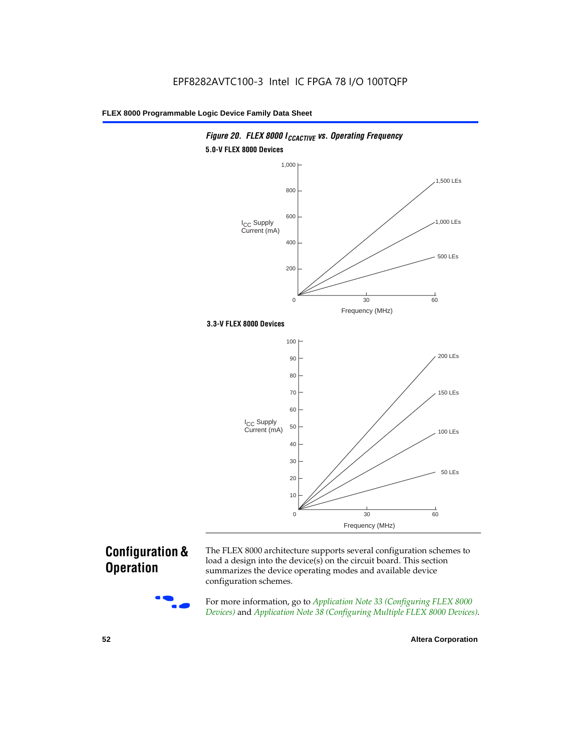*Figure 20. FLEX 8000 $I_{CCACTIVE}$ vs. Operating Frequency*

**5.0-V FLEX 8000 Devices**

**3.3-V FLEX 8000 Devices**

## Configuration & Operation

The FLEX 8000 architecture supports several configuration schemes to load a design into the device(s) on the circuit board. This section summarizes the device operating modes and available device configuration schemes.

For more information, go to *Application Note 33 (Configuring FLEX 8000 Devices)* and *Application Note 38 (Configuring Multiple FLEX 8000 Devices)*.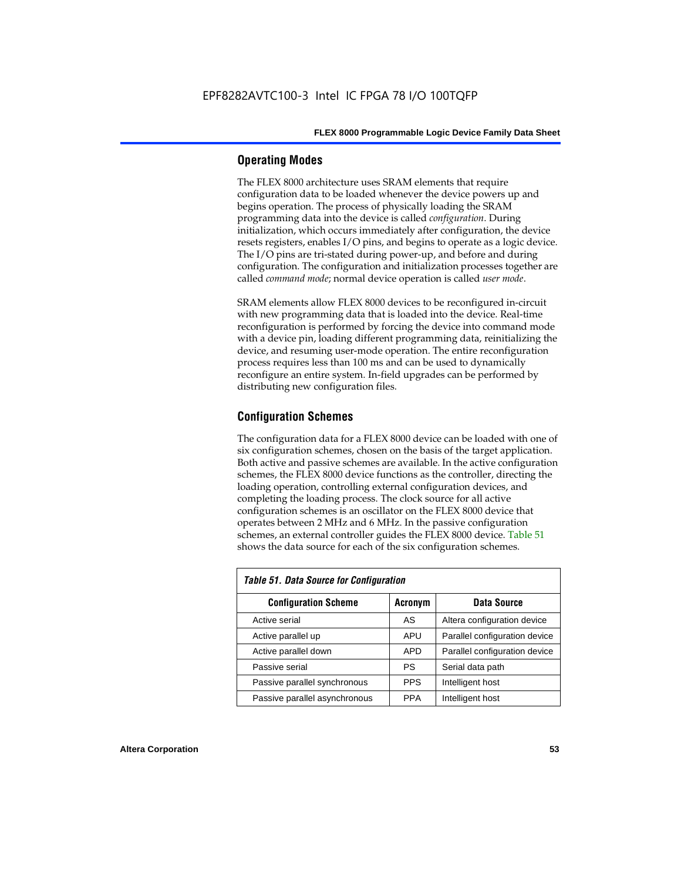## Operating Modes

The FLEX 8000 architecture uses SRAM elements that require configuration data to be loaded whenever the device powers up and begins operation. The process of physically loading the SRAM programming data into the device is called *configuration*. During initialization, which occurs immediately after configuration, the device resets registers, enables I/O pins, and begins to operate as a logic device. The I/O pins are tri-stated during power-up, and before and during configuration. The configuration and initialization processes together are called *command mode*; normal device operation is called *user mode*.

SRAM elements allow FLEX 8000 devices to be reconfigured in-circuit with new programming data that is loaded into the device. Real-time reconfiguration is performed by forcing the device into command mode with a device pin, loading different programming data, reinitializing the device, and resuming user-mode operation. The entire reconfiguration process requires less than 100 ms and can be used to dynamically reconfigure an entire system. In-field upgrades can be performed by distributing new configuration files.

## Configuration Schemes

The configuration data for a FLEX 8000 device can be loaded with one of six configuration schemes, chosen on the basis of the target application. Both active and passive schemes are available. In the active configuration schemes, the FLEX 8000 device functions as the controller, directing the loading operation, controlling external configuration devices, and completing the loading process. The clock source for all active configuration schemes is an oscillator on the FLEX 8000 device that operates between 2 MHz and 6 MHz. In the passive configuration schemes, an external controller guides the FLEX 8000 device. Table 51 shows the data source for each of the six configuration schemes.

*Table 51. Data Source for Configuration*

| Configuration Scheme | Acronym | Data Source |
|---|---|---|
| Active serial | AS | Altera configuration device |
| Active parallel up | APU | Parallel configuration device |
| Active parallel down | APD | Parallel configuration device |
| Passive serial | PS | Serial data path |
| Passive parallel synchronous | PPS | Intelligent host |
| Passive parallel asynchronous | PPA | Intelligent host |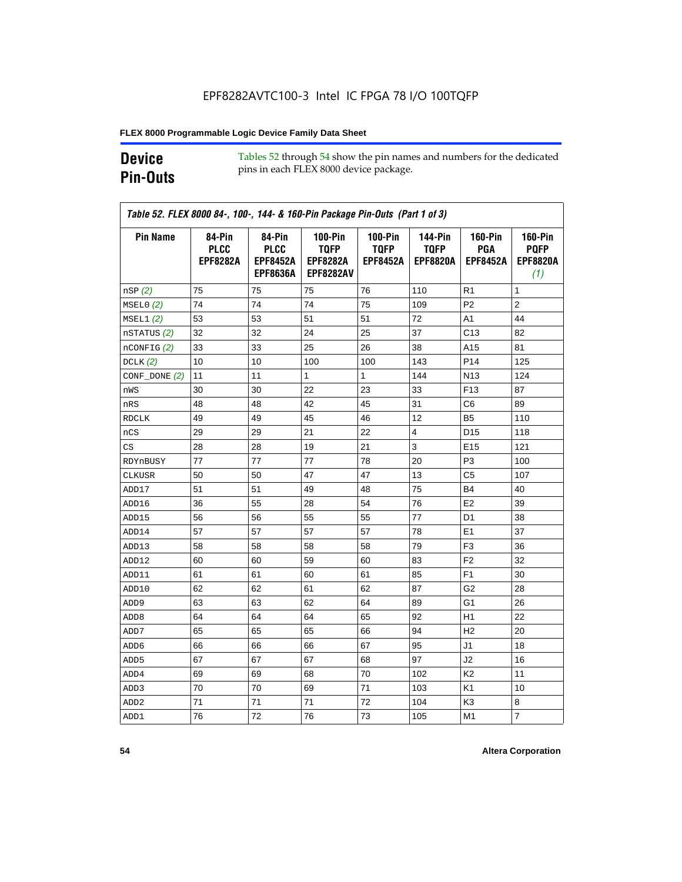EPF8282AVTC100-3 Intel IC FPGA 78 I/O 100TQFP

## Device Pin-Outs

Tables 52 through 54 show the pin names and numbers for the dedicated pins in each FLEX 8000 device package.

*Table 52. FLEX 8000 84-, 100-, 144- & 160-Pin Package Pin-Outs (Part 1 of 3)*

| Pin Name | 84-Pin PLCC EPF8282A | 84-Pin PLCC EPF8452A EPF8636A | 100-Pin TQFP EPF8282A EPF8282AV | 100-Pin TQFP EPF8452A | 144-Pin TQFP EPF8820A | 160-Pin PGA EPF8452A | 160-Pin PQFP EPF8820A *(1)* |
|---|---|---|---|---|---|---|---|
| nSP *(2)* | 75 | 75 | 75 | 76 | 110 | R1 | 1 |
| MSEL0 *(2)* | 74 | 74 | 74 | 75 | 109 | P2 | 2 |
| MSEL1 *(2)* | 53 | 53 | 51 | 51 | 72 | A1 | 44 |
| nSTATUS *(2)* | 32 | 32 | 24 | 25 | 37 | C13 | 82 |
| nCONFIG *(2)* | 33 | 33 | 25 | 26 | 38 | A15 | 81 |
| DCLK *(2)* | 10 | 10 | 100 | 100 | 143 | P14 | 125 |
| CONF_DONE *(2)* | 11 | 11 | 1 | 1 | 144 | N13 | 124 |
| nWS | 30 | 30 | 22 | 23 | 33 | F13 | 87 |
| nRS | 48 | 48 | 42 | 45 | 31 | C6 | 89 |
| RDCLK | 49 | 49 | 45 | 46 | 12 | B5 | 110 |
| nCS | 29 | 29 | 21 | 22 | 4 | D15 | 118 |
| CS | 28 | 28 | 19 | 21 | 3 | E15 | 121 |
| RDYnBUSY | 77 | 77 | 77 | 78 | 20 | P3 | 100 |
| CLKUSR | 50 | 50 | 47 | 47 | 13 | C5 | 107 |
| ADD17 | 51 | 51 | 49 | 48 | 75 | B4 | 40 |
| ADD16 | 36 | 55 | 28 | 54 | 76 | E2 | 39 |
| ADD15 | 56 | 56 | 55 | 55 | 77 | D1 | 38 |
| ADD14 | 57 | 57 | 57 | 57 | 78 | E1 | 37 |
| ADD13 | 58 | 58 | 58 | 58 | 79 | F3 | 36 |
| ADD12 | 60 | 60 | 59 | 60 | 83 | F2 | 32 |
| ADD11 | 61 | 61 | 60 | 61 | 85 | F1 | 30 |
| ADD10 | 62 | 62 | 61 | 62 | 87 | G2 | 28 |
| ADD9 | 63 | 63 | 62 | 64 | 89 | G1 | 26 |
| ADD8 | 64 | 64 | 64 | 65 | 92 | H1 | 22 |
| ADD7 | 65 | 65 | 65 | 66 | 94 | H2 | 20 |
| ADD6 | 66 | 66 | 66 | 67 | 95 | J1 | 18 |
| ADD5 | 67 | 67 | 67 | 68 | 97 | J2 | 16 |
| ADD4 | 69 | 69 | 68 | 70 | 102 | K2 | 11 |
| ADD3 | 70 | 70 | 69 | 71 | 103 | K1 | 10 |
| ADD2 | 71 | 71 | 71 | 72 | 104 | K3 | 8 |
| ADD1 | 76 | 72 | 76 | 73 | 105 | M1 | 7 |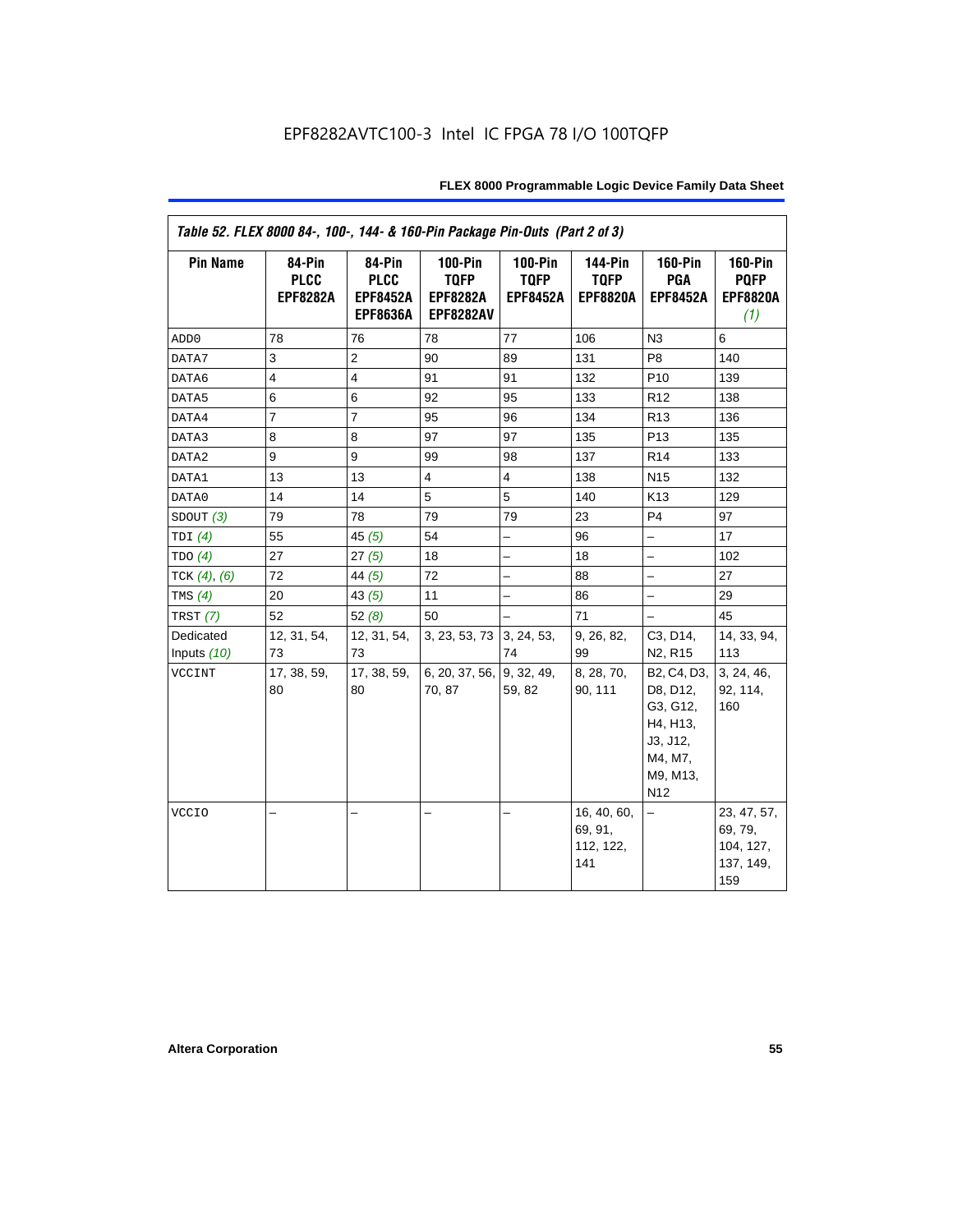EPF8282AVTC100-3 Intel IC FPGA 78 I/O 100TQFP

| *Table 52. FLEX 8000 84-, 100-, 144- & 160-Pin Package Pin-Outs (Part 2 of 3)* | | | | | | | |
|---|---|---|---|---|---|---|---|
| **Pin Name** | **84-Pin PLCC EPF8282A** | **84-Pin PLCC EPF8452A EPF8636A** | **100-Pin TQFP EPF8282A EPF8282AV** | **100-Pin TQFP EPF8452A** | **144-Pin TQFP EPF8820A** | **160-Pin PGA EPF8452A** | **160-Pin PQFP EPF8820A *(1)*** |
| ADD0 | 78 | 76 | 78 | 77 | 106 | N3 | 6 |
| DATA7 | 3 | 2 | 90 | 89 | 131 | P8 | 140 |
| DATA6 | 4 | 4 | 91 | 91 | 132 | P10 | 139 |
| DATA5 | 6 | 6 | 92 | 95 | 133 | R12 | 138 |
| DATA4 | 7 | 7 | 95 | 96 | 134 | R13 | 136 |
| DATA3 | 8 | 8 | 97 | 97 | 135 | P13 | 135 |
| DATA2 | 9 | 9 | 99 | 98 | 137 | R14 | 133 |
| DATA1 | 13 | 13 | 4 | 4 | 138 | N15 | 132 |
| DATA0 | 14 | 14 | 5 | 5 | 140 | K13 | 129 |
| SDOUT *(3)* | 79 | 78 | 79 | 79 | 23 | P4 | 97 |
| TDI *(4)* | 55 | 45 *(5)* | 54 | – | 96 | – | 17 |
| TDO *(4)* | 27 | 27 *(5)* | 18 | – | 18 | – | 102 |
| TCK *(4)*, *(6)* | 72 | 44 *(5)* | 72 | – | 88 | – | 27 |
| TMS *(4)* | 20 | 43 *(5)* | 11 | – | 86 | – | 29 |
| TRST *(7)* | 52 | 52 *(8)* | 50 | – | 71 | – | 45 |
| Dedicated Inputs *(10)* | 12, 31, 54, 73 | 12, 31, 54, 73 | 3, 23, 53, 73 | 3, 24, 53, 74 | 9, 26, 82, 99 | C3, D14, N2, R15 | 14, 33, 94, 113 |
| VCCINT | 17, 38, 59, 80 | 17, 38, 59, 80 | 6, 20, 37, 56, 70, 87 | 9, 32, 49, 59, 82 | 8, 28, 70, 90, 111 | B2, C4, D3, D8, D12, G3, G12, H4, H13, J3, J12, M4, M7, M9, M13, N12 | 3, 24, 46, 92, 114, 160 |
| VCCIO | – | – | – | – | 16, 40, 60, 69, 91, 112, 122, 141 | – | 23, 47, 57, 69, 79, 104, 127, 137, 149, 159 |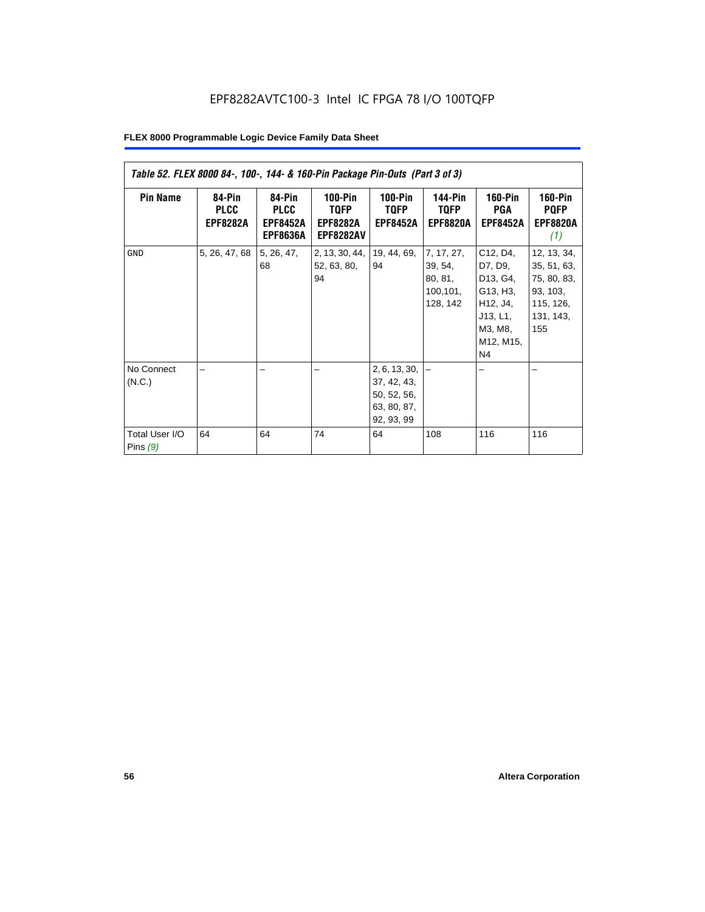EPF8282AVTC100-3 Intel IC FPGA 78 I/O 100TQFP

| Table 52. FLEX 8000 84-, 100-, 144- & 160-Pin Package Pin-Outs (Part 3 of 3) | | | | | | | |
|---|---|---|---|---|---|---|---|
| **Pin Name** | **84-Pin PLCC EPF8282A** | **84-Pin PLCC EPF8452A EPF8636A** | **100-Pin TQFP EPF8282A EPF8282AV** | **100-Pin TQFP EPF8452A** | **144-Pin TQFP EPF8820A** | **160-Pin PGA EPF8452A** | **160-Pin PQFP EPF8820A** *(1)* |
| GND | 5, 26, 47, 68 | 5, 26, 47, 68 | 2, 13, 30, 44, 52, 63, 80, 94 | 19, 44, 69, 94 | 7, 17, 27, 39, 54, 80, 81, 100,101, 128, 142 | C12, D4, D7, D9, D13, G4, G13, H3, H12, J4, J13, L1, M3, M8, M12, M15, N4 | 12, 13, 34, 35, 51, 63, 75, 80, 83, 93, 103, 115, 126, 131, 143, 155 |
| No Connect (N.C.) | – | – | – | 2, 6, 13, 30, 37, 42, 43, 50, 52, 56, 63, 80, 87, 92, 93, 99 | – | – | – |
| Total User I/O Pins *(9)* | 64 | 64 | 74 | 64 | 108 | 116 | 116 |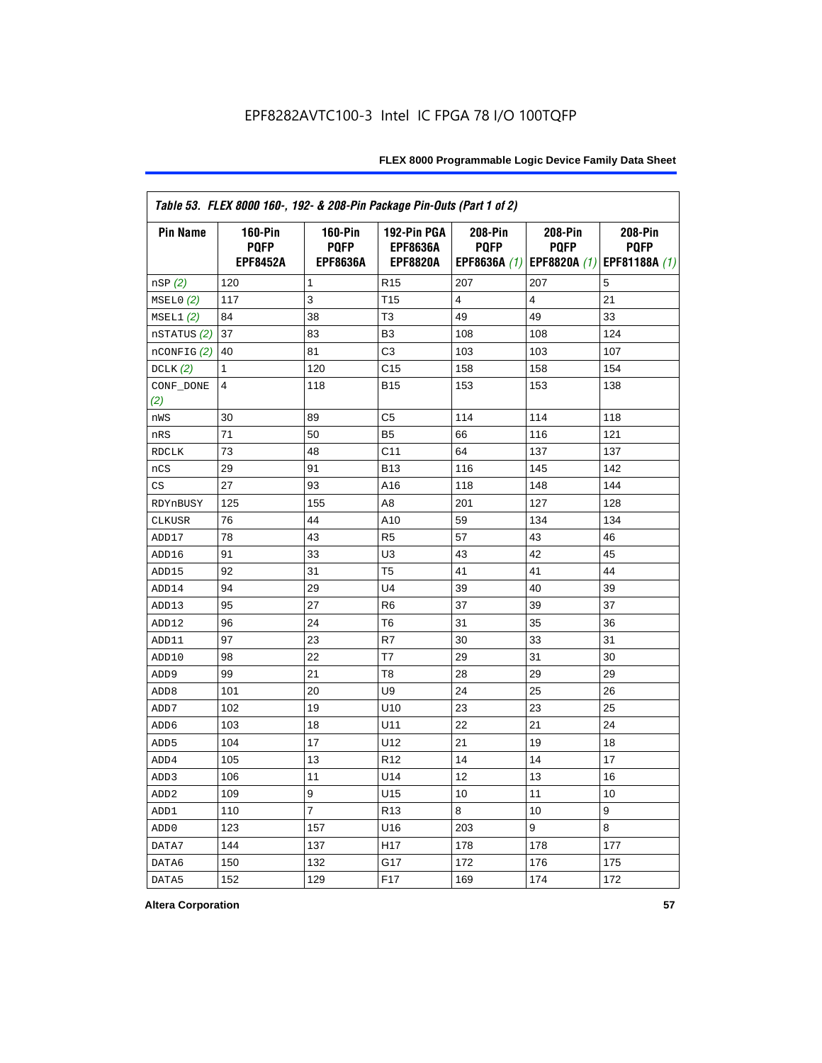EPF8282AVTC100-3 Intel IC FPGA 78 I/O 100TQFP

| Table 53. FLEX 8000 160-, 192- & 208-Pin Package Pin-Outs (Part 1 of 2) | | | | | | |
|---|---|---|---|---|---|---|
| **Pin Name** | **160-Pin PQFP EPF8452A** | **160-Pin PQFP EPF8636A** | **192-Pin PGA EPF8636A EPF8820A** | **208-Pin PQFP EPF8636A** *(1)* | **208-Pin PQFP EPF8820A** *(1)* | **208-Pin PQFP EPF81188A** *(1)* |
| nSP *(2)* | 120 | 1 | R15 | 207 | 207 | 5 |
| MSEL0 *(2)* | 117 | 3 | T15 | 4 | 4 | 21 |
| MSEL1 *(2)* | 84 | 38 | T3 | 49 | 49 | 33 |
| nSTATUS *(2)* | 37 | 83 | B3 | 108 | 108 | 124 |
| nCONFIG *(2)* | 40 | 81 | C3 | 103 | 103 | 107 |
| DCLK *(2)* | 1 | 120 | C15 | 158 | 158 | 154 |
| CONF_DONE *(2)* | 4 | 118 | B15 | 153 | 153 | 138 |
| nWS | 30 | 89 | C5 | 114 | 114 | 118 |
| nRS | 71 | 50 | B5 | 66 | 116 | 121 |
| RDCLK | 73 | 48 | C11 | 64 | 137 | 137 |
| nCS | 29 | 91 | B13 | 116 | 145 | 142 |
| CS | 27 | 93 | A16 | 118 | 148 | 144 |
| RDYnBUSY | 125 | 155 | A8 | 201 | 127 | 128 |
| CLKUSR | 76 | 44 | A10 | 59 | 134 | 134 |
| ADD17 | 78 | 43 | R5 | 57 | 43 | 46 |
| ADD16 | 91 | 33 | U3 | 43 | 42 | 45 |
| ADD15 | 92 | 31 | T5 | 41 | 41 | 44 |
| ADD14 | 94 | 29 | U4 | 39 | 40 | 39 |
| ADD13 | 95 | 27 | R6 | 37 | 39 | 37 |
| ADD12 | 96 | 24 | T6 | 31 | 35 | 36 |
| ADD11 | 97 | 23 | R7 | 30 | 33 | 31 |
| ADD10 | 98 | 22 | T7 | 29 | 31 | 30 |
| ADD9 | 99 | 21 | T8 | 28 | 29 | 29 |
| ADD8 | 101 | 20 | U9 | 24 | 25 | 26 |
| ADD7 | 102 | 19 | U10 | 23 | 23 | 25 |
| ADD6 | 103 | 18 | U11 | 22 | 21 | 24 |
| ADD5 | 104 | 17 | U12 | 21 | 19 | 18 |
| ADD4 | 105 | 13 | R12 | 14 | 14 | 17 |
| ADD3 | 106 | 11 | U14 | 12 | 13 | 16 |
| ADD2 | 109 | 9 | U15 | 10 | 11 | 10 |
| ADD1 | 110 | 7 | R13 | 8 | 10 | 9 |
| ADD0 | 123 | 157 | U16 | 203 | 9 | 8 |
| DATA7 | 144 | 137 | H17 | 178 | 178 | 177 |
| DATA6 | 150 | 132 | G17 | 172 | 176 | 175 |
| DATA5 | 152 | 129 | F17 | 169 | 174 | 172 |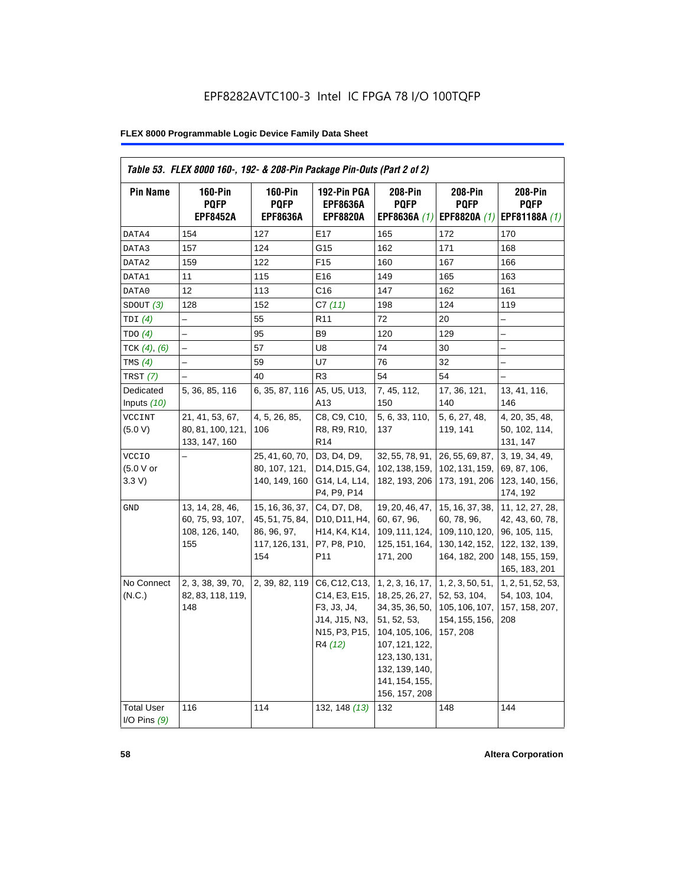EPF8282AVTC100-3 Intel IC FPGA 78 I/O 100TQFP

**FLEX 8000 Programmable Logic Device Family Data Sheet**

*Table 53. FLEX 8000 160-, 192- & 208-Pin Package Pin-Outs (Part 2 of 2)*

| Pin Name | 160-Pin PQFP EPF8452A | 160-Pin PQFP EPF8636A | 192-Pin PGA EPF8636A EPF8820A | 208-Pin PQFP EPF8636A *(1)* | 208-Pin PQFP EPF8820A *(1)* | 208-Pin PQFP EPF81188A *(1)* |
|---|---|---|---|---|---|---|
| DATA4 | 154 | 127 | E17 | 165 | 172 | 170 |
| DATA3 | 157 | 124 | G15 | 162 | 171 | 168 |
| DATA2 | 159 | 122 | F15 | 160 | 167 | 166 |
| DATA1 | 11 | 115 | E16 | 149 | 165 | 163 |
| DATA0 | 12 | 113 | C16 | 147 | 162 | 161 |
| SDOUT *(3)* | 128 | 152 | C7 *(11)* | 198 | 124 | 119 |
| TDI *(4)* | – | 55 | R11 | 72 | 20 | – |
| TDO *(4)* | – | 95 | B9 | 120 | 129 | – |
| TCK *(4)*, *(6)* | – | 57 | U8 | 74 | 30 | – |
| TMS *(4)* | – | 59 | U7 | 76 | 32 | – |
| TRST *(7)* | – | 40 | R3 | 54 | 54 | – |
| Dedicated Inputs *(10)* | 5, 36, 85, 116 | 6, 35, 87, 116 | A5, U5, U13, A13 | 7, 45, 112, 150 | 17, 36, 121, 140 | 13, 41, 116, 146 |
| VCCINT (5.0 V) | 21, 41, 53, 67, 80, 81, 100, 121, 133, 147, 160 | 4, 5, 26, 85, 106 | C8, C9, C10, R8, R9, R10, R14 | 5, 6, 33, 110, 137 | 5, 6, 27, 48, 119, 141 | 4, 20, 35, 48, 50, 102, 114, 131, 147 |
| VCCIO (5.0 V or 3.3 V) | – | 25, 41, 60, 70, 80, 107, 121, 140, 149, 160 | D3, D4, D9, D14, D15, G4, G14, L4, L14, P4, P9, P14 | 32, 55, 78, 91, 102, 138, 159, 182, 193, 206 | 26, 55, 69, 87, 102, 131, 159, 173, 191, 206 | 3, 19, 34, 49, 69, 87, 106, 123, 140, 156, 174, 192 |
| GND | 13, 14, 28, 46, 60, 75, 93, 107, 108, 126, 140, 155 | 15, 16, 36, 37, 45, 51, 75, 84, 86, 96, 97, 117, 126, 131, 154 | C4, D7, D8, D10, D11, H4, H14, K4, K14, P7, P8, P10, P11 | 19, 20, 46, 47, 60, 67, 96, 109, 111, 124, 125, 151, 164, 171, 200 | 15, 16, 37, 38, 60, 78, 96, 109, 110, 120, 130, 142, 152, 164, 182, 200 | 11, 12, 27, 28, 42, 43, 60, 78, 96, 105, 115, 122, 132, 139, 148, 155, 159, 165, 183, 201 |
| No Connect (N.C.) | 2, 3, 38, 39, 70, 82, 83, 118, 119, 148 | 2, 39, 82, 119 | C6, C12, C13, C14, E3, E15, F3, J3, J4, J14, J15, N3, N15, P3, P15, R4 *(12)* | 1, 2, 3, 16, 17, 18, 25, 26, 27, 34, 35, 36, 50, 51, 52, 53, 104, 105, 106, 107, 121, 122, 123, 130, 131, 132, 139, 140, 141, 154, 155, 156, 157, 208 | 1, 2, 3, 50, 51, 52, 53, 104, 105, 106, 107, 154, 155, 156, 157, 208 | 1, 2, 51, 52, 53, 54, 103, 104, 157, 158, 207, 208 |
| Total User I/O Pins *(9)* | 116 | 114 | 132, 148 *(13)* | 132 | 148 | 144 |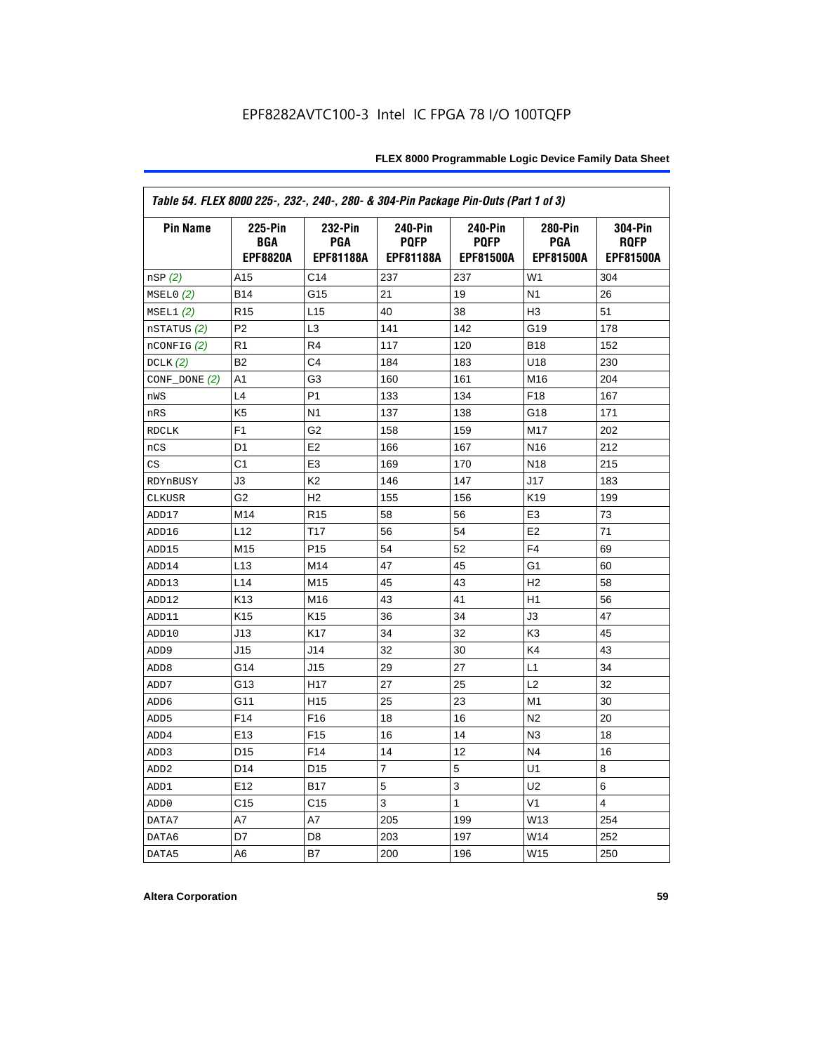EPF8282AVTC100-3 Intel IC FPGA 78 I/O 100TQFP

*Table 54. FLEX 8000 225-, 232-, 240-, 280- & 304-Pin Package Pin-Outs (Part 1 of 3)*

| Pin Name | 225-Pin BGA EPF8820A | 232-Pin PGA EPF81188A | 240-Pin PQFP EPF81188A | 240-Pin PQFP EPF81500A | 280-Pin PGA EPF81500A | 304-Pin RQFP EPF81500A |
|---|---|---|---|---|---|---|
| nSP *(2)* | A15 | C14 | 237 | 237 | W1 | 304 |
| MSEL0 *(2)* | B14 | G15 | 21 | 19 | N1 | 26 |
| MSEL1 *(2)* | R15 | L15 | 40 | 38 | H3 | 51 |
| nSTATUS *(2)* | P2 | L3 | 141 | 142 | G19 | 178 |
| nCONFIG *(2)* | R1 | R4 | 117 | 120 | B18 | 152 |
| DCLK *(2)* | B2 | C4 | 184 | 183 | U18 | 230 |
| CONF_DONE *(2)* | A1 | G3 | 160 | 161 | M16 | 204 |
| nWS | L4 | P1 | 133 | 134 | F18 | 167 |
| nRS | K5 | N1 | 137 | 138 | G18 | 171 |
| RDCLK | F1 | G2 | 158 | 159 | M17 | 202 |
| nCS | D1 | E2 | 166 | 167 | N16 | 212 |
| CS | C1 | E3 | 169 | 170 | N18 | 215 |
| RDYnBUSY | J3 | K2 | 146 | 147 | J17 | 183 |
| CLKUSR | G2 | H2 | 155 | 156 | K19 | 199 |
| ADD17 | M14 | R15 | 58 | 56 | E3 | 73 |
| ADD16 | L12 | T17 | 56 | 54 | E2 | 71 |
| ADD15 | M15 | P15 | 54 | 52 | F4 | 69 |
| ADD14 | L13 | M14 | 47 | 45 | G1 | 60 |
| ADD13 | L14 | M15 | 45 | 43 | H2 | 58 |
| ADD12 | K13 | M16 | 43 | 41 | H1 | 56 |
| ADD11 | K15 | K15 | 36 | 34 | J3 | 47 |
| ADD10 | J13 | K17 | 34 | 32 | K3 | 45 |
| ADD9 | J15 | J14 | 32 | 30 | K4 | 43 |
| ADD8 | G14 | J15 | 29 | 27 | L1 | 34 |
| ADD7 | G13 | H17 | 27 | 25 | L2 | 32 |
| ADD6 | G11 | H15 | 25 | 23 | M1 | 30 |
| ADD5 | F14 | F16 | 18 | 16 | N2 | 20 |
| ADD4 | E13 | F15 | 16 | 14 | N3 | 18 |
| ADD3 | D15 | F14 | 14 | 12 | N4 | 16 |
| ADD2 | D14 | D15 | 7 | 5 | U1 | 8 |
| ADD1 | E12 | B17 | 5 | 3 | U2 | 6 |
| ADD0 | C15 | C15 | 3 | 1 | V1 | 4 |
| DATA7 | A7 | A7 | 205 | 199 | W13 | 254 |
| DATA6 | D7 | D8 | 203 | 197 | W14 | 252 |
| DATA5 | A6 | B7 | 200 | 196 | W15 | 250 |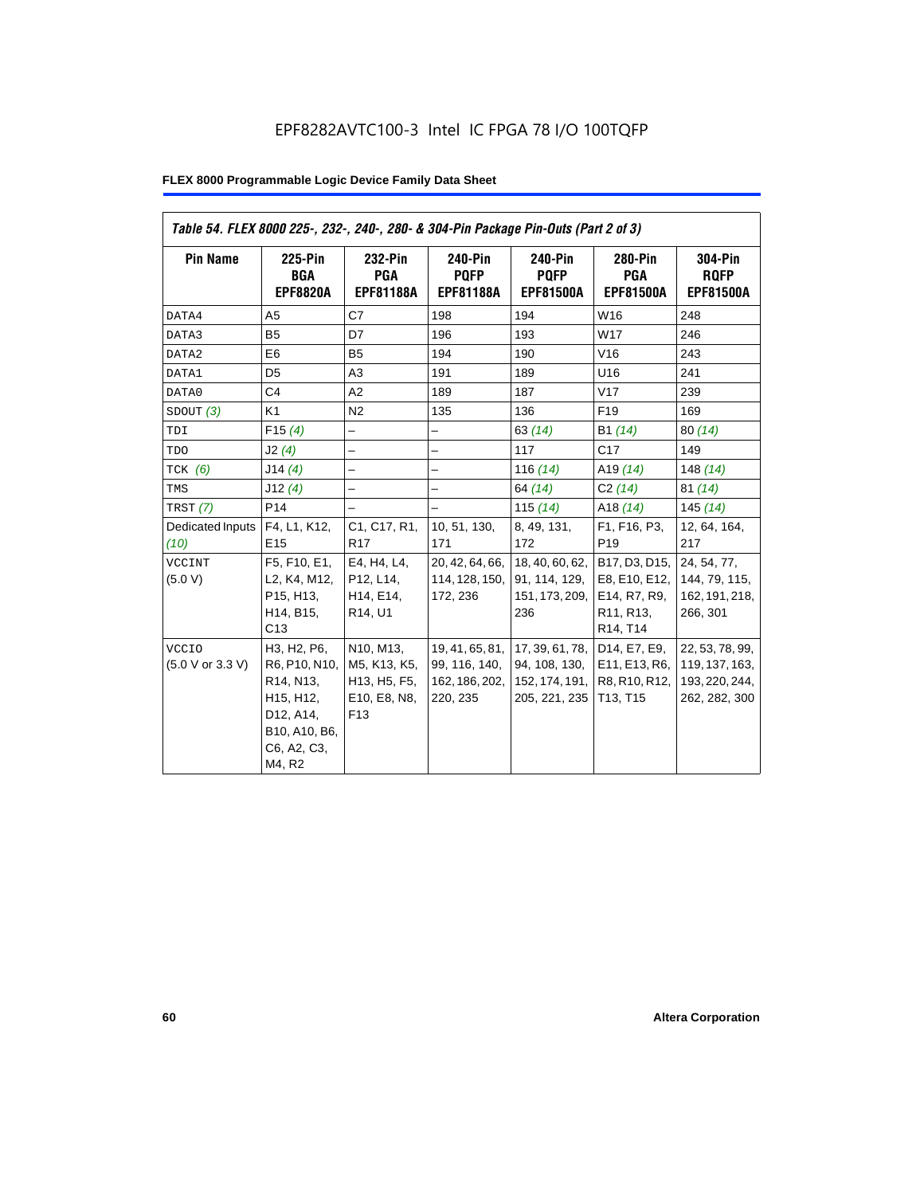EPF8282AVTC100-3 Intel IC FPGA 78 I/O 100TQFP

**FLEX 8000 Programmable Logic Device Family Data Sheet**

*Table 54. FLEX 8000 225-, 232-, 240-, 280- & 304-Pin Package Pin-Outs (Part 2 of 3)*

| Pin Name | 225-Pin BGA EPF8820A | 232-Pin PGA EPF81188A | 240-Pin PQFP EPF81188A | 240-Pin PQFP EPF81500A | 280-Pin PGA EPF81500A | 304-Pin RQFP EPF81500A |
|---|---|---|---|---|---|---|
| DATA4 | A5 | C7 | 198 | 194 | W16 | 248 |
| DATA3 | B5 | D7 | 196 | 193 | W17 | 246 |
| DATA2 | E6 | B5 | 194 | 190 | V16 | 243 |
| DATA1 | D5 | A3 | 191 | 189 | U16 | 241 |
| DATA0 | C4 | A2 | 189 | 187 | V17 | 239 |
| SDOUT *(3)* | K1 | N2 | 135 | 136 | F19 | 169 |
| TDI | F15 *(4)* | – | – | 63 *(14)* | B1 *(14)* | 80 *(14)* |
| TDO | J2 *(4)* | – | – | 117 | C17 | 149 |
| TCK *(6)* | J14 *(4)* | – | – | 116 *(14)* | A19 *(14)* | 148 *(14)* |
| TMS | J12 *(4)* | – | – | 64 *(14)* | C2 *(14)* | 81 *(14)* |
| TRST *(7)* | P14 | – | – | 115 *(14)* | A18 *(14)* | 145 *(14)* |
| Dedicated Inputs *(10)* | F4, L1, K12, E15 | C1, C17, R1, R17 | 10, 51, 130, 171 | 8, 49, 131, 172 | F1, F16, P3, P19 | 12, 64, 164, 217 |
| VCCINT (5.0 V) | F5, F10, E1, L2, K4, M12, P15, H13, H14, B15, C13 | E4, H4, L4, P12, L14, H14, E14, R14, U1 | 20, 42, 64, 66, 114, 128, 150, 172, 236 | 18, 40, 60, 62, 91, 114, 129, 151, 173, 209, 236 | B17, D3, D15, E8, E10, E12, E14, R7, R9, R11, R13, R14, T14 | 24, 54, 77, 144, 79, 115, 162, 191, 218, 266, 301 |
| VCCIO (5.0 V or 3.3 V) | H3, H2, P6, R6, P10, N10, R14, N13, H15, H12, D12, A14, B10, A10, B6, C6, A2, C3, M4, R2 | N10, M13, M5, K13, K5, H13, H5, F5, E10, E8, N8, F13 | 19, 41, 65, 81, 99, 116, 140, 162, 186, 202, 220, 235 | 17, 39, 61, 78, 94, 108, 130, 152, 174, 191, 205, 221, 235 | D14, E7, E9, E11, E13, R6, R8, R10, R12, T13, T15 | 22, 53, 78, 99, 119, 137, 163, 193, 220, 244, 262, 282, 300 |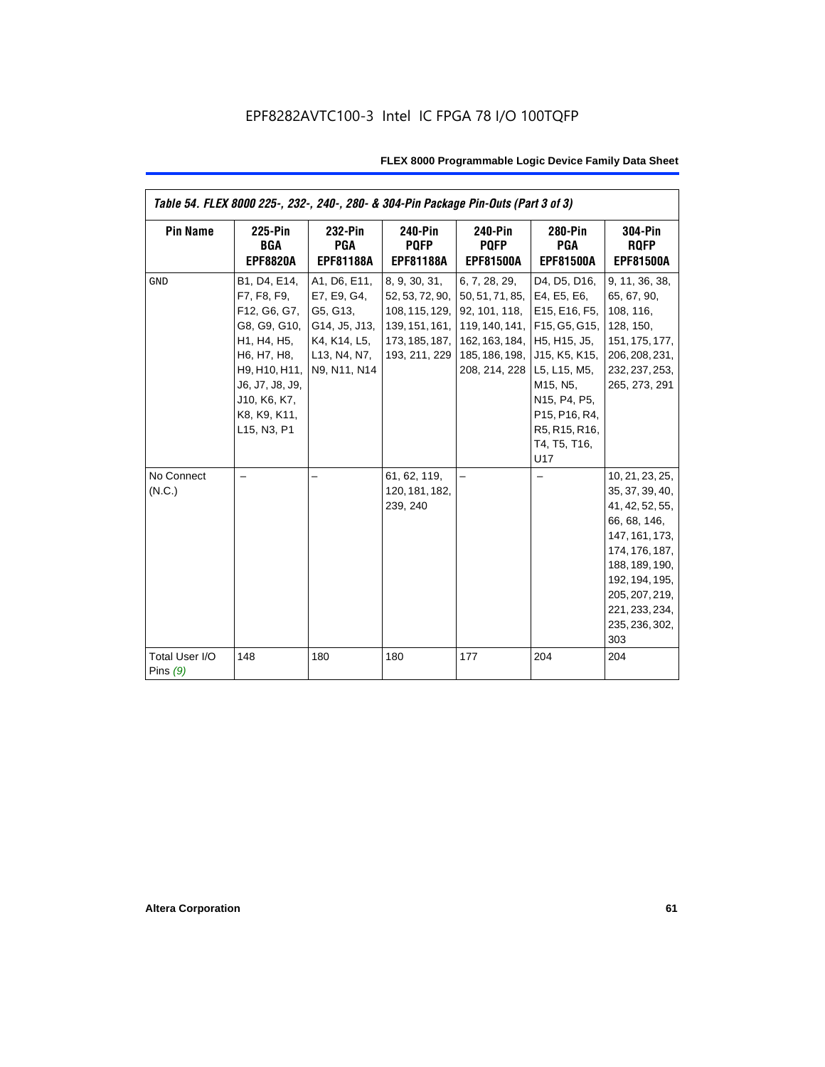EPF8282AVTC100-3 Intel IC FPGA 78 I/O 100TQFP

| *Table 54. FLEX 8000 225-, 232-, 240-, 280- & 304-Pin Package Pin-Outs (Part 3 of 3)* | | | | | | |
|---|---|---|---|---|---|---|
| **Pin Name** | **225-Pin BGA EPF8820A** | **232-Pin PGA EPF81188A** | **240-Pin PQFP EPF81188A** | **240-Pin PQFP EPF81500A** | **280-Pin PGA EPF81500A** | **304-Pin RQFP EPF81500A** |
| GND | B1, D4, E14, F7, F8, F9, F12, G6, G7, G8, G9, G10, H1, H4, H5, H6, H7, H8, H9, H10, H11, J6, J7, J8, J9, J10, K6, K7, K8, K9, K11, L15, N3, P1 | A1, D6, E11, E7, E9, G4, G5, G13, G14, J5, J13, K4, K14, L5, L13, N4, N7, N9, N11, N14 | 8, 9, 30, 31, 52, 53, 72, 90, 108, 115, 129, 139, 151, 161, 173, 185, 187, 193, 211, 229 | 6, 7, 28, 29, 50, 51, 71, 85, 92, 101, 118, 119, 140, 141, 162, 163, 184, 185, 186, 198, 208, 214, 228 | D4, D5, D16, E4, E5, E6, E15, E16, F5, F15, G5, G15, H5, H15, J5, J15, K5, K15, L5, L15, M5, M15, N5, N15, P4, P5, P15, P16, R4, R5, R15, R16, T4, T5, T16, U17 | 9, 11, 36, 38, 65, 67, 90, 108, 116, 128, 150, 151, 175, 177, 206, 208, 231, 232, 237, 253, 265, 273, 291 |
| No Connect (N.C.) | – | – | 61, 62, 119, 120, 181, 182, 239, 240 | – | – | 10, 21, 23, 25, 35, 37, 39, 40, 41, 42, 52, 55, 66, 68, 146, 147, 161, 173, 174, 176, 187, 188, 189, 190, 192, 194, 195, 205, 207, 219, 221, 233, 234, 235, 236, 302, 303 |
| Total User I/O Pins *(9)* | 148 | 180 | 180 | 177 | 204 | 204 |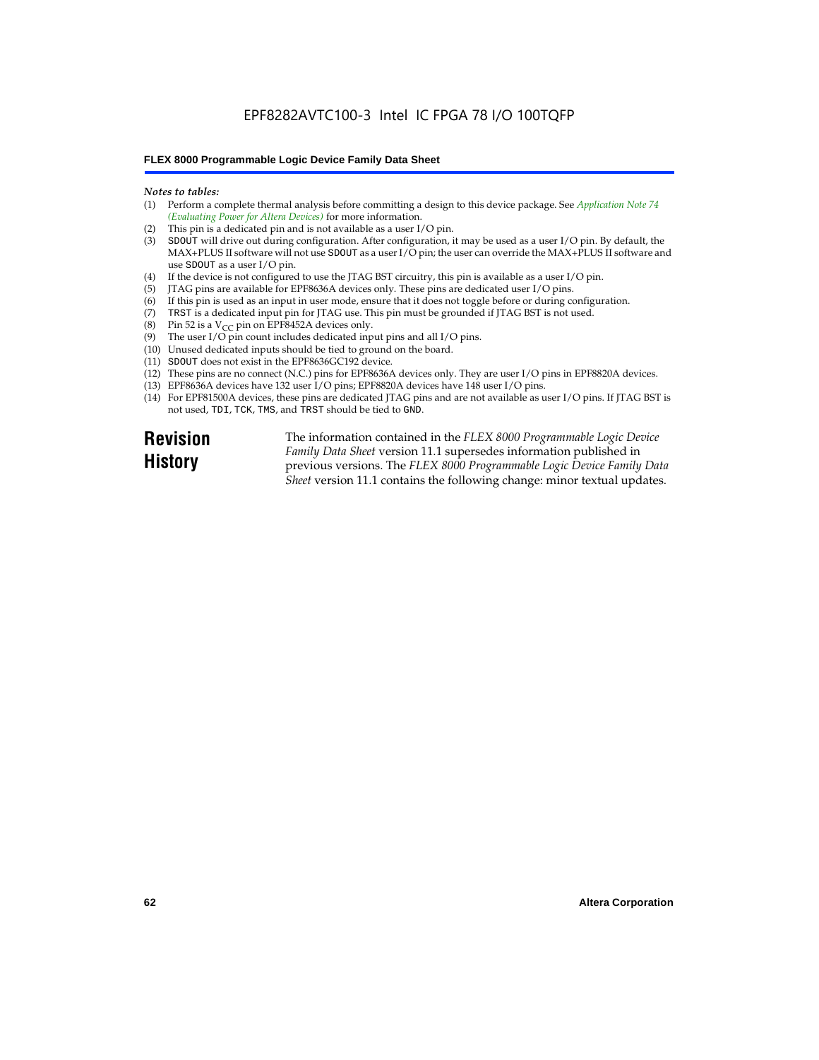*Notes to tables:*

(1) Perform a complete thermal analysis before committing a design to this device package. See *Application Note 74 (Evaluating Power for Altera Devices)* for more information.
(2) This pin is a dedicated pin and is not available as a user I/O pin.
(3) SDOUT will drive out during configuration. After configuration, it may be used as a user I/O pin. By default, the MAX+PLUS II software will not use SDOUT as a user I/O pin; the user can override the MAX+PLUS II software and use SDOUT as a user I/O pin.
(4) If the device is not configured to use the JTAG BST circuitry, this pin is available as a user I/O pin.
(5) JTAG pins are available for EPF8636A devices only. These pins are dedicated user I/O pins.
(6) If this pin is used as an input in user mode, ensure that it does not toggle before or during configuration.
(7) TRST is a dedicated input pin for JTAG use. This pin must be grounded if JTAG BST is not used.
(8) Pin 52 is a $V_{CC}$ pin on EPF8452A devices only.
(9) The user I/O pin count includes dedicated input pins and all I/O pins.
(10) Unused dedicated inputs should be tied to ground on the board.
(11) SDOUT does not exist in the EPF8636GC192 device.
(12) These pins are no connect (N.C.) pins for EPF8636A devices only. They are user I/O pins in EPF8820A devices.
(13) EPF8636A devices have 132 user I/O pins; EPF8820A devices have 148 user I/O pins.
(14) For EPF81500A devices, these pins are dedicated JTAG pins and are not available as user I/O pins. If JTAG BST is not used, TDI, TCK, TMS, and TRST should be tied to GND.

## Revision History

The information contained in the *FLEX 8000 Programmable Logic Device Family Data Sheet* version 11.1 supersedes information published in previous versions. The *FLEX 8000 Programmable Logic Device Family Data Sheet* version 11.1 contains the following change: minor textual updates.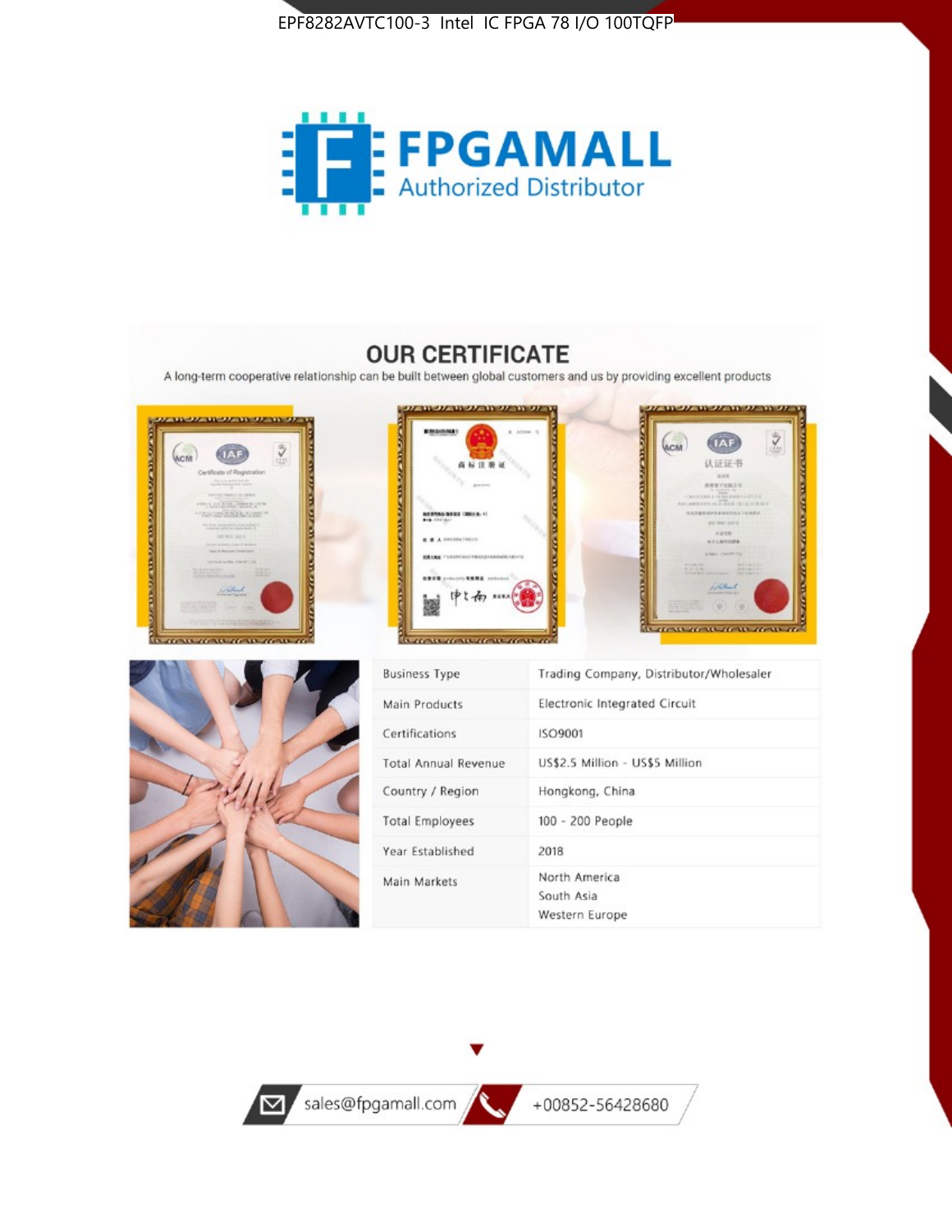FPGAMALL

Authorized Distributor

## OUR CERTIFICATE

A long-term cooperative relationship can be built between global customers and us by providing excellent products

| | |
|---|---|
| Business Type | Trading Company, Distributor/Wholesaler |
| Main Products | Electronic Integrated Circuit |
| Certifications | ISO9001 |
| Total Annual Revenue | US$2.5 Million - US$5 Million |
| Country / Region | Hongkong, China |
| Total Employees | 100 - 200 People |
| Year Established | 2018 |
| Main Markets | North America<br>South Asia<br>Western Europe |

sales@fpgamall.com

+00852-56428680